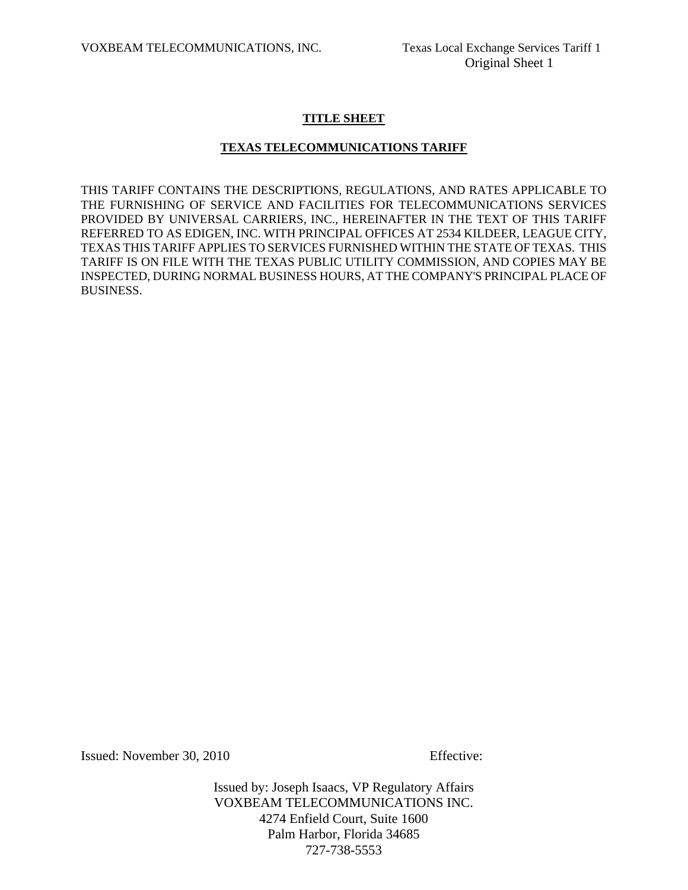## TITLE SHEET

## TEXAS TELECOMMUNICATIONS TARIFF

THIS TARIFF CONTAINS THE DESCRIPTIONS, REGULATIONS, AND RATES APPLICABLE TO THE FURNISHING OF SERVICE AND FACILITIES FOR TELECOMMUNICATIONS SERVICES PROVIDED BY UNIVERSAL CARRIERS, INC., HEREINAFTER IN THE TEXT OF THIS TARIFF REFERRED TO AS EDIGEN, INC. WITH PRINCIPAL OFFICES AT 2534 KILDEER, LEAGUE CITY, TEXAS THIS TARIFF APPLIES TO SERVICES FURNISHED WITHIN THE STATE OF TEXAS. THIS TARIFF IS ON FILE WITH THE TEXAS PUBLIC UTILITY COMMISSION, AND COPIES MAY BE INSPECTED, DURING NORMAL BUSINESS HOURS, AT THE COMPANY'S PRINCIPAL PLACE OF BUSINESS.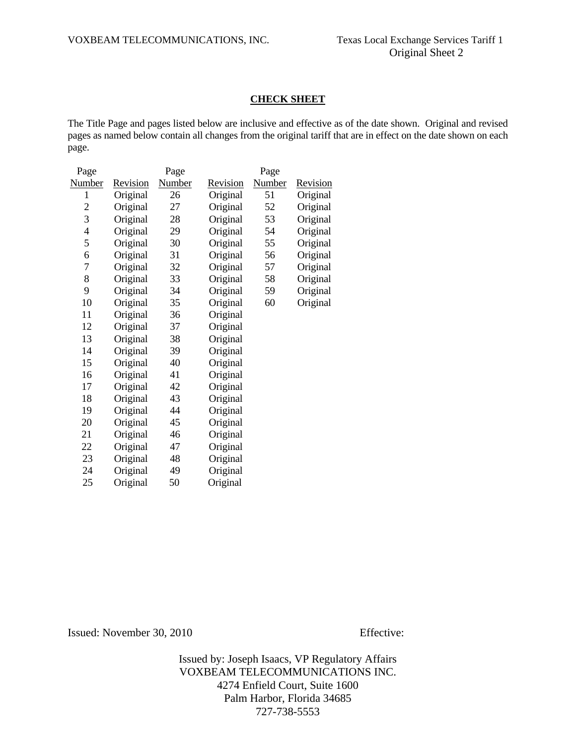## CHECK SHEET

The Title Page and pages listed below are inclusive and effective as of the date shown. Original and revised pages as named below contain all changes from the original tariff that are in effect on the date shown on each page.

| Page Number | Revision | Page Number | Revision | Page Number | Revision |
|---|---|---|---|---|---|
| 1 | Original | 26 | Original | 51 | Original |
| 2 | Original | 27 | Original | 52 | Original |
| 3 | Original | 28 | Original | 53 | Original |
| 4 | Original | 29 | Original | 54 | Original |
| 5 | Original | 30 | Original | 55 | Original |
| 6 | Original | 31 | Original | 56 | Original |
| 7 | Original | 32 | Original | 57 | Original |
| 8 | Original | 33 | Original | 58 | Original |
| 9 | Original | 34 | Original | 59 | Original |
| 10 | Original | 35 | Original | 60 | Original |
| 11 | Original | 36 | Original | | |
| 12 | Original | 37 | Original | | |
| 13 | Original | 38 | Original | | |
| 14 | Original | 39 | Original | | |
| 15 | Original | 40 | Original | | |
| 16 | Original | 41 | Original | | |
| 17 | Original | 42 | Original | | |
| 18 | Original | 43 | Original | | |
| 19 | Original | 44 | Original | | |
| 20 | Original | 45 | Original | | |
| 21 | Original | 46 | Original | | |
| 22 | Original | 47 | Original | | |
| 23 | Original | 48 | Original | | |
| 24 | Original | 49 | Original | | |
| 25 | Original | 50 | Original | | |

Issued: November 30, 2010 Effective:

Issued by: Joseph Isaacs, VP Regulatory Affairs
VOXBEAM TELECOMMUNICATIONS INC.
4274 Enfield Court, Suite 1600
Palm Harbor, Florida 34685
727-738-5553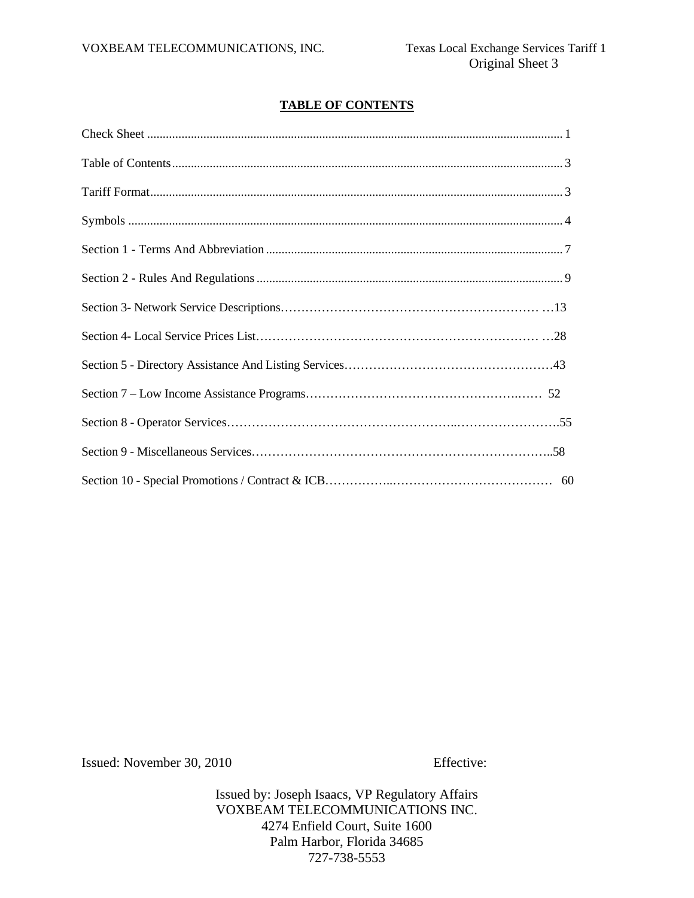## TABLE OF CONTENTS

Check Sheet .......... 1

Table of Contents .......... 3

Tariff Format .......... 3

Symbols .......... 4

Section 1 - Terms And Abbreviation .......... 7

Section 2 - Rules And Regulations .......... 9

Section 3- Network Service Descriptions .......... 13

Section 4- Local Service Prices List .......... 28

Section 5 - Directory Assistance And Listing Services .......... 43

Section 7 – Low Income Assistance Programs .......... 52

Section 8 - Operator Services .......... 55

Section 9 - Miscellaneous Services .......... 58

Section 10 - Special Promotions / Contract & ICB .......... 60

Issued: November 30, 2010 Effective:

Issued by: Joseph Isaacs, VP Regulatory Affairs
VOXBEAM TELECOMMUNICATIONS INC.
4274 Enfield Court, Suite 1600
Palm Harbor, Florida 34685
727-738-5553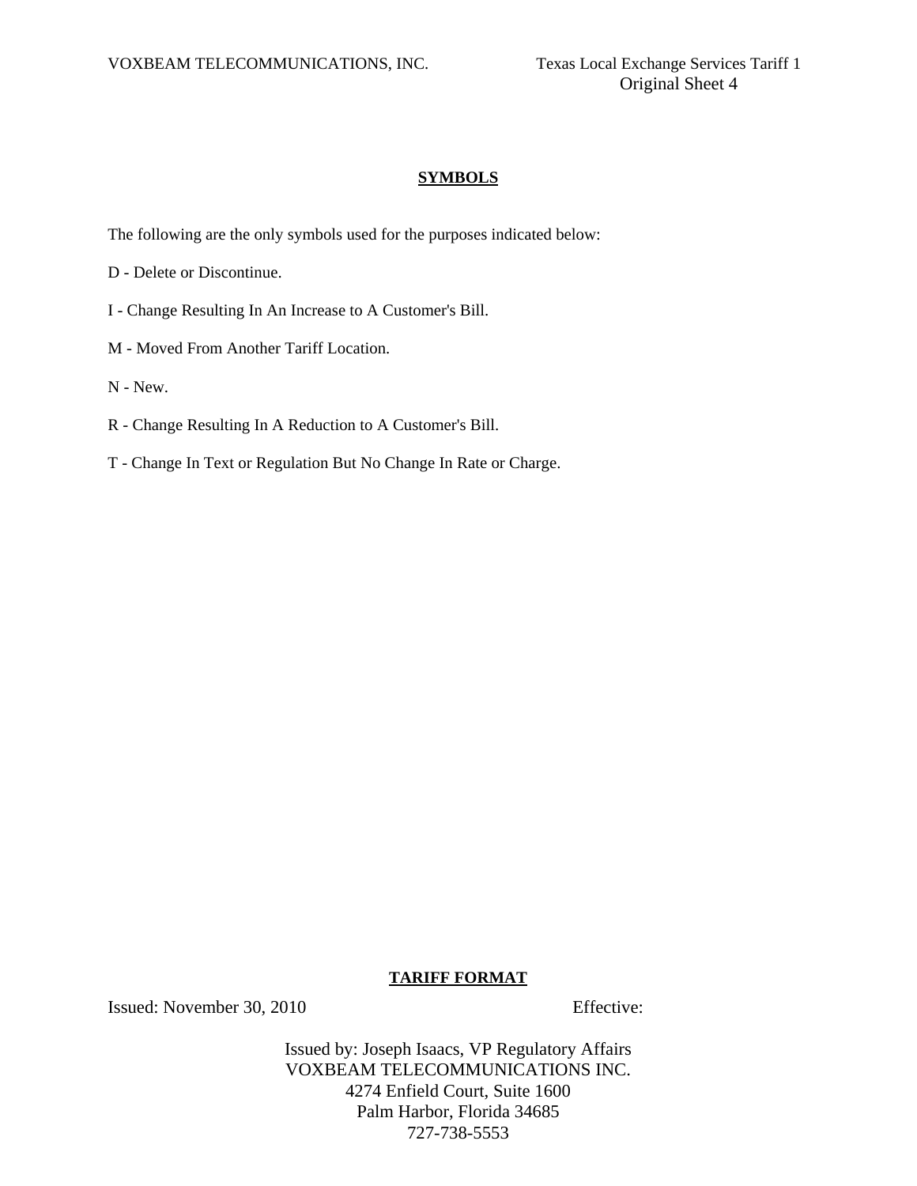## SYMBOLS

The following are the only symbols used for the purposes indicated below:

D - Delete or Discontinue.

I - Change Resulting In An Increase to A Customer's Bill.

M - Moved From Another Tariff Location.

N - New.

R - Change Resulting In A Reduction to A Customer's Bill.

T - Change In Text or Regulation But No Change In Rate or Charge.

## TARIFF FORMAT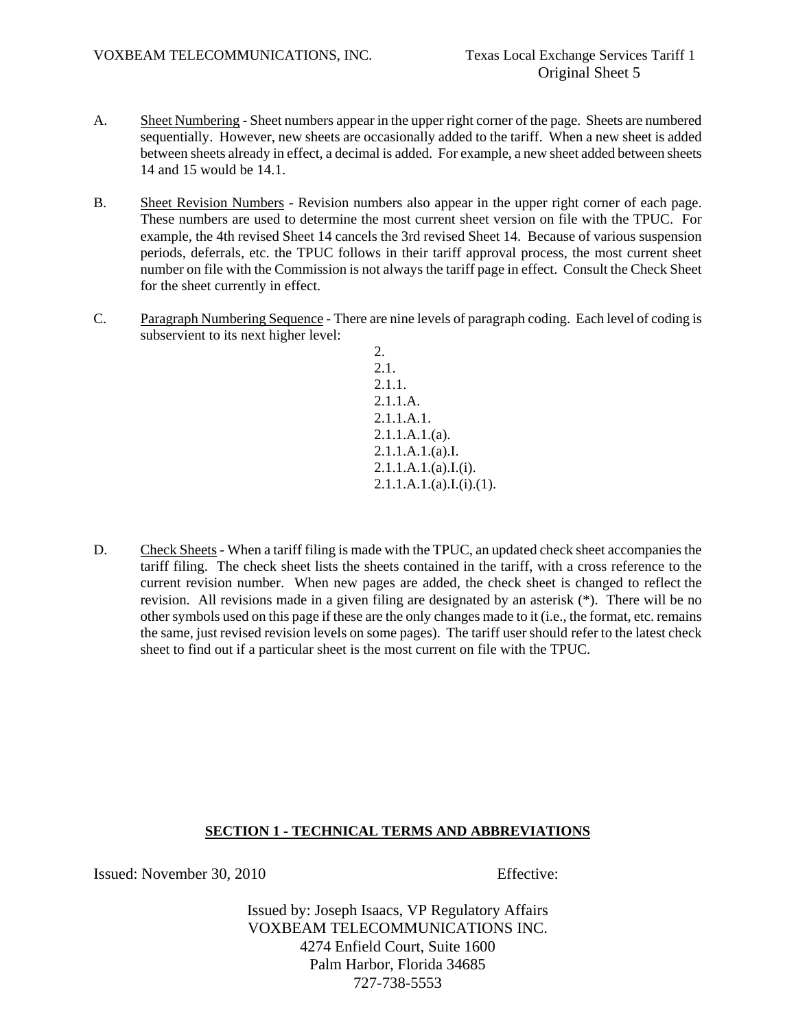A. Sheet Numbering - Sheet numbers appear in the upper right corner of the page. Sheets are numbered sequentially. However, new sheets are occasionally added to the tariff. When a new sheet is added between sheets already in effect, a decimal is added. For example, a new sheet added between sheets 14 and 15 would be 14.1.

B. Sheet Revision Numbers - Revision numbers also appear in the upper right corner of each page. These numbers are used to determine the most current sheet version on file with the TPUC. For example, the 4th revised Sheet 14 cancels the 3rd revised Sheet 14. Because of various suspension periods, deferrals, etc. the TPUC follows in their tariff approval process, the most current sheet number on file with the Commission is not always the tariff page in effect. Consult the Check Sheet for the sheet currently in effect.

C. Paragraph Numbering Sequence - There are nine levels of paragraph coding. Each level of coding is subservient to its next higher level:

2.
2.1.
2.1.1.
2.1.1.A.
2.1.1.A.1.
2.1.1.A.1.(a).
2.1.1.A.1.(a).I.
2.1.1.A.1.(a).I.(i).
2.1.1.A.1.(a).I.(i).(1).

D. Check Sheets - When a tariff filing is made with the TPUC, an updated check sheet accompanies the tariff filing. The check sheet lists the sheets contained in the tariff, with a cross reference to the current revision number. When new pages are added, the check sheet is changed to reflect the revision. All revisions made in a given filing are designated by an asterisk (*). There will be no other symbols used on this page if these are the only changes made to it (i.e., the format, etc. remains the same, just revised revision levels on some pages). The tariff user should refer to the latest check sheet to find out if a particular sheet is the most current on file with the TPUC.

## SECTION 1 - TECHNICAL TERMS AND ABBREVIATIONS

Issued: November 30, 2010 Effective:

Issued by: Joseph Isaacs, VP Regulatory Affairs
VOXBEAM TELECOMMUNICATIONS INC.
4274 Enfield Court, Suite 1600
Palm Harbor, Florida 34685
727-738-5553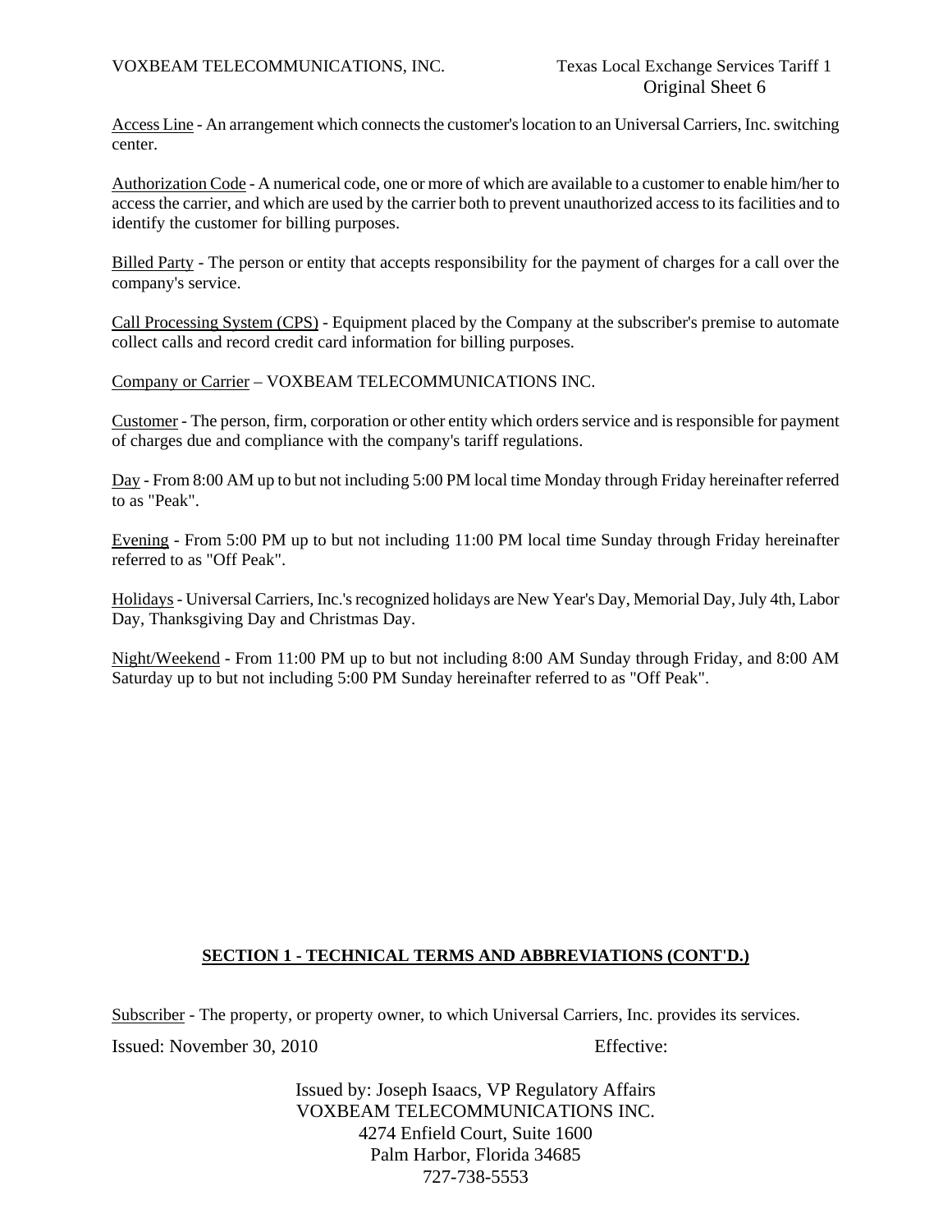Access Line - An arrangement which connects the customer's location to an Universal Carriers, Inc. switching center.

Authorization Code - A numerical code, one or more of which are available to a customer to enable him/her to access the carrier, and which are used by the carrier both to prevent unauthorized access to its facilities and to identify the customer for billing purposes.

Billed Party - The person or entity that accepts responsibility for the payment of charges for a call over the company's service.

Call Processing System (CPS) - Equipment placed by the Company at the subscriber's premise to automate collect calls and record credit card information for billing purposes.

Company or Carrier – VOXBEAM TELECOMMUNICATIONS INC.

Customer - The person, firm, corporation or other entity which orders service and is responsible for payment of charges due and compliance with the company's tariff regulations.

Day - From 8:00 AM up to but not including 5:00 PM local time Monday through Friday hereinafter referred to as "Peak".

Evening - From 5:00 PM up to but not including 11:00 PM local time Sunday through Friday hereinafter referred to as "Off Peak".

Holidays - Universal Carriers, Inc.'s recognized holidays are New Year's Day, Memorial Day, July 4th, Labor Day, Thanksgiving Day and Christmas Day.

Night/Weekend - From 11:00 PM up to but not including 8:00 AM Sunday through Friday, and 8:00 AM Saturday up to but not including 5:00 PM Sunday hereinafter referred to as "Off Peak".

**SECTION 1 - TECHNICAL TERMS AND ABBREVIATIONS (CONT'D.)**

Subscriber - The property, or property owner, to which Universal Carriers, Inc. provides its services.

Issued: November 30, 2010 Effective:

Issued by: Joseph Isaacs, VP Regulatory Affairs
VOXBEAM TELECOMMUNICATIONS INC.
4274 Enfield Court, Suite 1600
Palm Harbor, Florida 34685
727-738-5553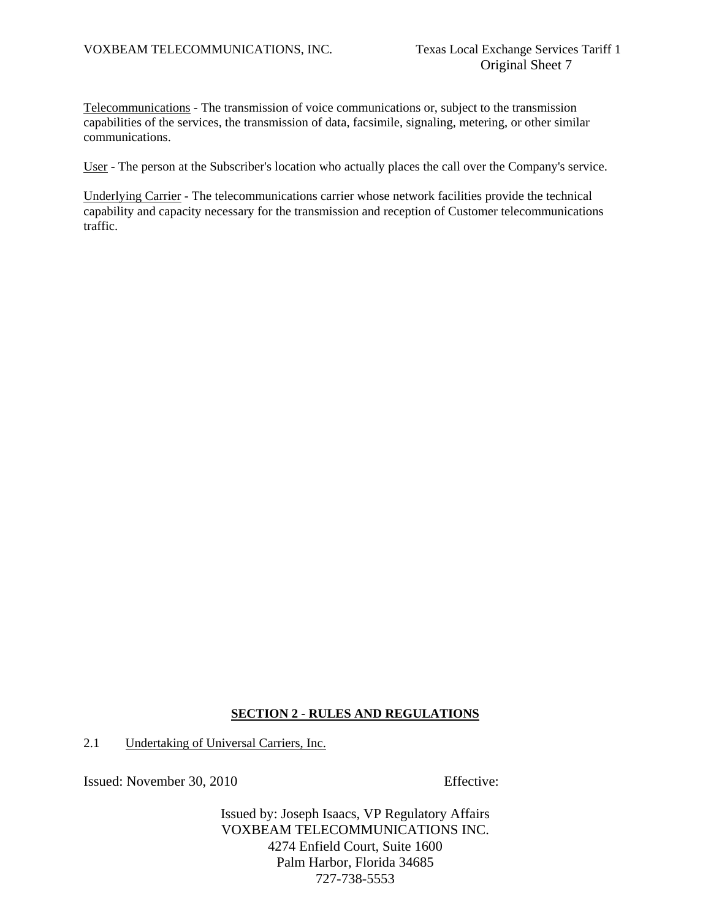Telecommunications - The transmission of voice communications or, subject to the transmission capabilities of the services, the transmission of data, facsimile, signaling, metering, or other similar communications.

User - The person at the Subscriber's location who actually places the call over the Company's service.

Underlying Carrier - The telecommunications carrier whose network facilities provide the technical capability and capacity necessary for the transmission and reception of Customer telecommunications traffic.

## SECTION 2 - RULES AND REGULATIONS

2.1 Undertaking of Universal Carriers, Inc.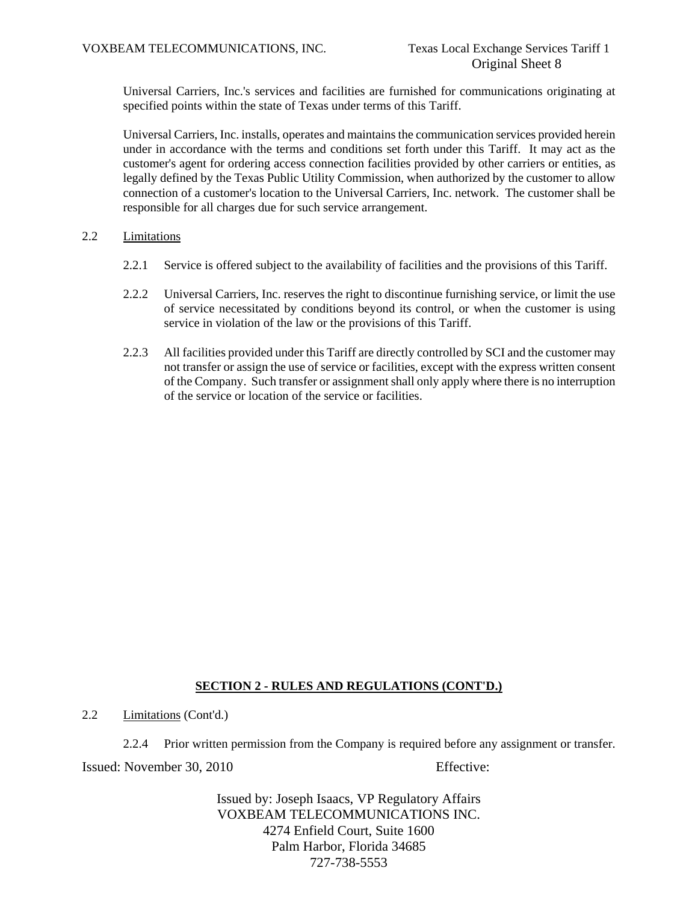Universal Carriers, Inc.'s services and facilities are furnished for communications originating at specified points within the state of Texas under terms of this Tariff.

Universal Carriers, Inc. installs, operates and maintains the communication services provided herein under in accordance with the terms and conditions set forth under this Tariff. It may act as the customer's agent for ordering access connection facilities provided by other carriers or entities, as legally defined by the Texas Public Utility Commission, when authorized by the customer to allow connection of a customer's location to the Universal Carriers, Inc. network. The customer shall be responsible for all charges due for such service arrangement.

2.2 Limitations

2.2.1 Service is offered subject to the availability of facilities and the provisions of this Tariff.

2.2.2 Universal Carriers, Inc. reserves the right to discontinue furnishing service, or limit the use of service necessitated by conditions beyond its control, or when the customer is using service in violation of the law or the provisions of this Tariff.

2.2.3 All facilities provided under this Tariff are directly controlled by SCI and the customer may not transfer or assign the use of service or facilities, except with the express written consent of the Company. Such transfer or assignment shall only apply where there is no interruption of the service or location of the service or facilities.

**SECTION 2 - RULES AND REGULATIONS (CONT'D.)**

2.2 Limitations (Cont'd.)

2.2.4 Prior written permission from the Company is required before any assignment or transfer.

Issued: November 30, 2010 Effective:

Issued by: Joseph Isaacs, VP Regulatory Affairs
VOXBEAM TELECOMMUNICATIONS INC.
4274 Enfield Court, Suite 1600
Palm Harbor, Florida 34685
727-738-5553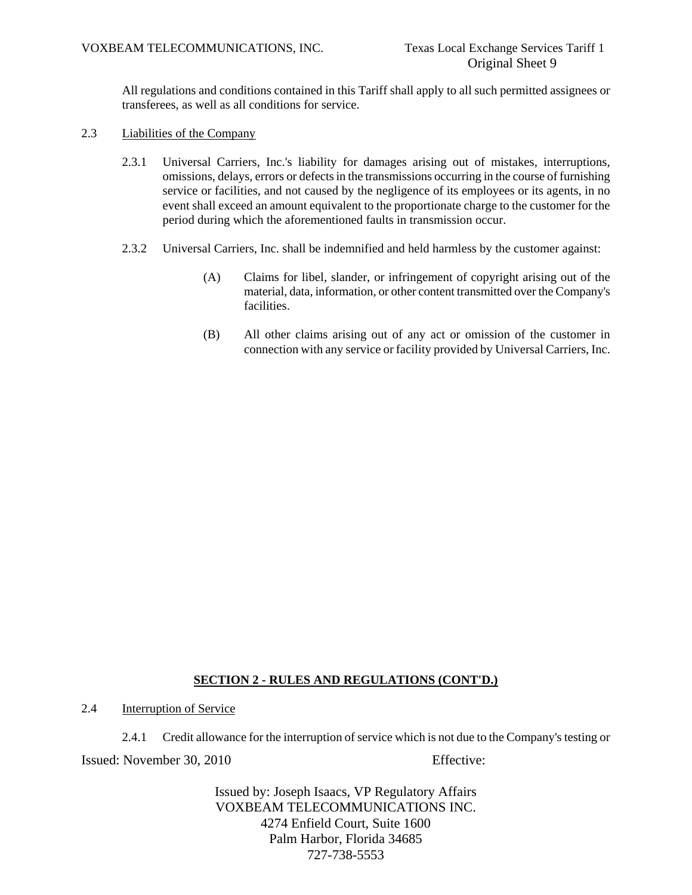All regulations and conditions contained in this Tariff shall apply to all such permitted assignees or transferees, as well as all conditions for service.

2.3 Liabilities of the Company

2.3.1 Universal Carriers, Inc.'s liability for damages arising out of mistakes, interruptions, omissions, delays, errors or defects in the transmissions occurring in the course of furnishing service or facilities, and not caused by the negligence of its employees or its agents, in no event shall exceed an amount equivalent to the proportionate charge to the customer for the period during which the aforementioned faults in transmission occur.

2.3.2 Universal Carriers, Inc. shall be indemnified and held harmless by the customer against:

(A) Claims for libel, slander, or infringement of copyright arising out of the material, data, information, or other content transmitted over the Company's facilities.

(B) All other claims arising out of any act or omission of the customer in connection with any service or facility provided by Universal Carriers, Inc.

**SECTION 2 - RULES AND REGULATIONS (CONT'D.)**

2.4 Interruption of Service

2.4.1 Credit allowance for the interruption of service which is not due to the Company's testing or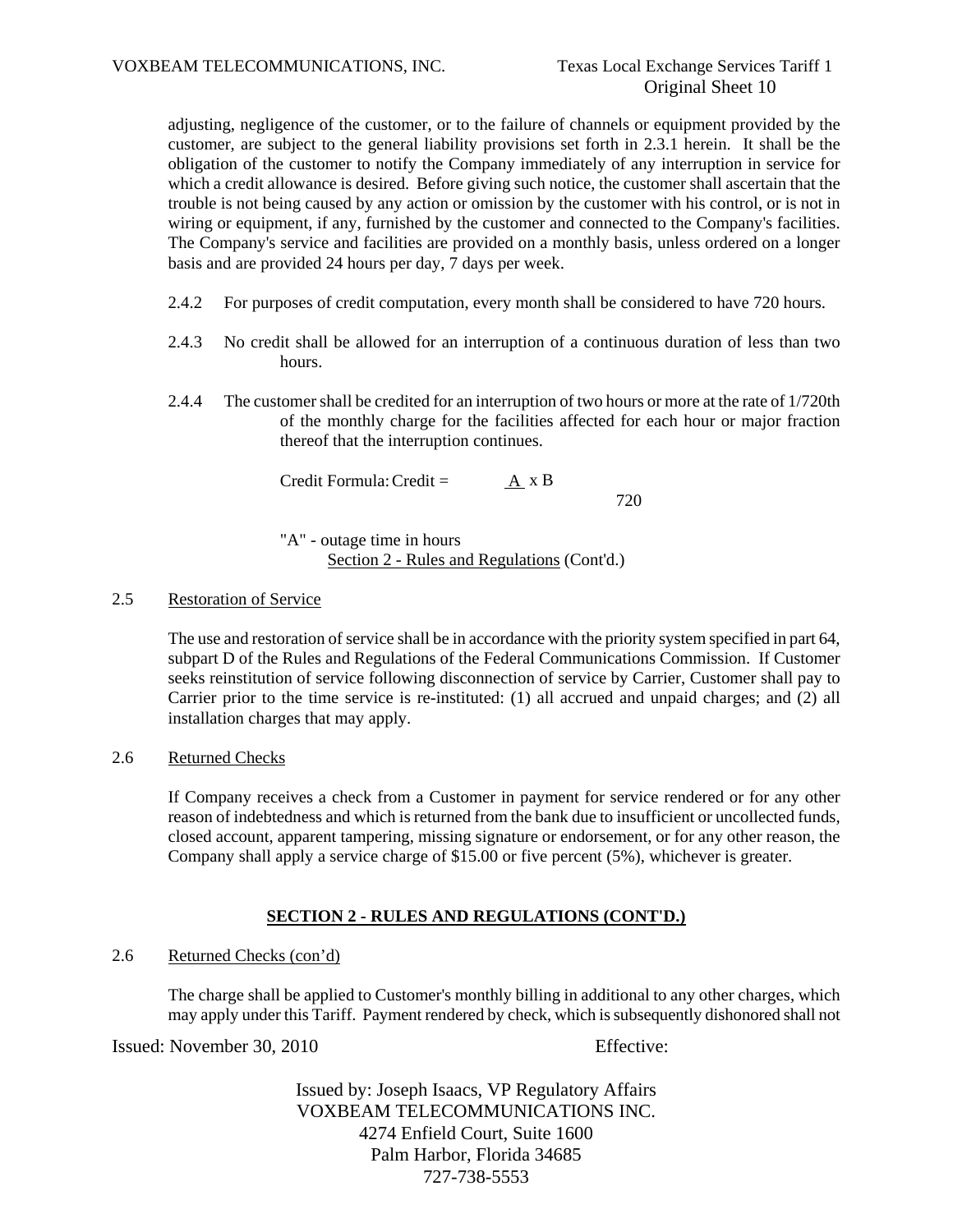adjusting, negligence of the customer, or to the failure of channels or equipment provided by the customer, are subject to the general liability provisions set forth in 2.3.1 herein. It shall be the obligation of the customer to notify the Company immediately of any interruption in service for which a credit allowance is desired. Before giving such notice, the customer shall ascertain that the trouble is not being caused by any action or omission by the customer with his control, or is not in wiring or equipment, if any, furnished by the customer and connected to the Company's facilities. The Company's service and facilities are provided on a monthly basis, unless ordered on a longer basis and are provided 24 hours per day, 7 days per week.

2.4.2 For purposes of credit computation, every month shall be considered to have 720 hours.

2.4.3 No credit shall be allowed for an interruption of a continuous duration of less than two hours.

2.4.4 The customer shall be credited for an interruption of two hours or more at the rate of 1/720th of the monthly charge for the facilities affected for each hour or major fraction thereof that the interruption continues.

Credit Formula: $\text{Credit} = \frac{A}{720} \times B$

"A" - outage time in hours

Section 2 - Rules and Regulations (Cont'd.)

## 2.5 Restoration of Service

The use and restoration of service shall be in accordance with the priority system specified in part 64, subpart D of the Rules and Regulations of the Federal Communications Commission. If Customer seeks reinstitution of service following disconnection of service by Carrier, Customer shall pay to Carrier prior to the time service is re-instituted: (1) all accrued and unpaid charges; and (2) all installation charges that may apply.

## 2.6 Returned Checks

If Company receives a check from a Customer in payment for service rendered or for any other reason of indebtedness and which is returned from the bank due to insufficient or uncollected funds, closed account, apparent tampering, missing signature or endorsement, or for any other reason, the Company shall apply a service charge of $15.00 or five percent (5%), whichever is greater.

**SECTION 2 - RULES AND REGULATIONS (CONT'D.)**

## 2.6 Returned Checks (con'd)

The charge shall be applied to Customer's monthly billing in additional to any other charges, which may apply under this Tariff. Payment rendered by check, which is subsequently dishonored shall not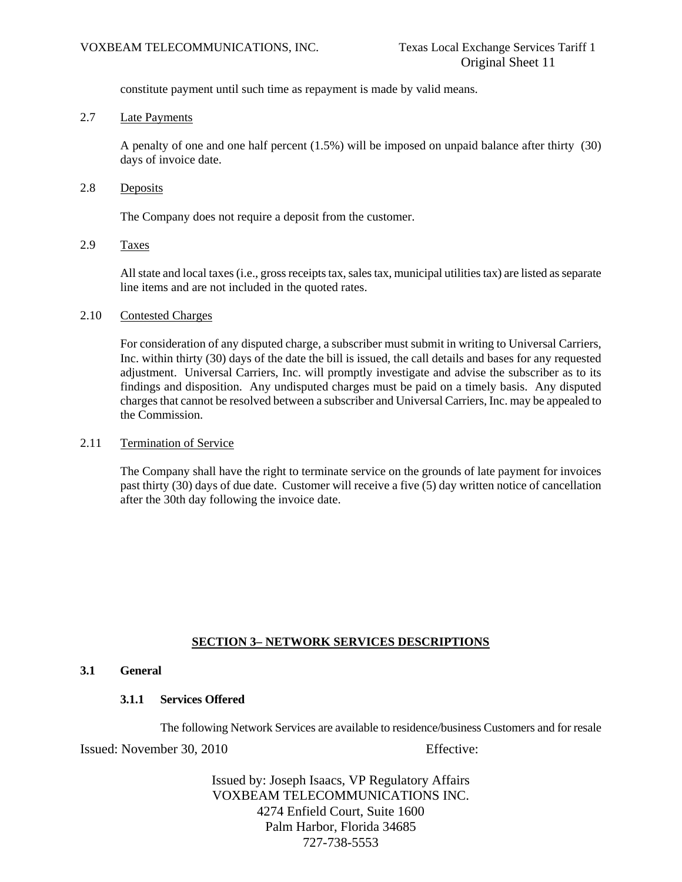constitute payment until such time as repayment is made by valid means.

2.7 Late Payments

A penalty of one and one half percent (1.5%) will be imposed on unpaid balance after thirty (30) days of invoice date.

2.8 Deposits

The Company does not require a deposit from the customer.

2.9 Taxes

All state and local taxes (i.e., gross receipts tax, sales tax, municipal utilities tax) are listed as separate line items and are not included in the quoted rates.

2.10 Contested Charges

For consideration of any disputed charge, a subscriber must submit in writing to Universal Carriers, Inc. within thirty (30) days of the date the bill is issued, the call details and bases for any requested adjustment. Universal Carriers, Inc. will promptly investigate and advise the subscriber as to its findings and disposition. Any undisputed charges must be paid on a timely basis. Any disputed charges that cannot be resolved between a subscriber and Universal Carriers, Inc. may be appealed to the Commission.

2.11 Termination of Service

The Company shall have the right to terminate service on the grounds of late payment for invoices past thirty (30) days of due date. Customer will receive a five (5) day written notice of cancellation after the 30th day following the invoice date.

## SECTION 3– NETWORK SERVICES DESCRIPTIONS

**3.1 General**

**3.1.1 Services Offered**

The following Network Services are available to residence/business Customers and for resale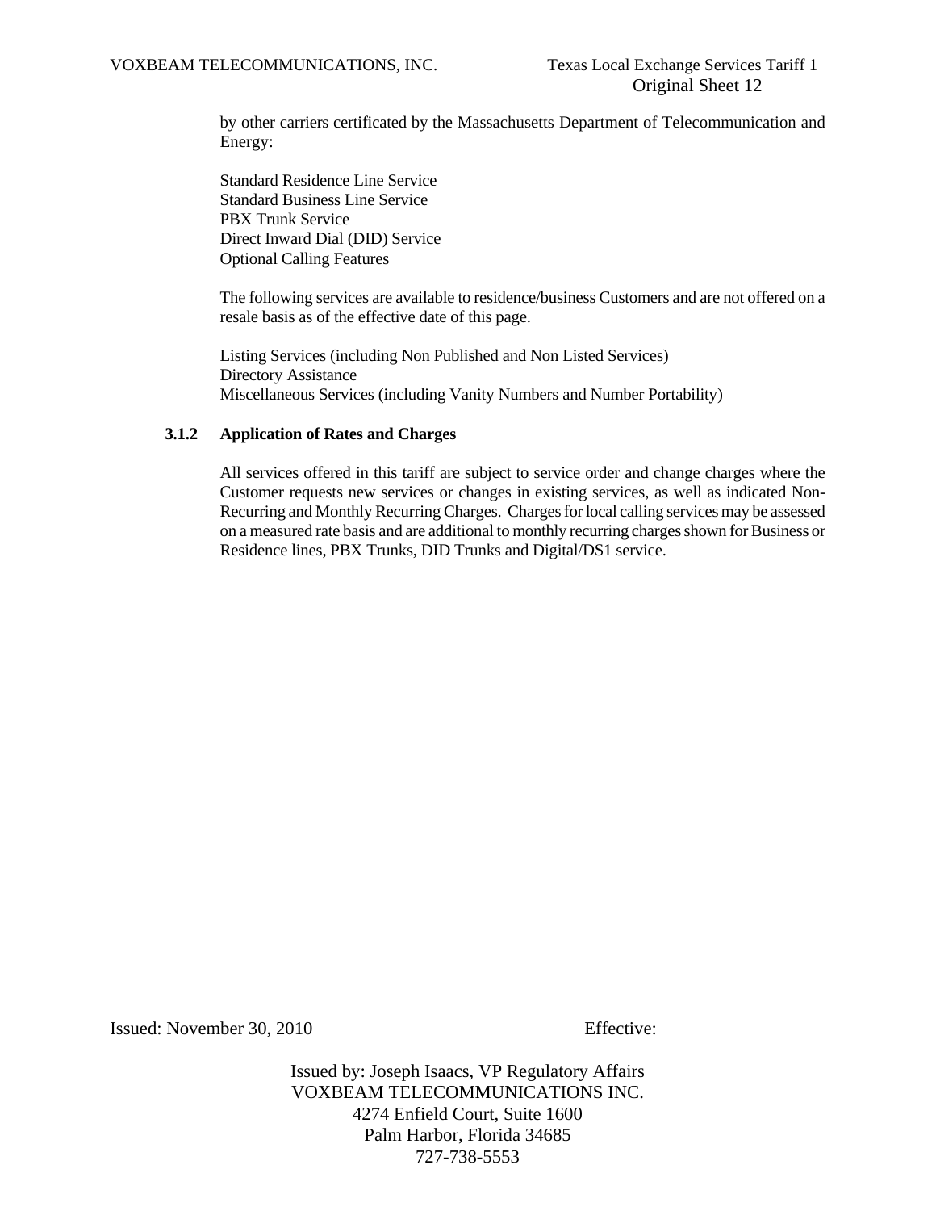by other carriers certificated by the Massachusetts Department of Telecommunication and Energy:

Standard Residence Line Service
Standard Business Line Service
PBX Trunk Service
Direct Inward Dial (DID) Service
Optional Calling Features

The following services are available to residence/business Customers and are not offered on a resale basis as of the effective date of this page.

Listing Services (including Non Published and Non Listed Services)
Directory Assistance
Miscellaneous Services (including Vanity Numbers and Number Portability)

### 3.1.2 Application of Rates and Charges

All services offered in this tariff are subject to service order and change charges where the Customer requests new services or changes in existing services, as well as indicated Non-Recurring and Monthly Recurring Charges. Charges for local calling services may be assessed on a measured rate basis and are additional to monthly recurring charges shown for Business or Residence lines, PBX Trunks, DID Trunks and Digital/DS1 service.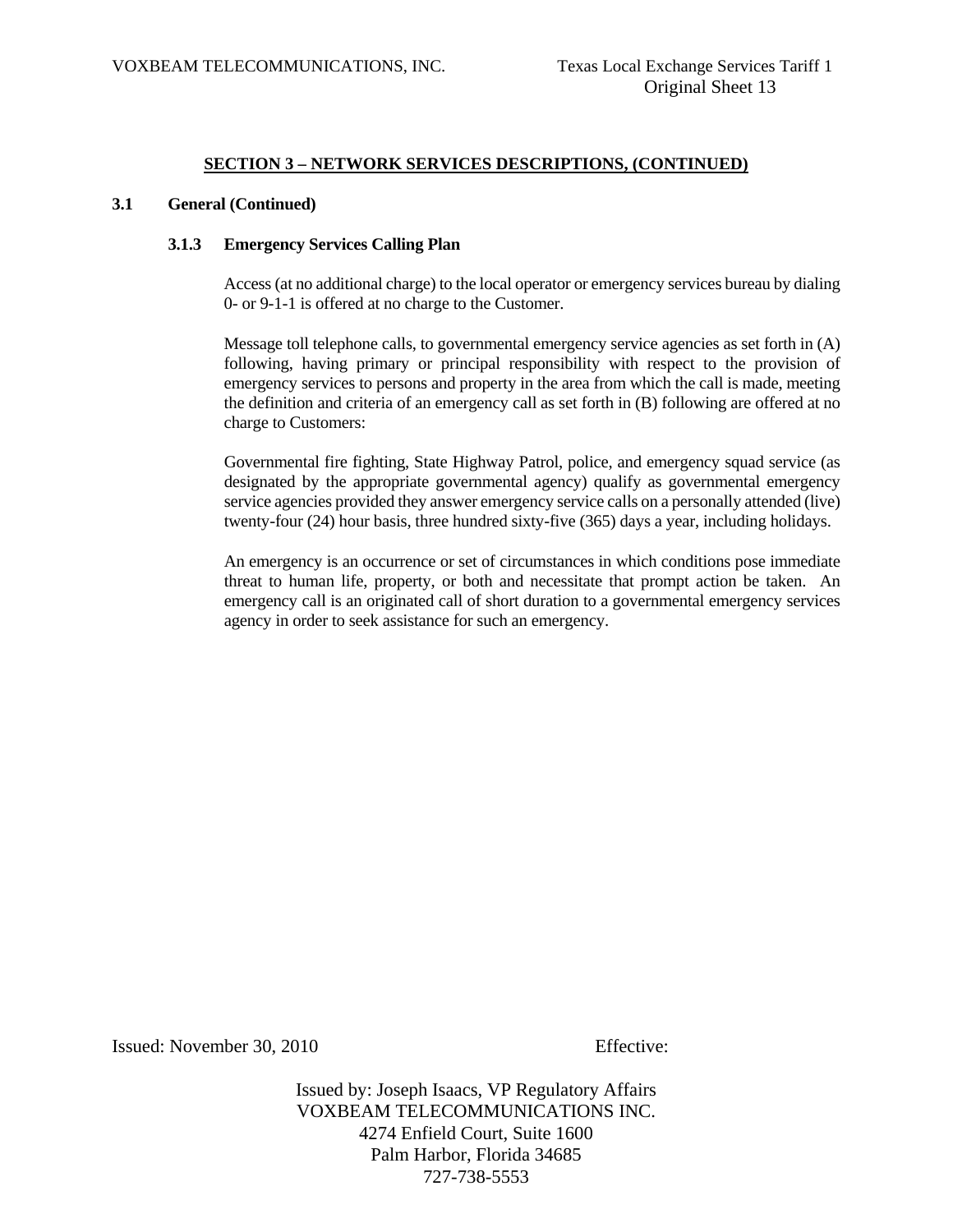## SECTION 3 – NETWORK SERVICES DESCRIPTIONS, (CONTINUED)

### 3.1 General (Continued)

#### 3.1.3 Emergency Services Calling Plan

Access (at no additional charge) to the local operator or emergency services bureau by dialing 0- or 9-1-1 is offered at no charge to the Customer.

Message toll telephone calls, to governmental emergency service agencies as set forth in (A) following, having primary or principal responsibility with respect to the provision of emergency services to persons and property in the area from which the call is made, meeting the definition and criteria of an emergency call as set forth in (B) following are offered at no charge to Customers:

Governmental fire fighting, State Highway Patrol, police, and emergency squad service (as designated by the appropriate governmental agency) qualify as governmental emergency service agencies provided they answer emergency service calls on a personally attended (live) twenty-four (24) hour basis, three hundred sixty-five (365) days a year, including holidays.

An emergency is an occurrence or set of circumstances in which conditions pose immediate threat to human life, property, or both and necessitate that prompt action be taken. An emergency call is an originated call of short duration to a governmental emergency services agency in order to seek assistance for such an emergency.

Issued: November 30, 2010 Effective:

Issued by: Joseph Isaacs, VP Regulatory Affairs
VOXBEAM TELECOMMUNICATIONS INC.
4274 Enfield Court, Suite 1600
Palm Harbor, Florida 34685
727-738-5553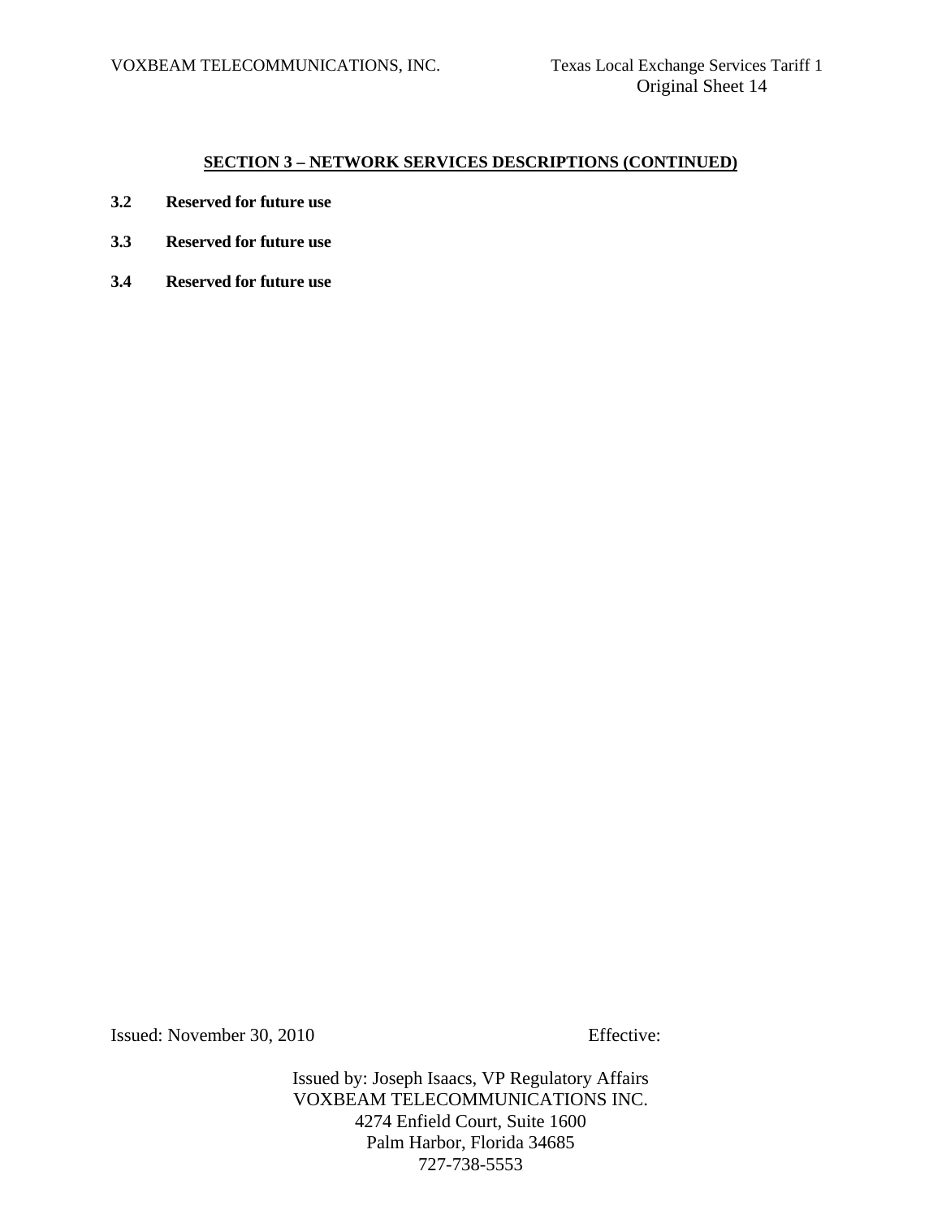## SECTION 3 – NETWORK SERVICES DESCRIPTIONS (CONTINUED)

**3.2 Reserved for future use**

**3.3 Reserved for future use**

**3.4 Reserved for future use**

Issued: November 30, 2010 Effective:

Issued by: Joseph Isaacs, VP Regulatory Affairs
VOXBEAM TELECOMMUNICATIONS INC.
4274 Enfield Court, Suite 1600
Palm Harbor, Florida 34685
727-738-5553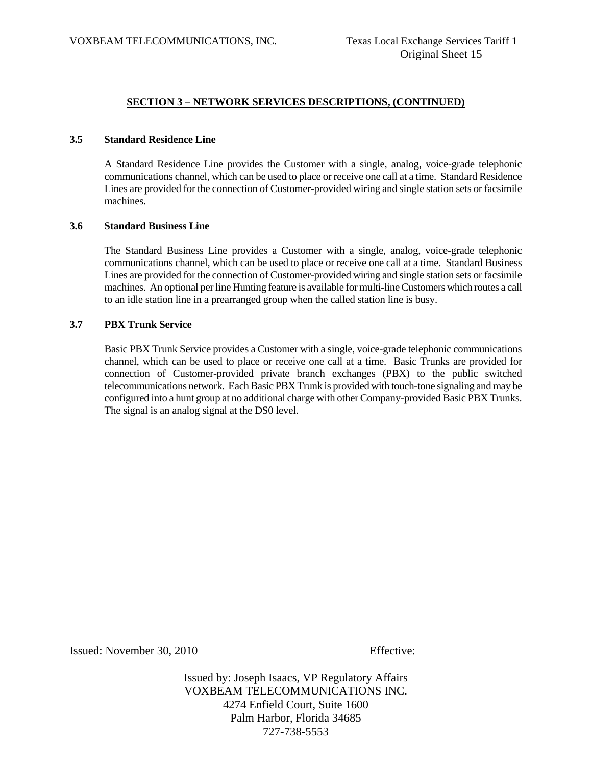## SECTION 3 – NETWORK SERVICES DESCRIPTIONS, (CONTINUED)

### 3.5 Standard Residence Line

A Standard Residence Line provides the Customer with a single, analog, voice-grade telephonic communications channel, which can be used to place or receive one call at a time. Standard Residence Lines are provided for the connection of Customer-provided wiring and single station sets or facsimile machines.

### 3.6 Standard Business Line

The Standard Business Line provides a Customer with a single, analog, voice-grade telephonic communications channel, which can be used to place or receive one call at a time. Standard Business Lines are provided for the connection of Customer-provided wiring and single station sets or facsimile machines. An optional per line Hunting feature is available for multi-line Customers which routes a call to an idle station line in a prearranged group when the called station line is busy.

### 3.7 PBX Trunk Service

Basic PBX Trunk Service provides a Customer with a single, voice-grade telephonic communications channel, which can be used to place or receive one call at a time. Basic Trunks are provided for connection of Customer-provided private branch exchanges (PBX) to the public switched telecommunications network. Each Basic PBX Trunk is provided with touch-tone signaling and may be configured into a hunt group at no additional charge with other Company-provided Basic PBX Trunks. The signal is an analog signal at the DS0 level.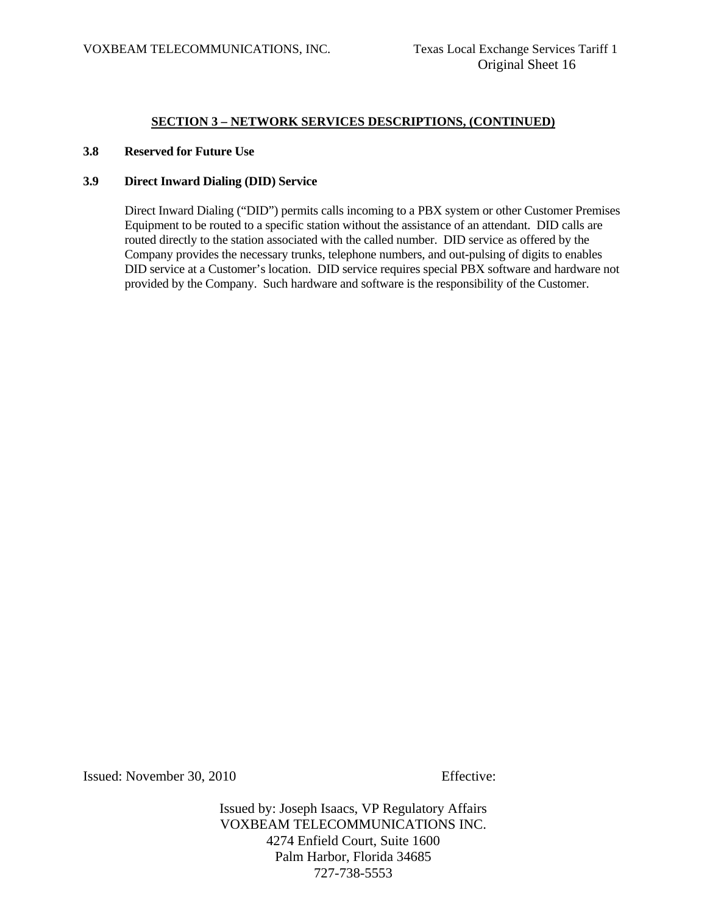## SECTION 3 – NETWORK SERVICES DESCRIPTIONS, (CONTINUED)

### 3.8 Reserved for Future Use

### 3.9 Direct Inward Dialing (DID) Service

Direct Inward Dialing ("DID") permits calls incoming to a PBX system or other Customer Premises Equipment to be routed to a specific station without the assistance of an attendant. DID calls are routed directly to the station associated with the called number. DID service as offered by the Company provides the necessary trunks, telephone numbers, and out-pulsing of digits to enables DID service at a Customer's location. DID service requires special PBX software and hardware not provided by the Company. Such hardware and software is the responsibility of the Customer.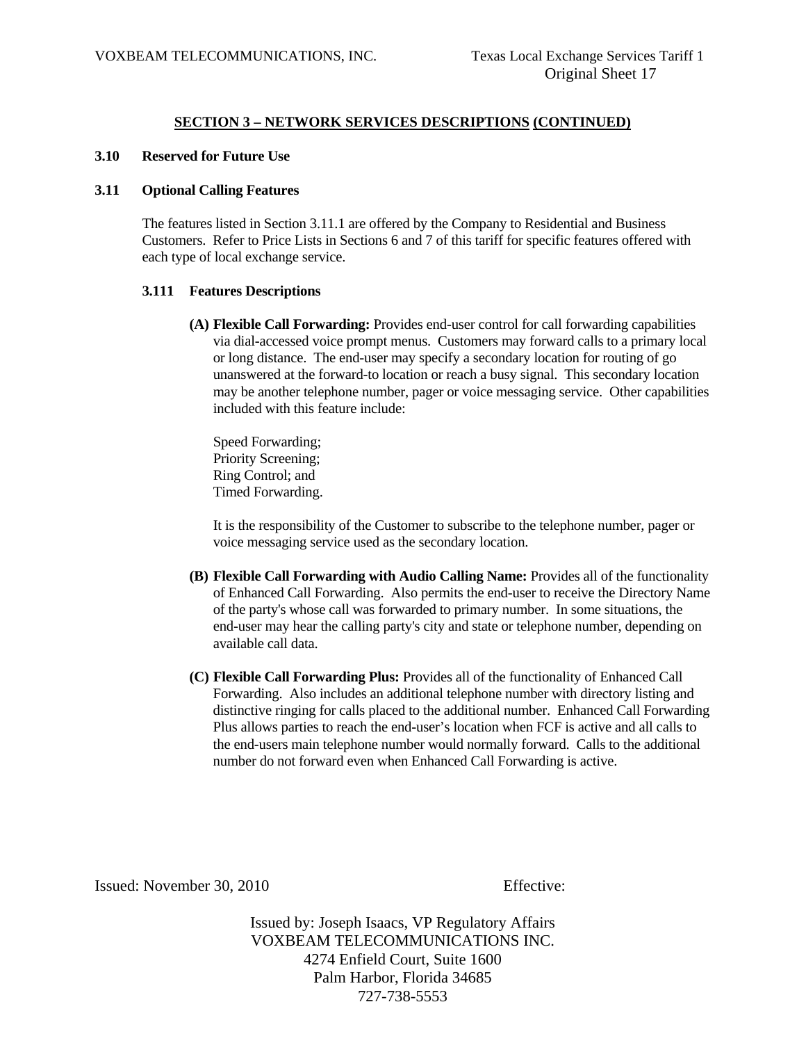## SECTION 3 – NETWORK SERVICES DESCRIPTIONS (CONTINUED)

### 3.10 Reserved for Future Use

### 3.11 Optional Calling Features

The features listed in Section 3.11.1 are offered by the Company to Residential and Business Customers. Refer to Price Lists in Sections 6 and 7 of this tariff for specific features offered with each type of local exchange service.

#### 3.111 Features Descriptions

**(A) Flexible Call Forwarding:** Provides end-user control for call forwarding capabilities via dial-accessed voice prompt menus. Customers may forward calls to a primary local or long distance. The end-user may specify a secondary location for routing of go unanswered at the forward-to location or reach a busy signal. This secondary location may be another telephone number, pager or voice messaging service. Other capabilities included with this feature include:

Speed Forwarding;
Priority Screening;
Ring Control; and
Timed Forwarding.

It is the responsibility of the Customer to subscribe to the telephone number, pager or voice messaging service used as the secondary location.

**(B) Flexible Call Forwarding with Audio Calling Name:** Provides all of the functionality of Enhanced Call Forwarding. Also permits the end-user to receive the Directory Name of the party's whose call was forwarded to primary number. In some situations, the end-user may hear the calling party's city and state or telephone number, depending on available call data.

**(C) Flexible Call Forwarding Plus:** Provides all of the functionality of Enhanced Call Forwarding. Also includes an additional telephone number with directory listing and distinctive ringing for calls placed to the additional number. Enhanced Call Forwarding Plus allows parties to reach the end-user's location when FCF is active and all calls to the end-users main telephone number would normally forward. Calls to the additional number do not forward even when Enhanced Call Forwarding is active.

Issued: November 30, 2010 Effective:

Issued by: Joseph Isaacs, VP Regulatory Affairs
VOXBEAM TELECOMMUNICATIONS INC.
4274 Enfield Court, Suite 1600
Palm Harbor, Florida 34685
727-738-5553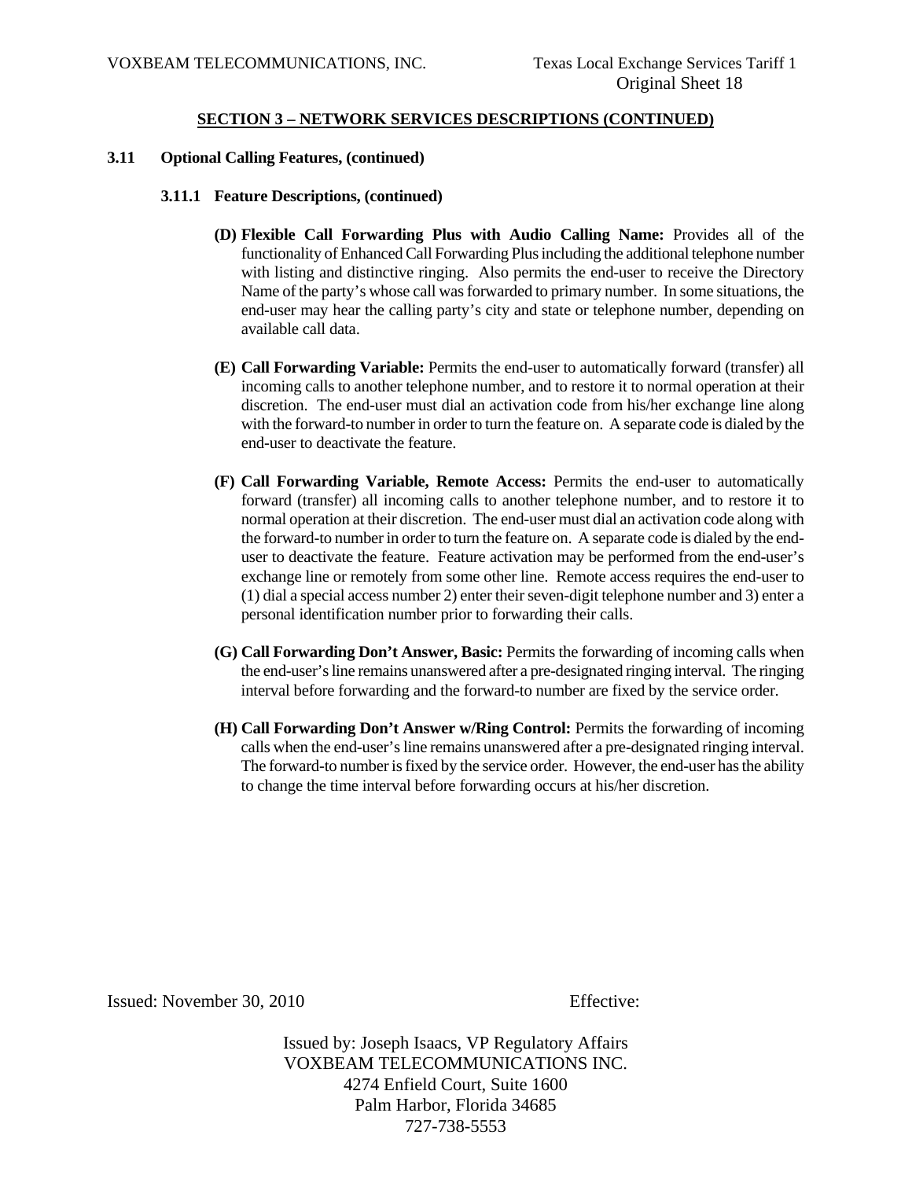**SECTION 3 – NETWORK SERVICES DESCRIPTIONS (CONTINUED)**

**3.11 Optional Calling Features, (continued)**

**3.11.1 Feature Descriptions, (continued)**

**(D) Flexible Call Forwarding Plus with Audio Calling Name:** Provides all of the functionality of Enhanced Call Forwarding Plus including the additional telephone number with listing and distinctive ringing. Also permits the end-user to receive the Directory Name of the party's whose call was forwarded to primary number. In some situations, the end-user may hear the calling party's city and state or telephone number, depending on available call data.

**(E) Call Forwarding Variable:** Permits the end-user to automatically forward (transfer) all incoming calls to another telephone number, and to restore it to normal operation at their discretion. The end-user must dial an activation code from his/her exchange line along with the forward-to number in order to turn the feature on. A separate code is dialed by the end-user to deactivate the feature.

**(F) Call Forwarding Variable, Remote Access:** Permits the end-user to automatically forward (transfer) all incoming calls to another telephone number, and to restore it to normal operation at their discretion. The end-user must dial an activation code along with the forward-to number in order to turn the feature on. A separate code is dialed by the end-user to deactivate the feature. Feature activation may be performed from the end-user's exchange line or remotely from some other line. Remote access requires the end-user to (1) dial a special access number 2) enter their seven-digit telephone number and 3) enter a personal identification number prior to forwarding their calls.

**(G) Call Forwarding Don't Answer, Basic:** Permits the forwarding of incoming calls when the end-user's line remains unanswered after a pre-designated ringing interval. The ringing interval before forwarding and the forward-to number are fixed by the service order.

**(H) Call Forwarding Don't Answer w/Ring Control:** Permits the forwarding of incoming calls when the end-user's line remains unanswered after a pre-designated ringing interval. The forward-to number is fixed by the service order. However, the end-user has the ability to change the time interval before forwarding occurs at his/her discretion.

Issued: November 30, 2010 Effective:

Issued by: Joseph Isaacs, VP Regulatory Affairs
VOXBEAM TELECOMMUNICATIONS INC.
4274 Enfield Court, Suite 1600
Palm Harbor, Florida 34685
727-738-5553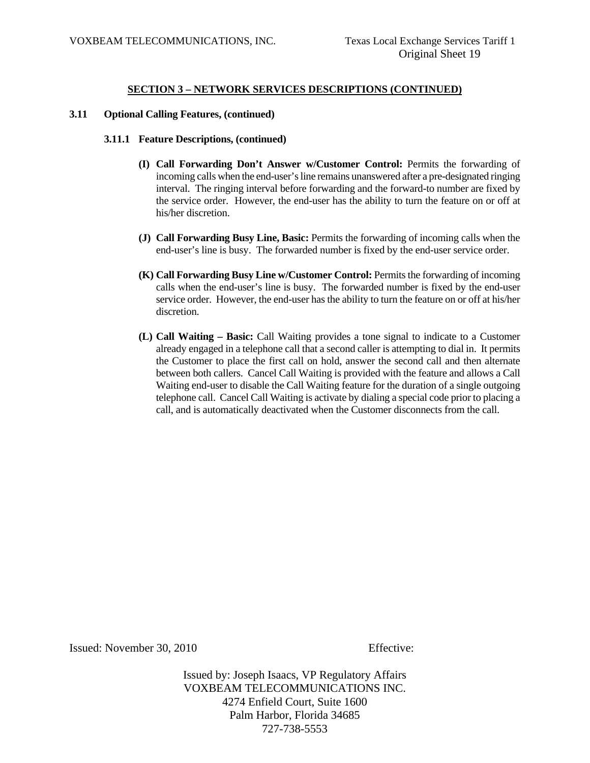## SECTION 3 – NETWORK SERVICES DESCRIPTIONS (CONTINUED)

### 3.11 Optional Calling Features, (continued)

#### 3.11.1 Feature Descriptions, (continued)

**(I) Call Forwarding Don't Answer w/Customer Control:** Permits the forwarding of incoming calls when the end-user's line remains unanswered after a pre-designated ringing interval. The ringing interval before forwarding and the forward-to number are fixed by the service order. However, the end-user has the ability to turn the feature on or off at his/her discretion.

**(J) Call Forwarding Busy Line, Basic:** Permits the forwarding of incoming calls when the end-user's line is busy. The forwarded number is fixed by the end-user service order.

**(K) Call Forwarding Busy Line w/Customer Control:** Permits the forwarding of incoming calls when the end-user's line is busy. The forwarded number is fixed by the end-user service order. However, the end-user has the ability to turn the feature on or off at his/her discretion.

**(L) Call Waiting – Basic:** Call Waiting provides a tone signal to indicate to a Customer already engaged in a telephone call that a second caller is attempting to dial in. It permits the Customer to place the first call on hold, answer the second call and then alternate between both callers. Cancel Call Waiting is provided with the feature and allows a Call Waiting end-user to disable the Call Waiting feature for the duration of a single outgoing telephone call. Cancel Call Waiting is activate by dialing a special code prior to placing a call, and is automatically deactivated when the Customer disconnects from the call.

Issued: November 30, 2010 Effective:

Issued by: Joseph Isaacs, VP Regulatory Affairs
VOXBEAM TELECOMMUNICATIONS INC.
4274 Enfield Court, Suite 1600
Palm Harbor, Florida 34685
727-738-5553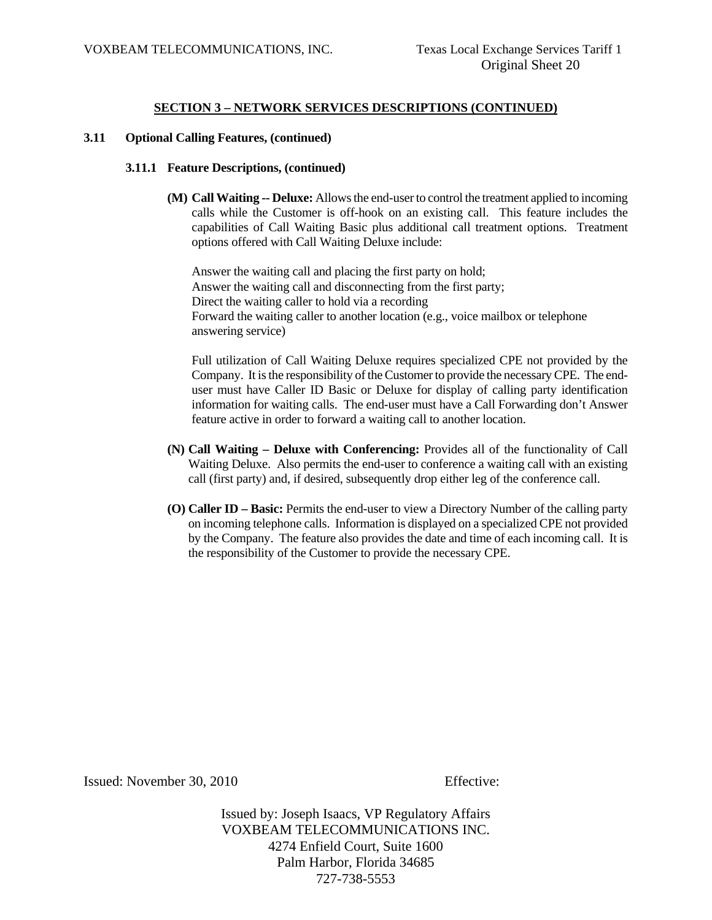## SECTION 3 – NETWORK SERVICES DESCRIPTIONS (CONTINUED)

**3.11 Optional Calling Features, (continued)**

**3.11.1 Feature Descriptions, (continued)**

**(M) Call Waiting -- Deluxe:** Allows the end-user to control the treatment applied to incoming calls while the Customer is off-hook on an existing call. This feature includes the capabilities of Call Waiting Basic plus additional call treatment options. Treatment options offered with Call Waiting Deluxe include:

Answer the waiting call and placing the first party on hold;
Answer the waiting call and disconnecting from the first party;
Direct the waiting caller to hold via a recording
Forward the waiting caller to another location (e.g., voice mailbox or telephone answering service)

Full utilization of Call Waiting Deluxe requires specialized CPE not provided by the Company. It is the responsibility of the Customer to provide the necessary CPE. The end-user must have Caller ID Basic or Deluxe for display of calling party identification information for waiting calls. The end-user must have a Call Forwarding don't Answer feature active in order to forward a waiting call to another location.

**(N) Call Waiting – Deluxe with Conferencing:** Provides all of the functionality of Call Waiting Deluxe. Also permits the end-user to conference a waiting call with an existing call (first party) and, if desired, subsequently drop either leg of the conference call.

**(O) Caller ID – Basic:** Permits the end-user to view a Directory Number of the calling party on incoming telephone calls. Information is displayed on a specialized CPE not provided by the Company. The feature also provides the date and time of each incoming call. It is the responsibility of the Customer to provide the necessary CPE.

Issued: November 30, 2010 Effective:

Issued by: Joseph Isaacs, VP Regulatory Affairs
VOXBEAM TELECOMMUNICATIONS INC.
4274 Enfield Court, Suite 1600
Palm Harbor, Florida 34685
727-738-5553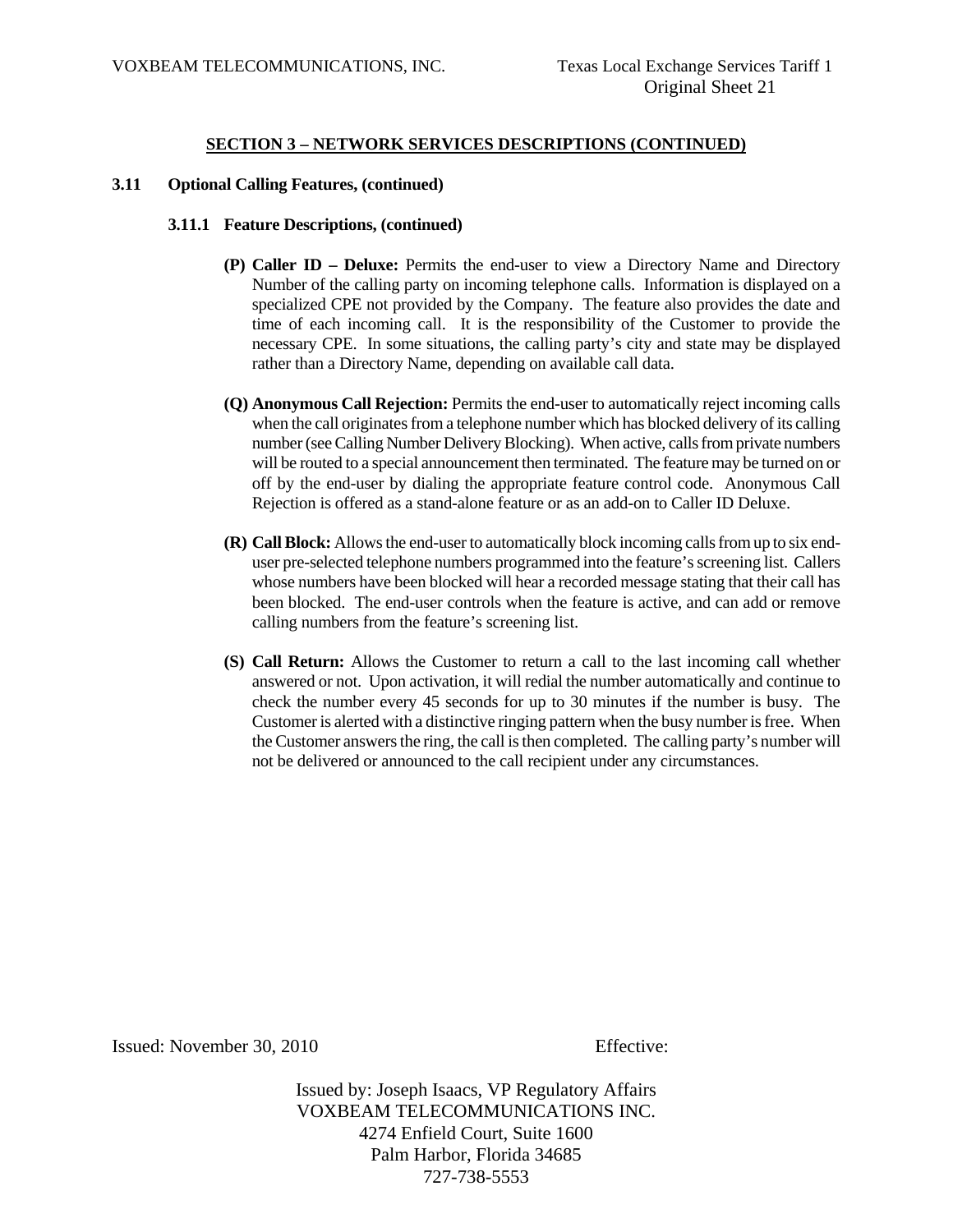## SECTION 3 – NETWORK SERVICES DESCRIPTIONS (CONTINUED)

### 3.11 Optional Calling Features, (continued)

#### 3.11.1 Feature Descriptions, (continued)

**(P) Caller ID – Deluxe:** Permits the end-user to view a Directory Name and Directory Number of the calling party on incoming telephone calls. Information is displayed on a specialized CPE not provided by the Company. The feature also provides the date and time of each incoming call. It is the responsibility of the Customer to provide the necessary CPE. In some situations, the calling party's city and state may be displayed rather than a Directory Name, depending on available call data.

**(Q) Anonymous Call Rejection:** Permits the end-user to automatically reject incoming calls when the call originates from a telephone number which has blocked delivery of its calling number (see Calling Number Delivery Blocking). When active, calls from private numbers will be routed to a special announcement then terminated. The feature may be turned on or off by the end-user by dialing the appropriate feature control code. Anonymous Call Rejection is offered as a stand-alone feature or as an add-on to Caller ID Deluxe.

**(R) Call Block:** Allows the end-user to automatically block incoming calls from up to six end-user pre-selected telephone numbers programmed into the feature's screening list. Callers whose numbers have been blocked will hear a recorded message stating that their call has been blocked. The end-user controls when the feature is active, and can add or remove calling numbers from the feature's screening list.

**(S) Call Return:** Allows the Customer to return a call to the last incoming call whether answered or not. Upon activation, it will redial the number automatically and continue to check the number every 45 seconds for up to 30 minutes if the number is busy. The Customer is alerted with a distinctive ringing pattern when the busy number is free. When the Customer answers the ring, the call is then completed. The calling party's number will not be delivered or announced to the call recipient under any circumstances.

Issued: November 30, 2010 Effective:

Issued by: Joseph Isaacs, VP Regulatory Affairs
VOXBEAM TELECOMMUNICATIONS INC.
4274 Enfield Court, Suite 1600
Palm Harbor, Florida 34685
727-738-5553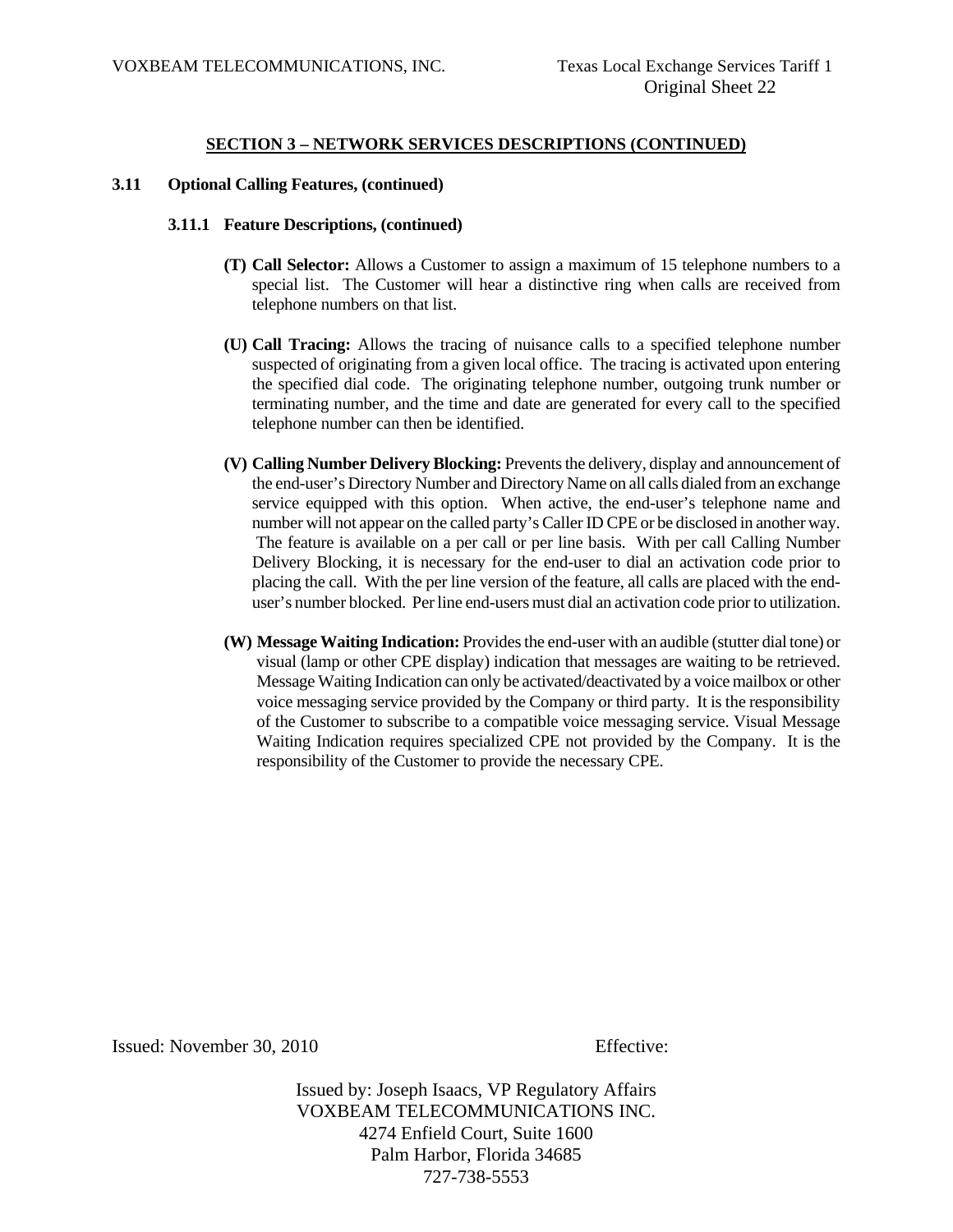## SECTION 3 – NETWORK SERVICES DESCRIPTIONS (CONTINUED)

**3.11 Optional Calling Features, (continued)**

**3.11.1 Feature Descriptions, (continued)**

**(T) Call Selector:** Allows a Customer to assign a maximum of 15 telephone numbers to a special list. The Customer will hear a distinctive ring when calls are received from telephone numbers on that list.

**(U) Call Tracing:** Allows the tracing of nuisance calls to a specified telephone number suspected of originating from a given local office. The tracing is activated upon entering the specified dial code. The originating telephone number, outgoing trunk number or terminating number, and the time and date are generated for every call to the specified telephone number can then be identified.

**(V) Calling Number Delivery Blocking:** Prevents the delivery, display and announcement of the end-user's Directory Number and Directory Name on all calls dialed from an exchange service equipped with this option. When active, the end-user's telephone name and number will not appear on the called party's Caller ID CPE or be disclosed in another way. The feature is available on a per call or per line basis. With per call Calling Number Delivery Blocking, it is necessary for the end-user to dial an activation code prior to placing the call. With the per line version of the feature, all calls are placed with the end-user's number blocked. Per line end-users must dial an activation code prior to utilization.

**(W) Message Waiting Indication:** Provides the end-user with an audible (stutter dial tone) or visual (lamp or other CPE display) indication that messages are waiting to be retrieved. Message Waiting Indication can only be activated/deactivated by a voice mailbox or other voice messaging service provided by the Company or third party. It is the responsibility of the Customer to subscribe to a compatible voice messaging service. Visual Message Waiting Indication requires specialized CPE not provided by the Company. It is the responsibility of the Customer to provide the necessary CPE.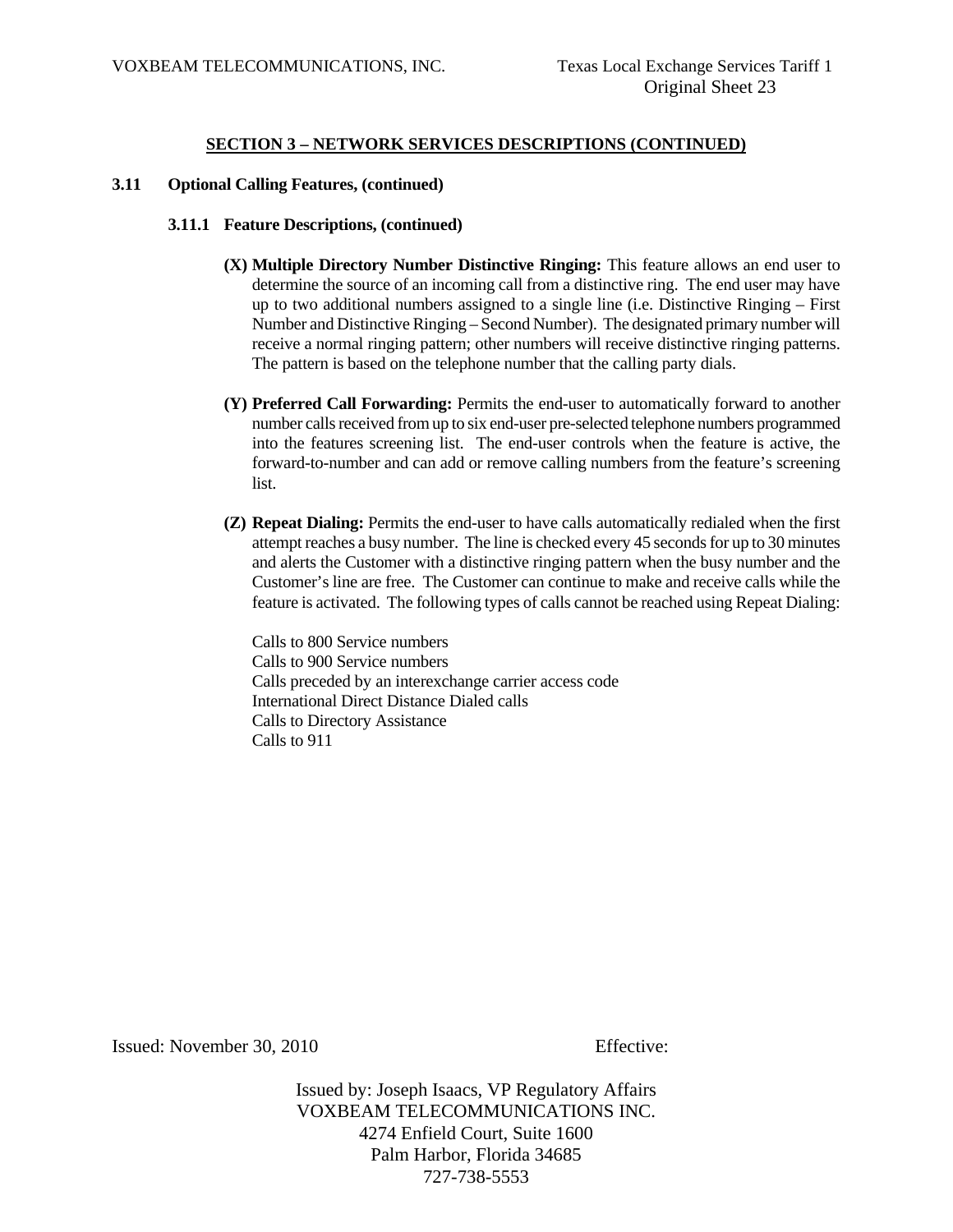## SECTION 3 – NETWORK SERVICES DESCRIPTIONS (CONTINUED)

### 3.11 Optional Calling Features, (continued)

#### 3.11.1 Feature Descriptions, (continued)

**(X) Multiple Directory Number Distinctive Ringing:** This feature allows an end user to determine the source of an incoming call from a distinctive ring. The end user may have up to two additional numbers assigned to a single line (i.e. Distinctive Ringing – First Number and Distinctive Ringing – Second Number). The designated primary number will receive a normal ringing pattern; other numbers will receive distinctive ringing patterns. The pattern is based on the telephone number that the calling party dials.

**(Y) Preferred Call Forwarding:** Permits the end-user to automatically forward to another number calls received from up to six end-user pre-selected telephone numbers programmed into the features screening list. The end-user controls when the feature is active, the forward-to-number and can add or remove calling numbers from the feature's screening list.

**(Z) Repeat Dialing:** Permits the end-user to have calls automatically redialed when the first attempt reaches a busy number. The line is checked every 45 seconds for up to 30 minutes and alerts the Customer with a distinctive ringing pattern when the busy number and the Customer's line are free. The Customer can continue to make and receive calls while the feature is activated. The following types of calls cannot be reached using Repeat Dialing:

Calls to 800 Service numbers
Calls to 900 Service numbers
Calls preceded by an interexchange carrier access code
International Direct Distance Dialed calls
Calls to Directory Assistance
Calls to 911

Issued: November 30, 2010 Effective:

Issued by: Joseph Isaacs, VP Regulatory Affairs
VOXBEAM TELECOMMUNICATIONS INC.
4274 Enfield Court, Suite 1600
Palm Harbor, Florida 34685
727-738-5553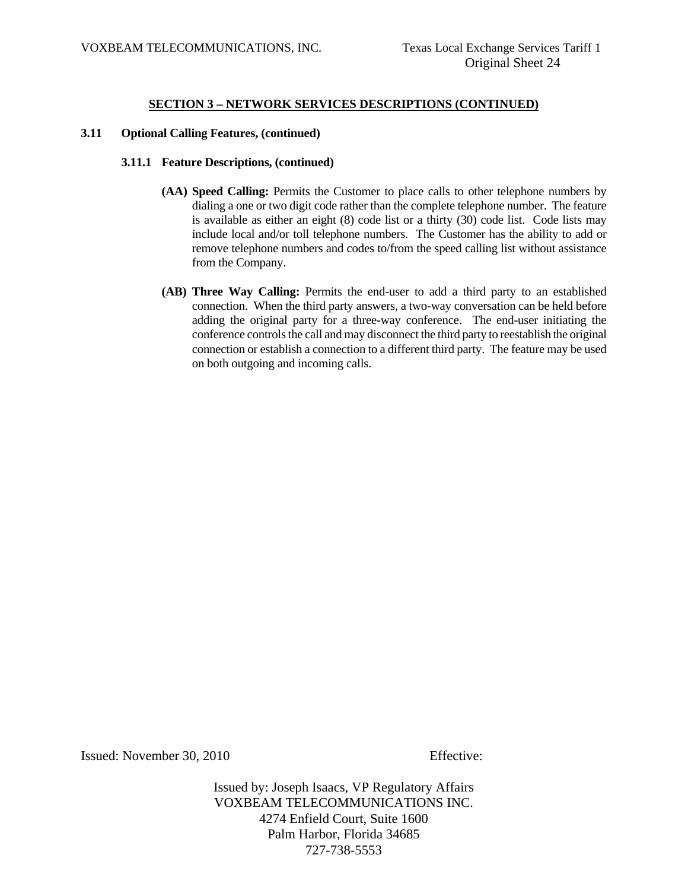## SECTION 3 – NETWORK SERVICES DESCRIPTIONS (CONTINUED)

### 3.11 Optional Calling Features, (continued)

#### 3.11.1 Feature Descriptions, (continued)

**(AA) Speed Calling:** Permits the Customer to place calls to other telephone numbers by dialing a one or two digit code rather than the complete telephone number. The feature is available as either an eight (8) code list or a thirty (30) code list. Code lists may include local and/or toll telephone numbers. The Customer has the ability to add or remove telephone numbers and codes to/from the speed calling list without assistance from the Company.

**(AB) Three Way Calling:** Permits the end-user to add a third party to an established connection. When the third party answers, a two-way conversation can be held before adding the original party for a three-way conference. The end-user initiating the conference controls the call and may disconnect the third party to reestablish the original connection or establish a connection to a different third party. The feature may be used on both outgoing and incoming calls.

Issued: November 30, 2010 Effective:

Issued by: Joseph Isaacs, VP Regulatory Affairs
VOXBEAM TELECOMMUNICATIONS INC.
4274 Enfield Court, Suite 1600
Palm Harbor, Florida 34685
727-738-5553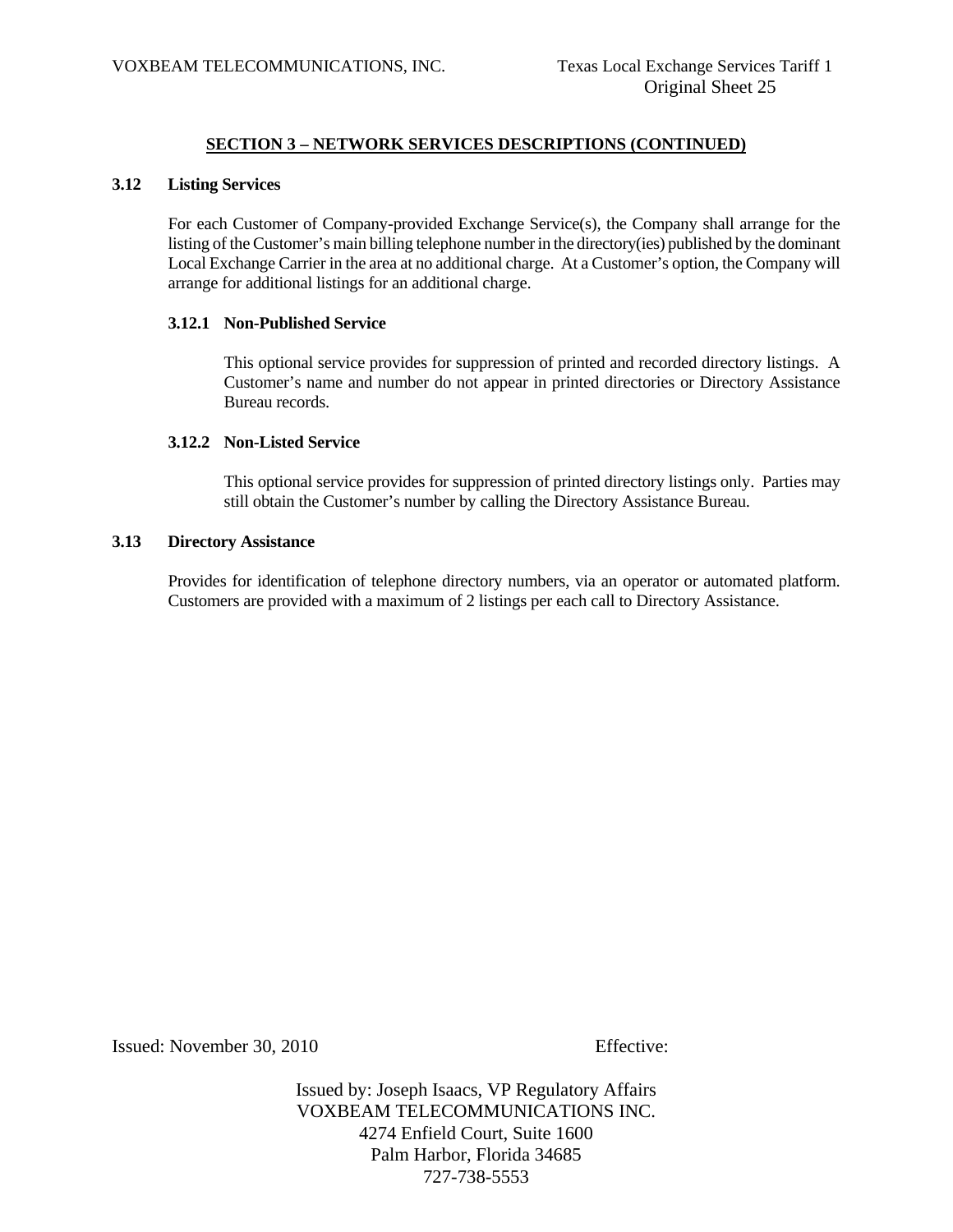## SECTION 3 – NETWORK SERVICES DESCRIPTIONS (CONTINUED)

### 3.12 Listing Services

For each Customer of Company-provided Exchange Service(s), the Company shall arrange for the listing of the Customer's main billing telephone number in the directory(ies) published by the dominant Local Exchange Carrier in the area at no additional charge. At a Customer's option, the Company will arrange for additional listings for an additional charge.

#### 3.12.1 Non-Published Service

This optional service provides for suppression of printed and recorded directory listings. A Customer's name and number do not appear in printed directories or Directory Assistance Bureau records.

#### 3.12.2 Non-Listed Service

This optional service provides for suppression of printed directory listings only. Parties may still obtain the Customer's number by calling the Directory Assistance Bureau.

### 3.13 Directory Assistance

Provides for identification of telephone directory numbers, via an operator or automated platform. Customers are provided with a maximum of 2 listings per each call to Directory Assistance.

Issued: November 30, 2010 Effective:

Issued by: Joseph Isaacs, VP Regulatory Affairs
VOXBEAM TELECOMMUNICATIONS INC.
4274 Enfield Court, Suite 1600
Palm Harbor, Florida 34685
727-738-5553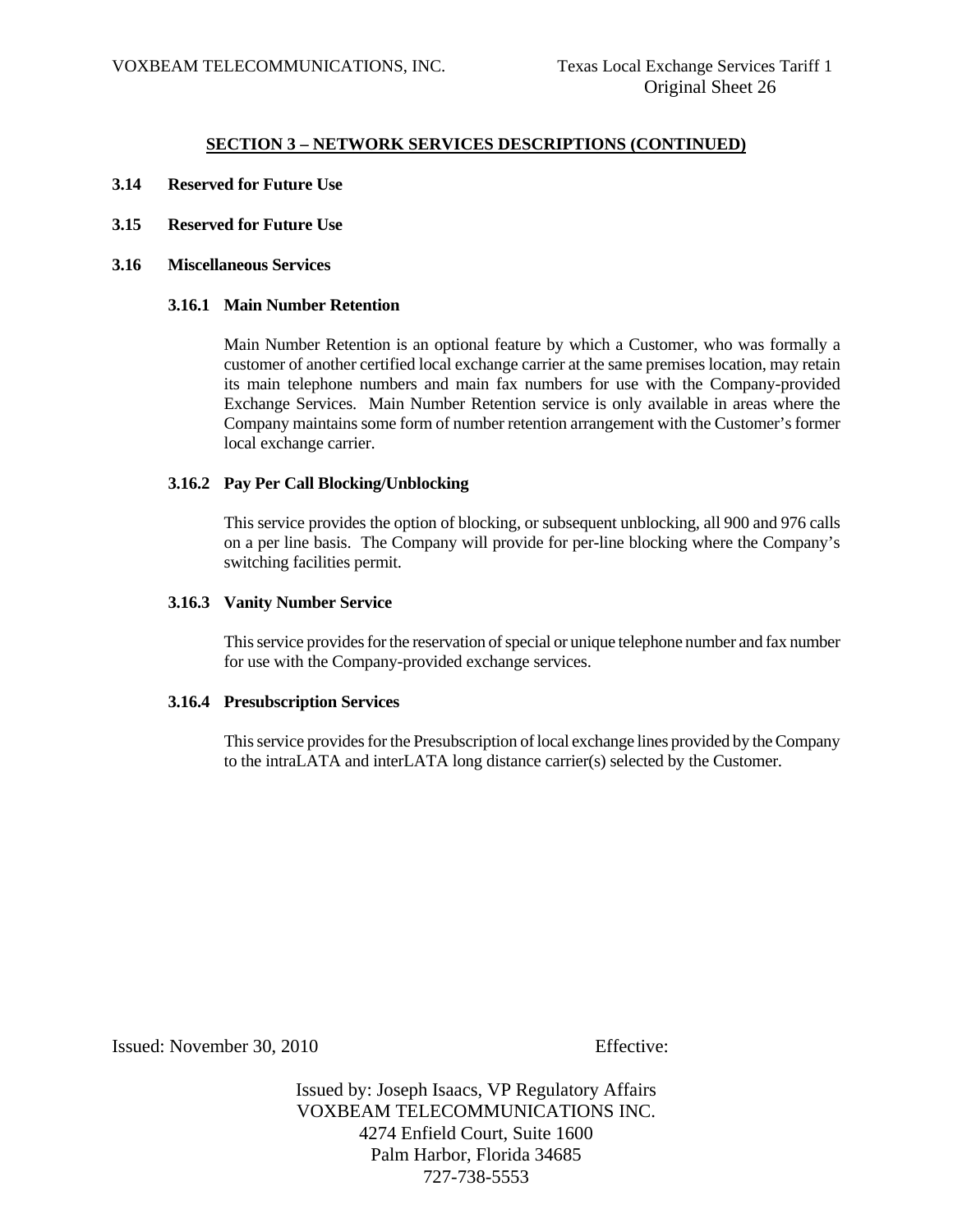## SECTION 3 – NETWORK SERVICES DESCRIPTIONS (CONTINUED)

**3.14 Reserved for Future Use**

**3.15 Reserved for Future Use**

**3.16 Miscellaneous Services**

**3.16.1 Main Number Retention**

Main Number Retention is an optional feature by which a Customer, who was formally a customer of another certified local exchange carrier at the same premises location, may retain its main telephone numbers and main fax numbers for use with the Company-provided Exchange Services. Main Number Retention service is only available in areas where the Company maintains some form of number retention arrangement with the Customer's former local exchange carrier.

**3.16.2 Pay Per Call Blocking/Unblocking**

This service provides the option of blocking, or subsequent unblocking, all 900 and 976 calls on a per line basis. The Company will provide for per-line blocking where the Company's switching facilities permit.

**3.16.3 Vanity Number Service**

This service provides for the reservation of special or unique telephone number and fax number for use with the Company-provided exchange services.

**3.16.4 Presubscription Services**

This service provides for the Presubscription of local exchange lines provided by the Company to the intraLATA and interLATA long distance carrier(s) selected by the Customer.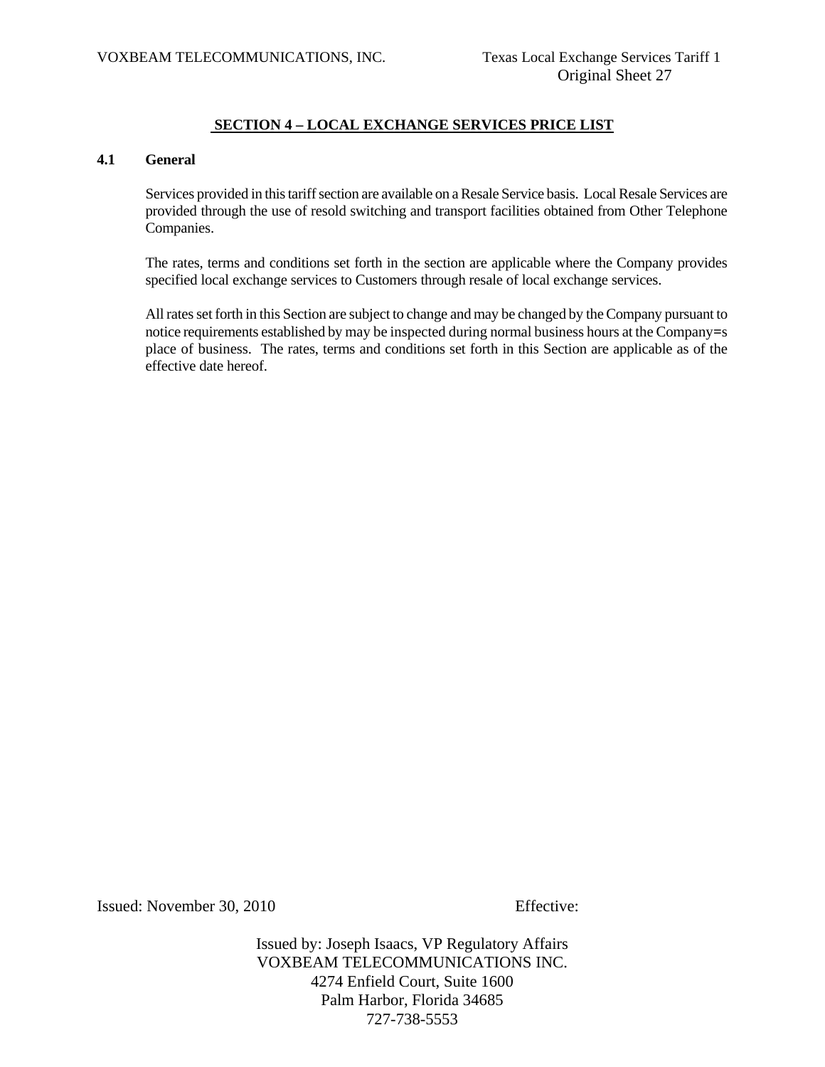## SECTION 4 – LOCAL EXCHANGE SERVICES PRICE LIST

### 4.1 General

Services provided in this tariff section are available on a Resale Service basis. Local Resale Services are provided through the use of resold switching and transport facilities obtained from Other Telephone Companies.

The rates, terms and conditions set forth in the section are applicable where the Company provides specified local exchange services to Customers through resale of local exchange services.

All rates set forth in this Section are subject to change and may be changed by the Company pursuant to notice requirements established by may be inspected during normal business hours at the Company=s place of business. The rates, terms and conditions set forth in this Section are applicable as of the effective date hereof.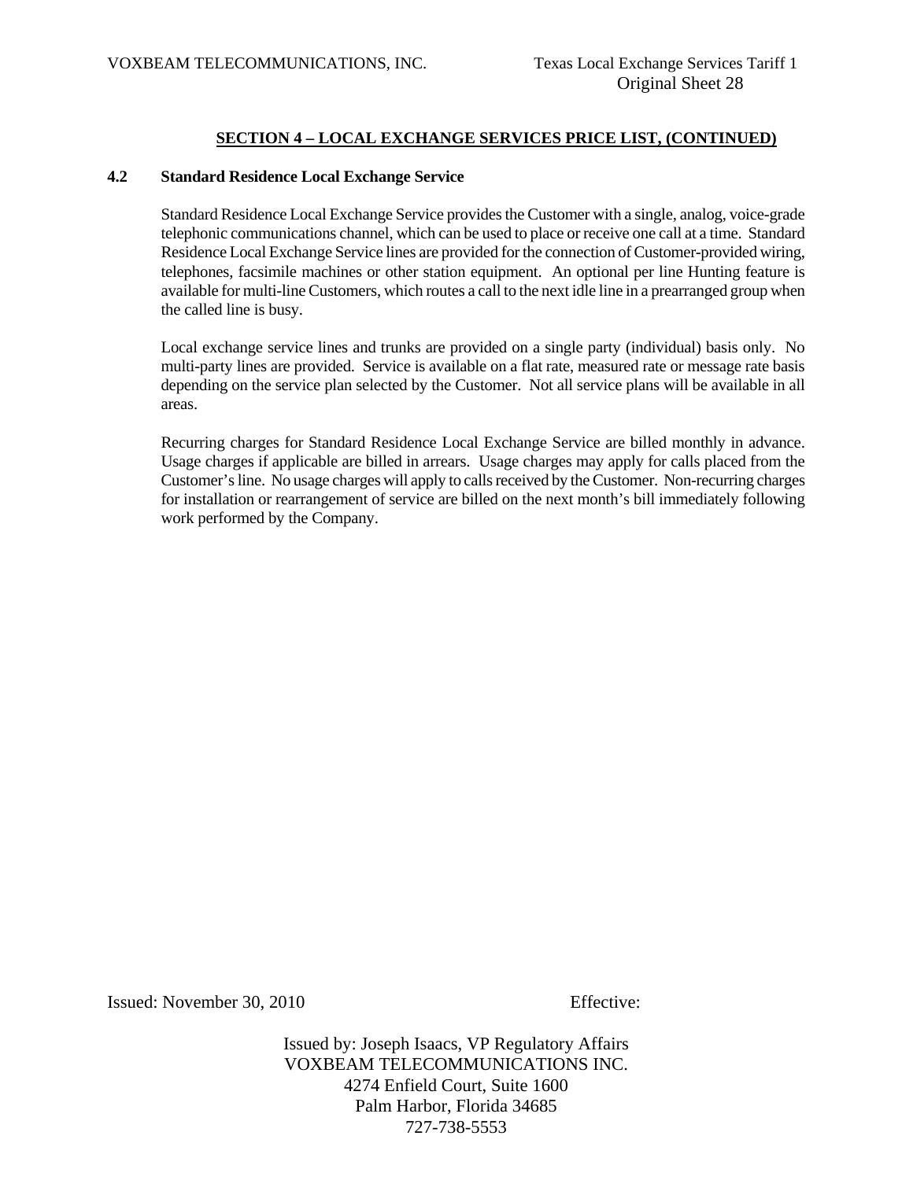## SECTION 4 – LOCAL EXCHANGE SERVICES PRICE LIST, (CONTINUED)

### 4.2 Standard Residence Local Exchange Service

Standard Residence Local Exchange Service provides the Customer with a single, analog, voice-grade telephonic communications channel, which can be used to place or receive one call at a time. Standard Residence Local Exchange Service lines are provided for the connection of Customer-provided wiring, telephones, facsimile machines or other station equipment. An optional per line Hunting feature is available for multi-line Customers, which routes a call to the next idle line in a prearranged group when the called line is busy.

Local exchange service lines and trunks are provided on a single party (individual) basis only. No multi-party lines are provided. Service is available on a flat rate, measured rate or message rate basis depending on the service plan selected by the Customer. Not all service plans will be available in all areas.

Recurring charges for Standard Residence Local Exchange Service are billed monthly in advance. Usage charges if applicable are billed in arrears. Usage charges may apply for calls placed from the Customer's line. No usage charges will apply to calls received by the Customer. Non-recurring charges for installation or rearrangement of service are billed on the next month's bill immediately following work performed by the Company.

Issued: November 30, 2010 Effective:

Issued by: Joseph Isaacs, VP Regulatory Affairs
VOXBEAM TELECOMMUNICATIONS INC.
4274 Enfield Court, Suite 1600
Palm Harbor, Florida 34685
727-738-5553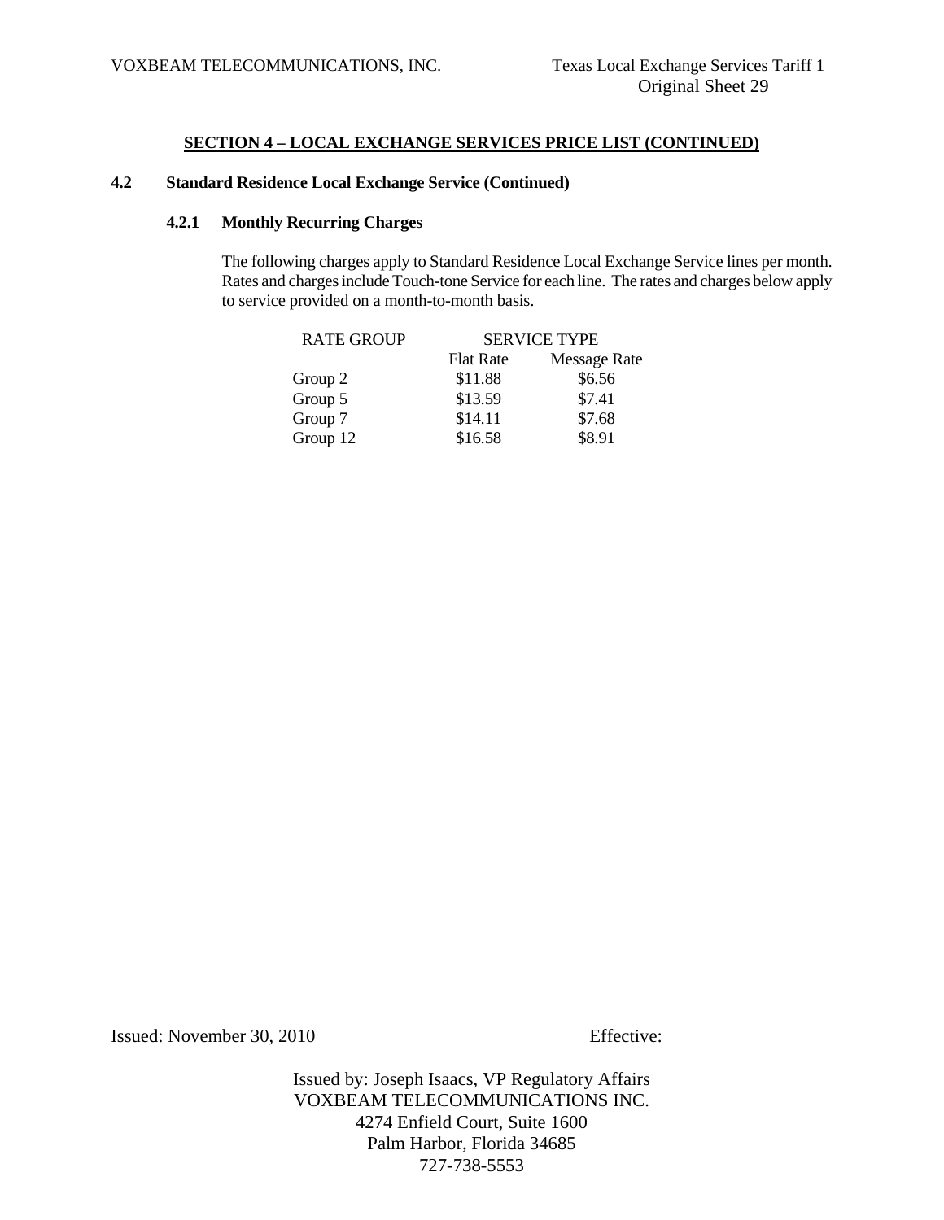## SECTION 4 – LOCAL EXCHANGE SERVICES PRICE LIST (CONTINUED)

### 4.2 Standard Residence Local Exchange Service (Continued)

#### 4.2.1 Monthly Recurring Charges

The following charges apply to Standard Residence Local Exchange Service lines per month. Rates and charges include Touch-tone Service for each line. The rates and charges below apply to service provided on a month-to-month basis.

| RATE GROUP | SERVICE TYPE | |
|---|---|---|
| | Flat Rate | Message Rate |
| Group 2 | $11.88 | $6.56 |
| Group 5 | $13.59 | $7.41 |
| Group 7 | $14.11 | $7.68 |
| Group 12 | $16.58 | $8.91 |

Issued: November 30, 2010 Effective:

Issued by: Joseph Isaacs, VP Regulatory Affairs
VOXBEAM TELECOMMUNICATIONS INC.
4274 Enfield Court, Suite 1600
Palm Harbor, Florida 34685
727-738-5553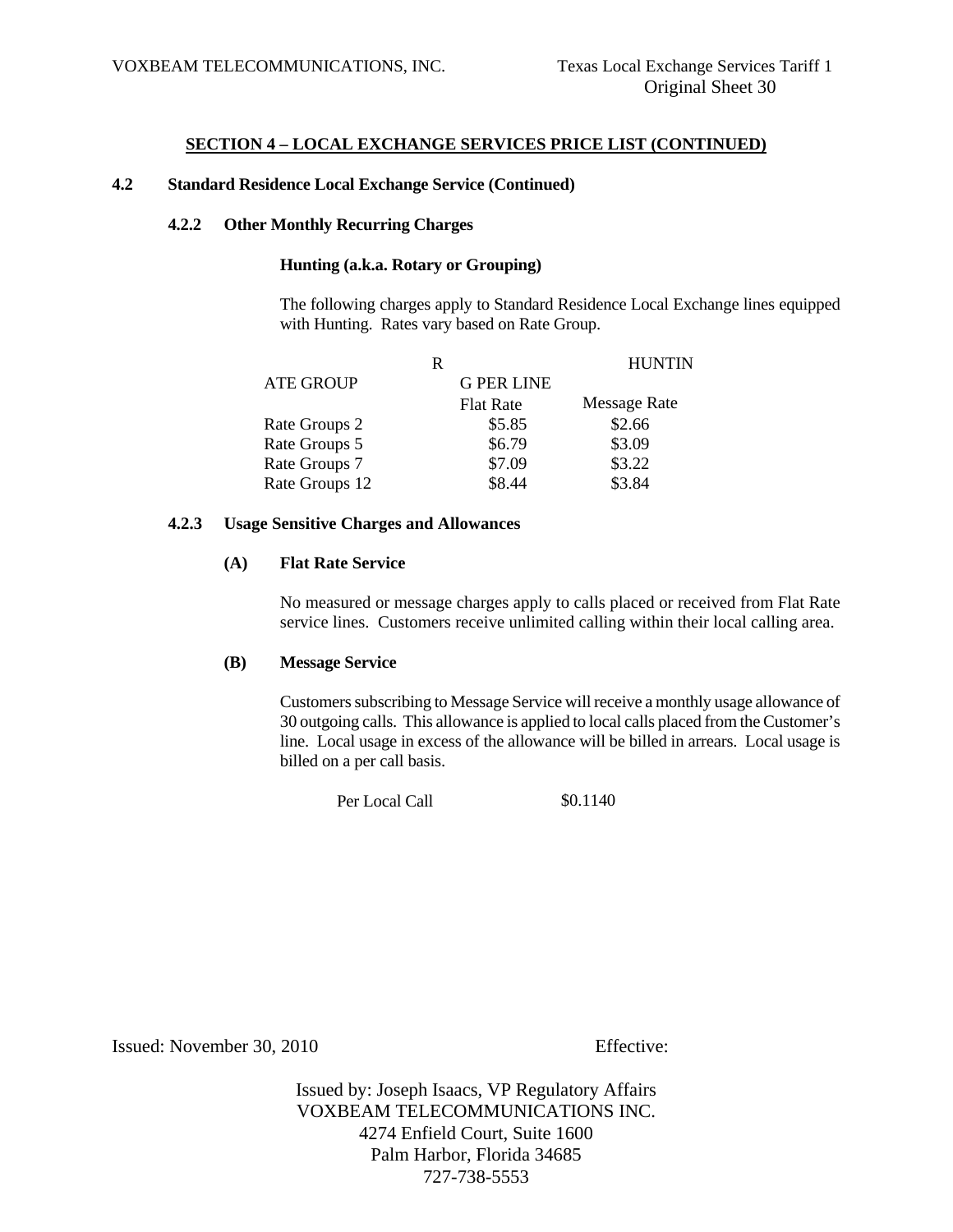## SECTION 4 – LOCAL EXCHANGE SERVICES PRICE LIST (CONTINUED)

**4.2 Standard Residence Local Exchange Service (Continued)**

**4.2.2 Other Monthly Recurring Charges**

**Hunting (a.k.a. Rotary or Grouping)**

The following charges apply to Standard Residence Local Exchange lines equipped with Hunting. Rates vary based on Rate Group.

| RATE GROUP | HUNTING PER LINE | |
|---|---|---|
| | Flat Rate | Message Rate |
| Rate Groups 2 | $5.85 | $2.66 |
| Rate Groups 5 | $6.79 | $3.09 |
| Rate Groups 7 | $7.09 | $3.22 |
| Rate Groups 12 | $8.44 | $3.84 |

**4.2.3 Usage Sensitive Charges and Allowances**

**(A) Flat Rate Service**

No measured or message charges apply to calls placed or received from Flat Rate service lines. Customers receive unlimited calling within their local calling area.

**(B) Message Service**

Customers subscribing to Message Service will receive a monthly usage allowance of 30 outgoing calls. This allowance is applied to local calls placed from the Customer's line. Local usage in excess of the allowance will be billed in arrears. Local usage is billed on a per call basis.

| | |
|---|---|
| Per Local Call | $0.1140 |

Issued: November 30, 2010 Effective:

Issued by: Joseph Isaacs, VP Regulatory Affairs
VOXBEAM TELECOMMUNICATIONS INC.
4274 Enfield Court, Suite 1600
Palm Harbor, Florida 34685
727-738-5553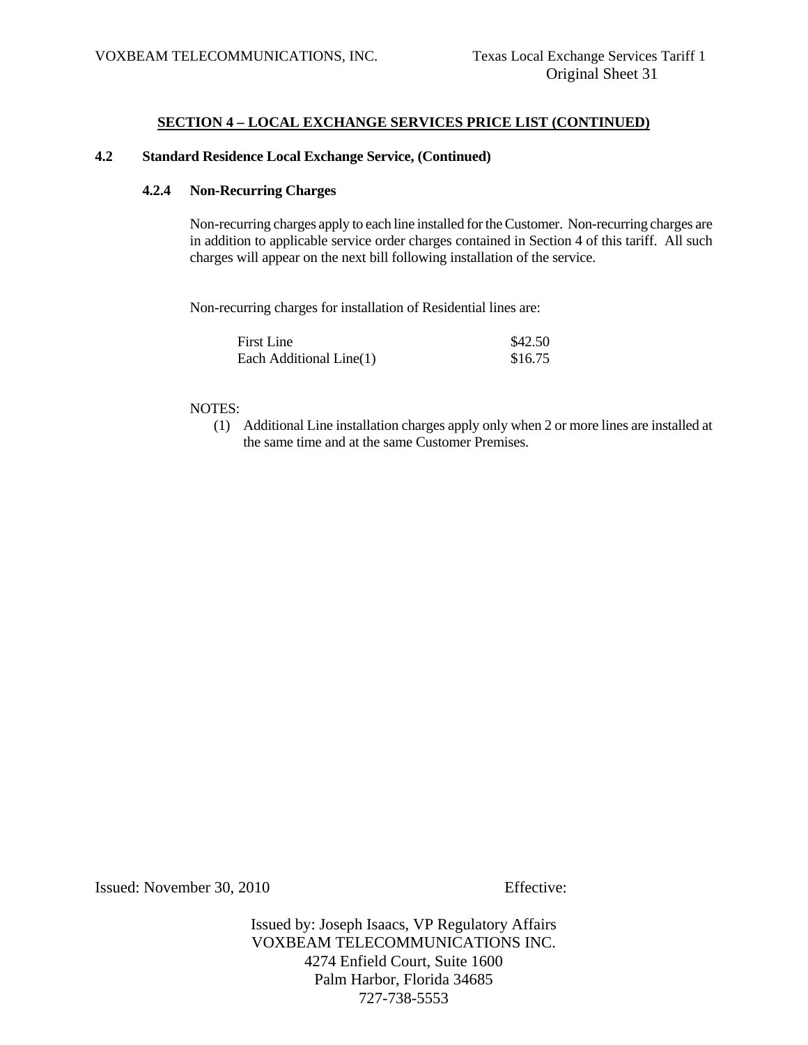## SECTION 4 – LOCAL EXCHANGE SERVICES PRICE LIST (CONTINUED)

### 4.2 Standard Residence Local Exchange Service, (Continued)

#### 4.2.4 Non-Recurring Charges

Non-recurring charges apply to each line installed for the Customer. Non-recurring charges are in addition to applicable service order charges contained in Section 4 of this tariff. All such charges will appear on the next bill following installation of the service.

Non-recurring charges for installation of Residential lines are:

| | |
|---|---|
| First Line | $42.50 |
| Each Additional Line(1) | $16.75 |

NOTES:

(1) Additional Line installation charges apply only when 2 or more lines are installed at the same time and at the same Customer Premises.

Issued: November 30, 2010 Effective:

Issued by: Joseph Isaacs, VP Regulatory Affairs
VOXBEAM TELECOMMUNICATIONS INC.
4274 Enfield Court, Suite 1600
Palm Harbor, Florida 34685
727-738-5553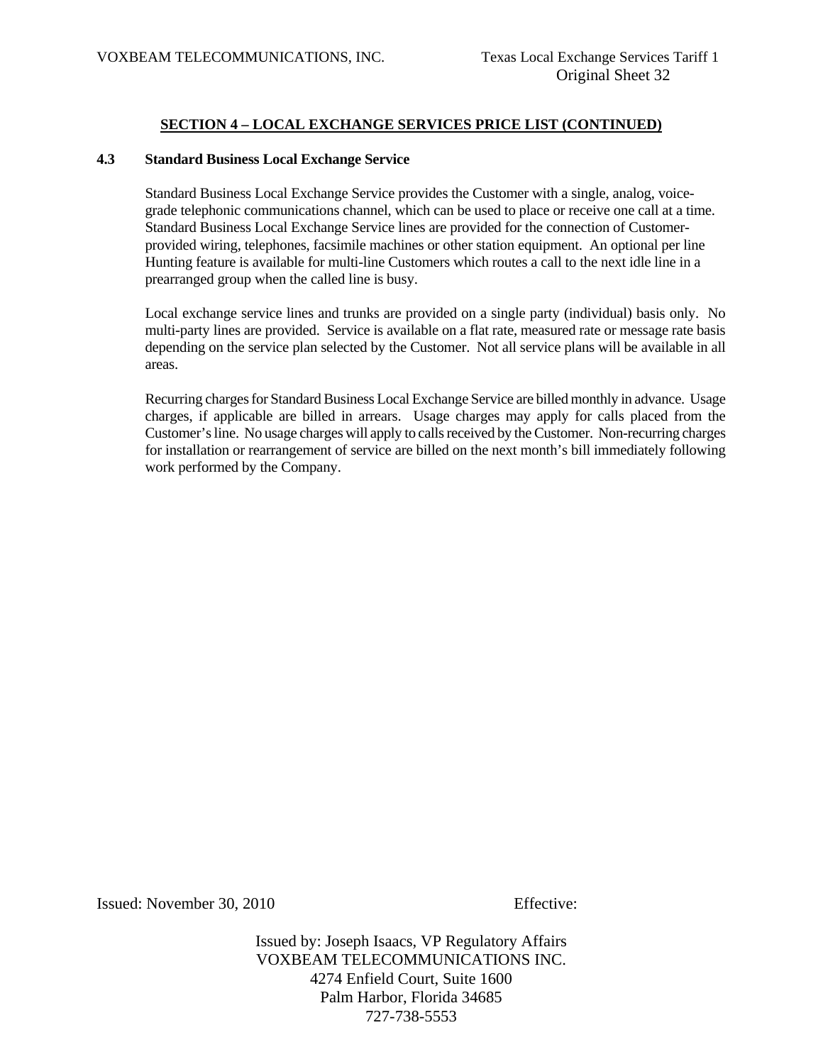## SECTION 4 – LOCAL EXCHANGE SERVICES PRICE LIST (CONTINUED)

### 4.3 Standard Business Local Exchange Service

Standard Business Local Exchange Service provides the Customer with a single, analog, voice-grade telephonic communications channel, which can be used to place or receive one call at a time. Standard Business Local Exchange Service lines are provided for the connection of Customer-provided wiring, telephones, facsimile machines or other station equipment. An optional per line Hunting feature is available for multi-line Customers which routes a call to the next idle line in a prearranged group when the called line is busy.

Local exchange service lines and trunks are provided on a single party (individual) basis only. No multi-party lines are provided. Service is available on a flat rate, measured rate or message rate basis depending on the service plan selected by the Customer. Not all service plans will be available in all areas.

Recurring charges for Standard Business Local Exchange Service are billed monthly in advance. Usage charges, if applicable are billed in arrears. Usage charges may apply for calls placed from the Customer's line. No usage charges will apply to calls received by the Customer. Non-recurring charges for installation or rearrangement of service are billed on the next month's bill immediately following work performed by the Company.

Issued: November 30, 2010 Effective:

Issued by: Joseph Isaacs, VP Regulatory Affairs
VOXBEAM TELECOMMUNICATIONS INC.
4274 Enfield Court, Suite 1600
Palm Harbor, Florida 34685
727-738-5553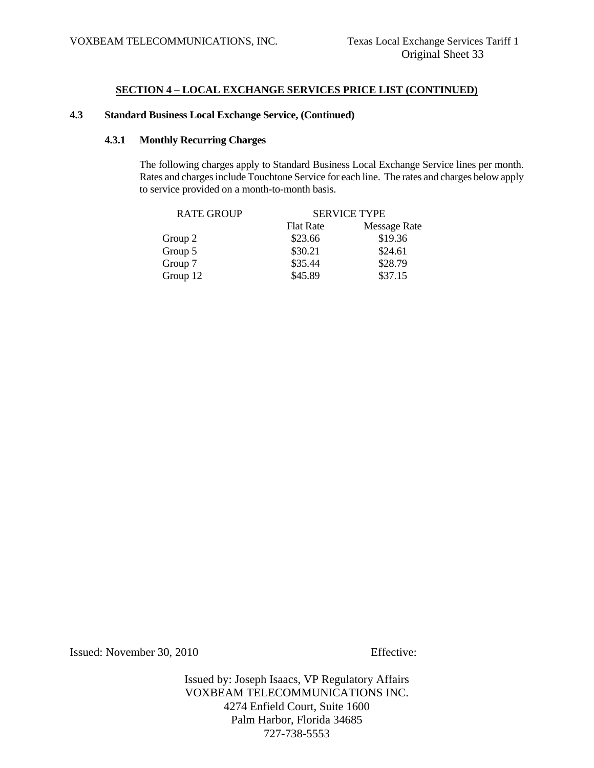## SECTION 4 – LOCAL EXCHANGE SERVICES PRICE LIST (CONTINUED)

### 4.3 Standard Business Local Exchange Service, (Continued)

#### 4.3.1 Monthly Recurring Charges

The following charges apply to Standard Business Local Exchange Service lines per month. Rates and charges include Touchtone Service for each line. The rates and charges below apply to service provided on a month-to-month basis.

| RATE GROUP | SERVICE TYPE | |
|---|---|---|
| | Flat Rate | Message Rate |
| Group 2 | $23.66 | $19.36 |
| Group 5 | $30.21 | $24.61 |
| Group 7 | $35.44 | $28.79 |
| Group 12 | $45.89 | $37.15 |

Issued: November 30, 2010 Effective:

Issued by: Joseph Isaacs, VP Regulatory Affairs
VOXBEAM TELECOMMUNICATIONS INC.
4274 Enfield Court, Suite 1600
Palm Harbor, Florida 34685
727-738-5553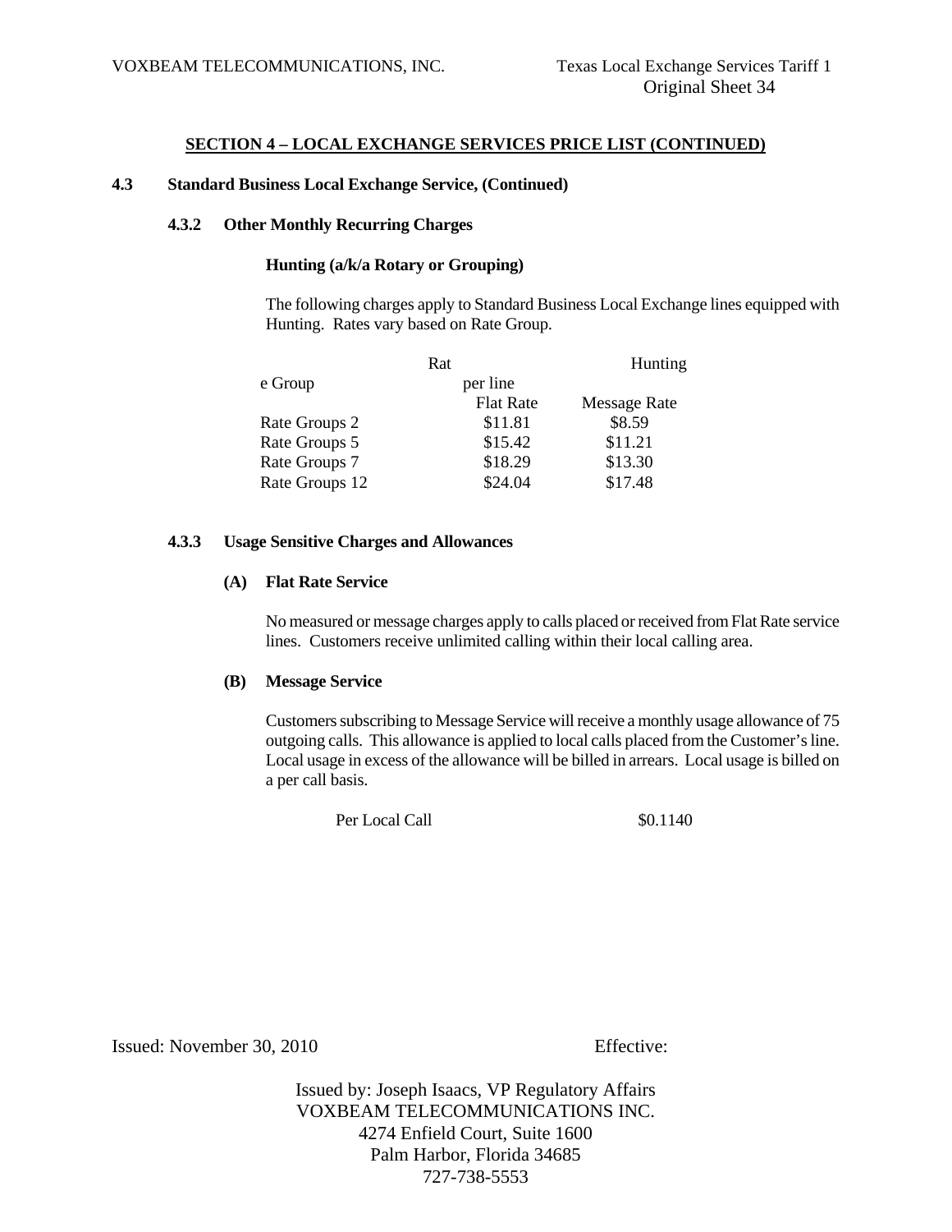## SECTION 4 – LOCAL EXCHANGE SERVICES PRICE LIST (CONTINUED)

### 4.3 Standard Business Local Exchange Service, (Continued)

#### 4.3.2 Other Monthly Recurring Charges

**Hunting (a/k/a Rotary or Grouping)**

The following charges apply to Standard Business Local Exchange lines equipped with Hunting. Rates vary based on Rate Group.

| Rate Group | Hunting per line | |
|---|---|---|
| | Flat Rate | Message Rate |
| Rate Groups 2 | $11.81 | $8.59 |
| Rate Groups 5 | $15.42 | $11.21 |
| Rate Groups 7 | $18.29 | $13.30 |
| Rate Groups 12 | $24.04 | $17.48 |

#### 4.3.3 Usage Sensitive Charges and Allowances

**(A) Flat Rate Service**

No measured or message charges apply to calls placed or received from Flat Rate service lines. Customers receive unlimited calling within their local calling area.

**(B) Message Service**

Customers subscribing to Message Service will receive a monthly usage allowance of 75 outgoing calls. This allowance is applied to local calls placed from the Customer's line. Local usage in excess of the allowance will be billed in arrears. Local usage is billed on a per call basis.

| | |
|---|---|
| Per Local Call | $0.1140 |

Issued: November 30, 2010 Effective:

Issued by: Joseph Isaacs, VP Regulatory Affairs
VOXBEAM TELECOMMUNICATIONS INC.
4274 Enfield Court, Suite 1600
Palm Harbor, Florida 34685
727-738-5553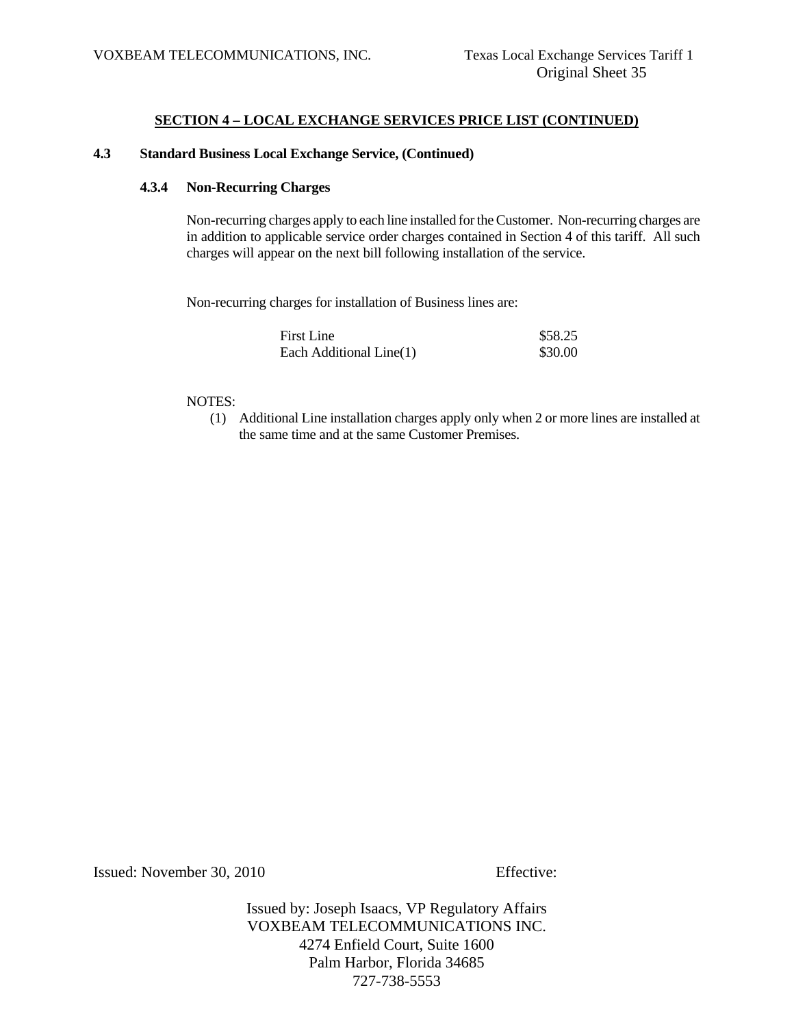## SECTION 4 – LOCAL EXCHANGE SERVICES PRICE LIST (CONTINUED)

### 4.3 Standard Business Local Exchange Service, (Continued)

#### 4.3.4 Non-Recurring Charges

Non-recurring charges apply to each line installed for the Customer. Non-recurring charges are in addition to applicable service order charges contained in Section 4 of this tariff. All such charges will appear on the next bill following installation of the service.

Non-recurring charges for installation of Business lines are:

| | |
|---|---|
| First Line | $58.25 |
| Each Additional Line(1) | $30.00 |

NOTES:

(1) Additional Line installation charges apply only when 2 or more lines are installed at the same time and at the same Customer Premises.

Issued: November 30, 2010 Effective:

Issued by: Joseph Isaacs, VP Regulatory Affairs
VOXBEAM TELECOMMUNICATIONS INC.
4274 Enfield Court, Suite 1600
Palm Harbor, Florida 34685
727-738-5553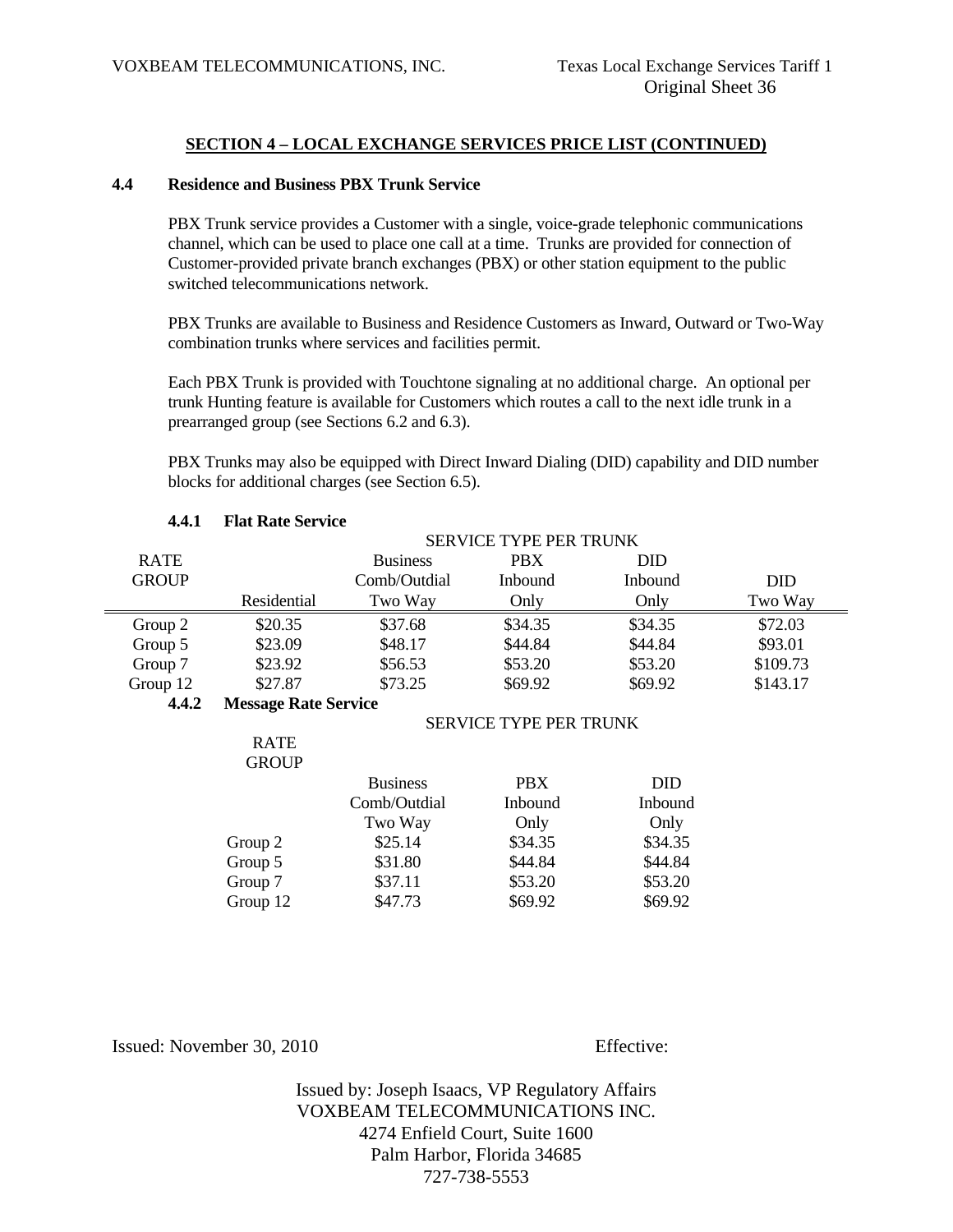## SECTION 4 – LOCAL EXCHANGE SERVICES PRICE LIST (CONTINUED)

### 4.4 Residence and Business PBX Trunk Service

PBX Trunk service provides a Customer with a single, voice-grade telephonic communications channel, which can be used to place one call at a time. Trunks are provided for connection of Customer-provided private branch exchanges (PBX) or other station equipment to the public switched telecommunications network.

PBX Trunks are available to Business and Residence Customers as Inward, Outward or Two-Way combination trunks where services and facilities permit.

Each PBX Trunk is provided with Touchtone signaling at no additional charge. An optional per trunk Hunting feature is available for Customers which routes a call to the next idle trunk in a prearranged group (see Sections 6.2 and 6.3).

PBX Trunks may also be equipped with Direct Inward Dialing (DID) capability and DID number blocks for additional charges (see Section 6.5).

#### 4.4.1 Flat Rate Service

| RATE GROUP | SERVICE TYPE PER TRUNK | | | | |
|---|---|---|---|---|---|
| | Residential | Business Comb/Outdial Two Way | PBX Inbound Only | DID Inbound Only | DID Two Way |
| Group 2 | $20.35 | $37.68 | $34.35 | $34.35 | $72.03 |
| Group 5 | $23.09 | $48.17 | $44.84 | $44.84 | $93.01 |
| Group 7 | $23.92 | $56.53 | $53.20 | $53.20 | $109.73 |
| Group 12 | $27.87 | $73.25 | $69.92 | $69.92 | $143.17 |

#### 4.4.2 Message Rate Service

| RATE GROUP | SERVICE TYPE PER TRUNK | | |
|---|---|---|---|
| | Business Comb/Outdial Two Way | PBX Inbound Only | DID Inbound Only |
| Group 2 | $25.14 | $34.35 | $34.35 |
| Group 5 | $31.80 | $44.84 | $44.84 |
| Group 7 | $37.11 | $53.20 | $53.20 |
| Group 12 | $47.73 | $69.92 | $69.92 |

Issued: November 30, 2010 Effective:

Issued by: Joseph Isaacs, VP Regulatory Affairs
VOXBEAM TELECOMMUNICATIONS INC.
4274 Enfield Court, Suite 1600
Palm Harbor, Florida 34685
727-738-5553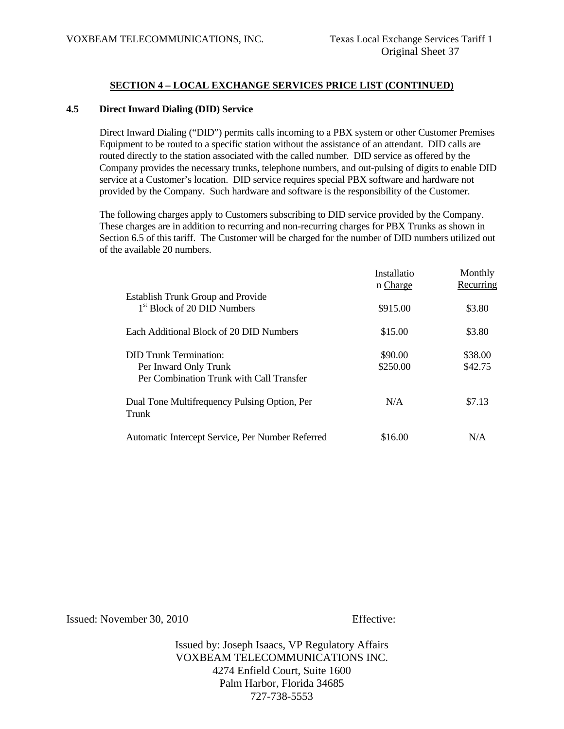## SECTION 4 – LOCAL EXCHANGE SERVICES PRICE LIST (CONTINUED)

### 4.5 Direct Inward Dialing (DID) Service

Direct Inward Dialing ("DID") permits calls incoming to a PBX system or other Customer Premises Equipment to be routed to a specific station without the assistance of an attendant. DID calls are routed directly to the station associated with the called number. DID service as offered by the Company provides the necessary trunks, telephone numbers, and out-pulsing of digits to enable DID service at a Customer's location. DID service requires special PBX software and hardware not provided by the Company. Such hardware and software is the responsibility of the Customer.

The following charges apply to Customers subscribing to DID service provided by the Company. These charges are in addition to recurring and non-recurring charges for PBX Trunks as shown in Section 6.5 of this tariff. The Customer will be charged for the number of DID numbers utilized out of the available 20 numbers.

| | Installation Charge | Monthly Recurring |
|---|---|---|
| Establish Trunk Group and Provide 1st Block of 20 DID Numbers | $915.00 | $3.80 |
| Each Additional Block of 20 DID Numbers | $15.00 | $3.80 |
| DID Trunk Termination: | | |
| Per Inward Only Trunk | $90.00 | $38.00 |
| Per Combination Trunk with Call Transfer | $250.00 | $42.75 |
| Dual Tone Multifrequency Pulsing Option, Per Trunk | N/A | $7.13 |
| Automatic Intercept Service, Per Number Referred | $16.00 | N/A |

Issued: November 30, 2010 Effective:

Issued by: Joseph Isaacs, VP Regulatory Affairs
VOXBEAM TELECOMMUNICATIONS INC.
4274 Enfield Court, Suite 1600
Palm Harbor, Florida 34685
727-738-5553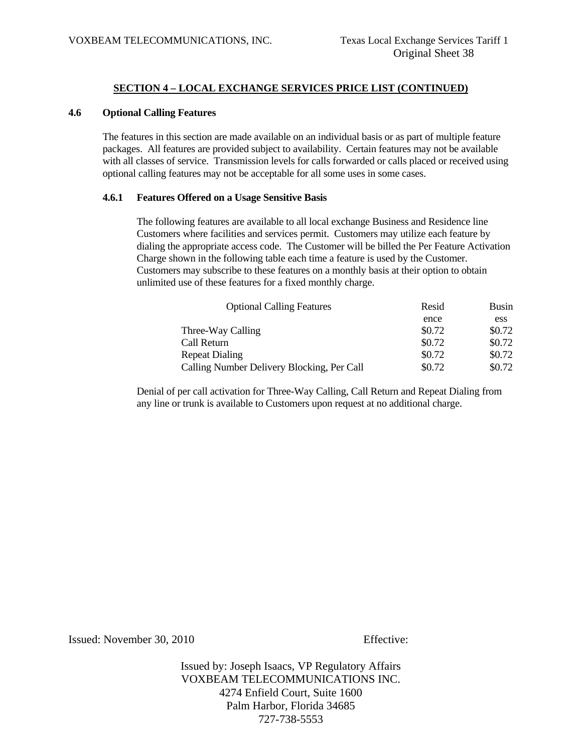## SECTION 4 – LOCAL EXCHANGE SERVICES PRICE LIST (CONTINUED)

### 4.6 Optional Calling Features

The features in this section are made available on an individual basis or as part of multiple feature packages. All features are provided subject to availability. Certain features may not be available with all classes of service. Transmission levels for calls forwarded or calls placed or received using optional calling features may not be acceptable for all some uses in some cases.

#### 4.6.1 Features Offered on a Usage Sensitive Basis

The following features are available to all local exchange Business and Residence line Customers where facilities and services permit. Customers may utilize each feature by dialing the appropriate access code. The Customer will be billed the Per Feature Activation Charge shown in the following table each time a feature is used by the Customer. Customers may subscribe to these features on a monthly basis at their option to obtain unlimited use of these features for a fixed monthly charge.

| Optional Calling Features | Residence | Business |
|---|---|---|
| Three-Way Calling | $0.72 | $0.72 |
| Call Return | $0.72 | $0.72 |
| Repeat Dialing | $0.72 | $0.72 |
| Calling Number Delivery Blocking, Per Call | $0.72 | $0.72 |

Denial of per call activation for Three-Way Calling, Call Return and Repeat Dialing from any line or trunk is available to Customers upon request at no additional charge.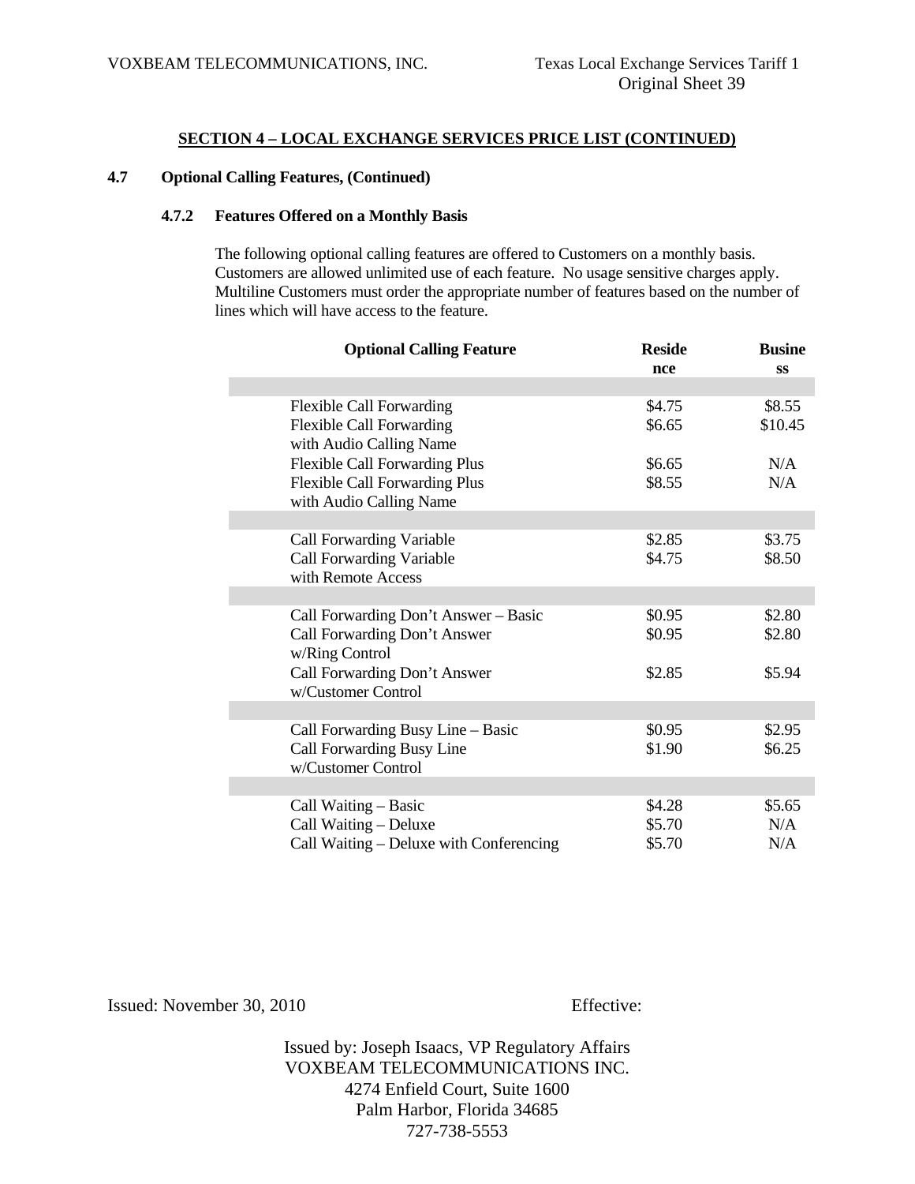## SECTION 4 – LOCAL EXCHANGE SERVICES PRICE LIST (CONTINUED)

### 4.7 Optional Calling Features, (Continued)

#### 4.7.2 Features Offered on a Monthly Basis

The following optional calling features are offered to Customers on a monthly basis. Customers are allowed unlimited use of each feature. No usage sensitive charges apply. Multiline Customers must order the appropriate number of features based on the number of lines which will have access to the feature.

| Optional Calling Feature | Residence | Business |
|---|---|---|
| Flexible Call Forwarding | $4.75 | $8.55 |
| Flexible Call Forwarding with Audio Calling Name | $6.65 | $10.45 |
| Flexible Call Forwarding Plus | $6.65 | N/A |
| Flexible Call Forwarding Plus with Audio Calling Name | $8.55 | N/A |
| Call Forwarding Variable | $2.85 | $3.75 |
| Call Forwarding Variable with Remote Access | $4.75 | $8.50 |
| Call Forwarding Don't Answer – Basic | $0.95 | $2.80 |
| Call Forwarding Don't Answer w/Ring Control | $0.95 | $2.80 |
| Call Forwarding Don't Answer w/Customer Control | $2.85 | $5.94 |
| Call Forwarding Busy Line – Basic | $0.95 | $2.95 |
| Call Forwarding Busy Line w/Customer Control | $1.90 | $6.25 |
| Call Waiting – Basic | $4.28 | $5.65 |
| Call Waiting – Deluxe | $5.70 | N/A |
| Call Waiting – Deluxe with Conferencing | $5.70 | N/A |

Issued: November 30, 2010 Effective:

Issued by: Joseph Isaacs, VP Regulatory Affairs
VOXBEAM TELECOMMUNICATIONS INC.
4274 Enfield Court, Suite 1600
Palm Harbor, Florida 34685
727-738-5553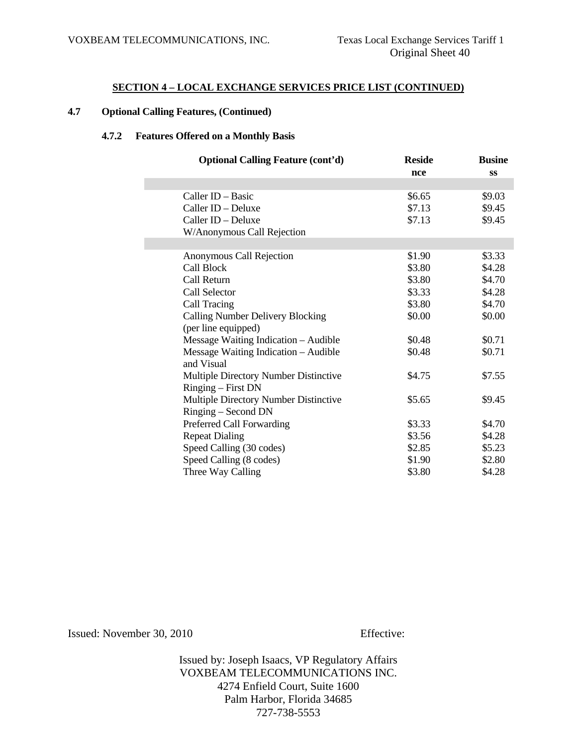## SECTION 4 – LOCAL EXCHANGE SERVICES PRICE LIST (CONTINUED)

### 4.7 Optional Calling Features, (Continued)

#### 4.7.2 Features Offered on a Monthly Basis

| Optional Calling Feature (cont'd) | Residence | Business |
|---|---|---|
| | | |
| Caller ID – Basic | $6.65 | $9.03 |
| Caller ID – Deluxe | $7.13 | $9.45 |
| Caller ID – Deluxe W/Anonymous Call Rejection | $7.13 | $9.45 |
| | | |
| Anonymous Call Rejection | $1.90 | $3.33 |
| Call Block | $3.80 | $4.28 |
| Call Return | $3.80 | $4.70 |
| Call Selector | $3.33 | $4.28 |
| Call Tracing | $3.80 | $4.70 |
| Calling Number Delivery Blocking (per line equipped) | $0.00 | $0.00 |
| Message Waiting Indication – Audible | $0.48 | $0.71 |
| Message Waiting Indication – Audible and Visual | $0.48 | $0.71 |
| Multiple Directory Number Distinctive Ringing – First DN | $4.75 | $7.55 |
| Multiple Directory Number Distinctive Ringing – Second DN | $5.65 | $9.45 |
| Preferred Call Forwarding | $3.33 | $4.70 |
| Repeat Dialing | $3.56 | $4.28 |
| Speed Calling (30 codes) | $2.85 | $5.23 |
| Speed Calling (8 codes) | $1.90 | $2.80 |
| Three Way Calling | $3.80 | $4.28 |

Issued: November 30, 2010 Effective:

Issued by: Joseph Isaacs, VP Regulatory Affairs
VOXBEAM TELECOMMUNICATIONS INC.
4274 Enfield Court, Suite 1600
Palm Harbor, Florida 34685
727-738-5553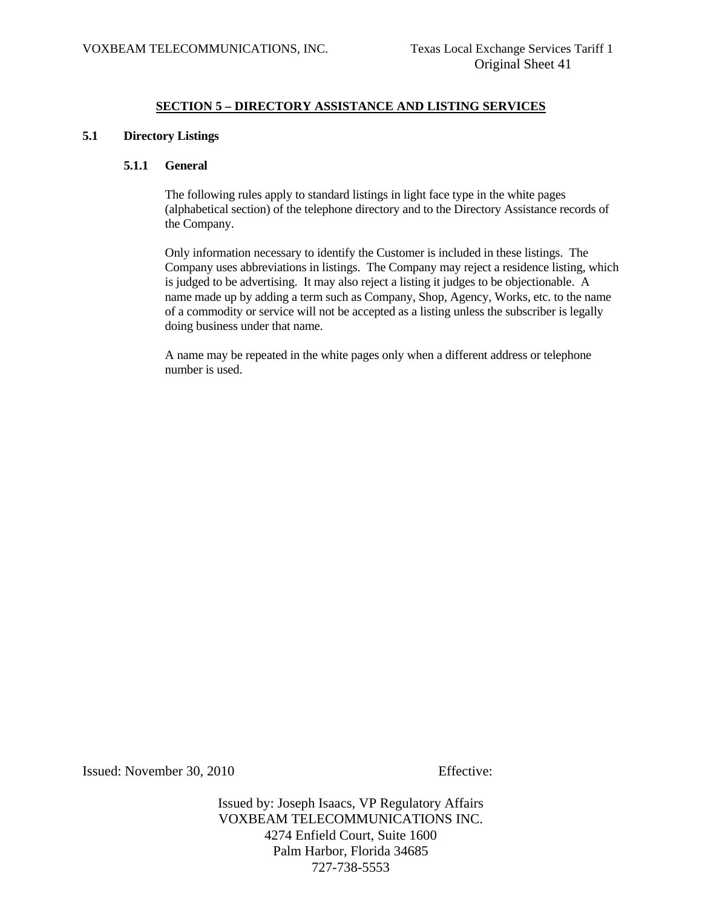## SECTION 5 – DIRECTORY ASSISTANCE AND LISTING SERVICES

### 5.1 Directory Listings

#### 5.1.1 General

The following rules apply to standard listings in light face type in the white pages (alphabetical section) of the telephone directory and to the Directory Assistance records of the Company.

Only information necessary to identify the Customer is included in these listings. The Company uses abbreviations in listings. The Company may reject a residence listing, which is judged to be advertising. It may also reject a listing it judges to be objectionable. A name made up by adding a term such as Company, Shop, Agency, Works, etc. to the name of a commodity or service will not be accepted as a listing unless the subscriber is legally doing business under that name.

A name may be repeated in the white pages only when a different address or telephone number is used.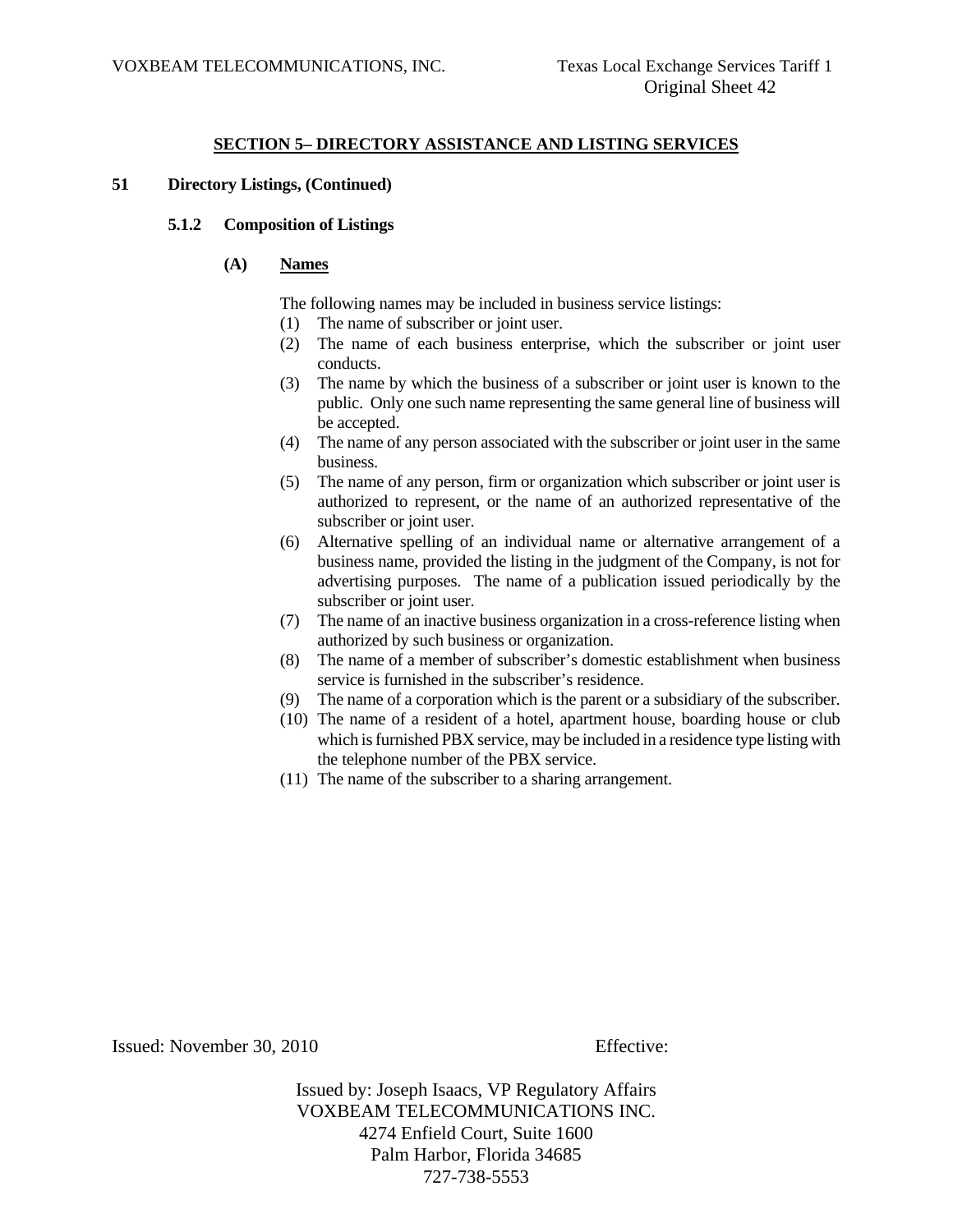## SECTION 5– DIRECTORY ASSISTANCE AND LISTING SERVICES

**51 Directory Listings, (Continued)**

**5.1.2 Composition of Listings**

**(A) Names**

The following names may be included in business service listings:

(1) The name of subscriber or joint user.
(2) The name of each business enterprise, which the subscriber or joint user conducts.
(3) The name by which the business of a subscriber or joint user is known to the public. Only one such name representing the same general line of business will be accepted.
(4) The name of any person associated with the subscriber or joint user in the same business.
(5) The name of any person, firm or organization which subscriber or joint user is authorized to represent, or the name of an authorized representative of the subscriber or joint user.
(6) Alternative spelling of an individual name or alternative arrangement of a business name, provided the listing in the judgment of the Company, is not for advertising purposes. The name of a publication issued periodically by the subscriber or joint user.
(7) The name of an inactive business organization in a cross-reference listing when authorized by such business or organization.
(8) The name of a member of subscriber's domestic establishment when business service is furnished in the subscriber's residence.
(9) The name of a corporation which is the parent or a subsidiary of the subscriber.
(10) The name of a resident of a hotel, apartment house, boarding house or club which is furnished PBX service, may be included in a residence type listing with the telephone number of the PBX service.
(11) The name of the subscriber to a sharing arrangement.

Issued: November 30, 2010 Effective:

Issued by: Joseph Isaacs, VP Regulatory Affairs
VOXBEAM TELECOMMUNICATIONS INC.
4274 Enfield Court, Suite 1600
Palm Harbor, Florida 34685
727-738-5553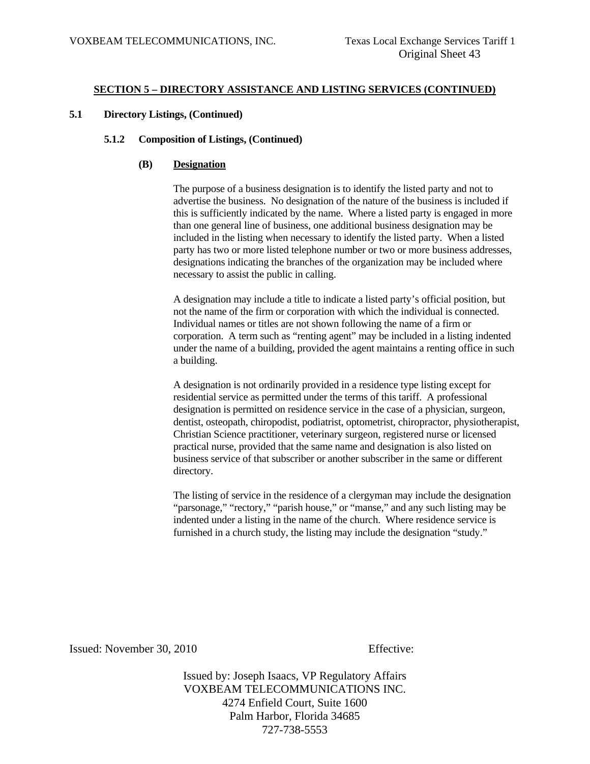## SECTION 5 – DIRECTORY ASSISTANCE AND LISTING SERVICES (CONTINUED)

### 5.1 Directory Listings, (Continued)

#### 5.1.2 Composition of Listings, (Continued)

**(B) Designation**

The purpose of a business designation is to identify the listed party and not to advertise the business. No designation of the nature of the business is included if this is sufficiently indicated by the name. Where a listed party is engaged in more than one general line of business, one additional business designation may be included in the listing when necessary to identify the listed party. When a listed party has two or more listed telephone number or two or more business addresses, designations indicating the branches of the organization may be included where necessary to assist the public in calling.

A designation may include a title to indicate a listed party's official position, but not the name of the firm or corporation with which the individual is connected. Individual names or titles are not shown following the name of a firm or corporation. A term such as "renting agent" may be included in a listing indented under the name of a building, provided the agent maintains a renting office in such a building.

A designation is not ordinarily provided in a residence type listing except for residential service as permitted under the terms of this tariff. A professional designation is permitted on residence service in the case of a physician, surgeon, dentist, osteopath, chiropodist, podiatrist, optometrist, chiropractor, physiotherapist, Christian Science practitioner, veterinary surgeon, registered nurse or licensed practical nurse, provided that the same name and designation is also listed on business service of that subscriber or another subscriber in the same or different directory.

The listing of service in the residence of a clergyman may include the designation "parsonage," "rectory," "parish house," or "manse," and any such listing may be indented under a listing in the name of the church. Where residence service is furnished in a church study, the listing may include the designation "study."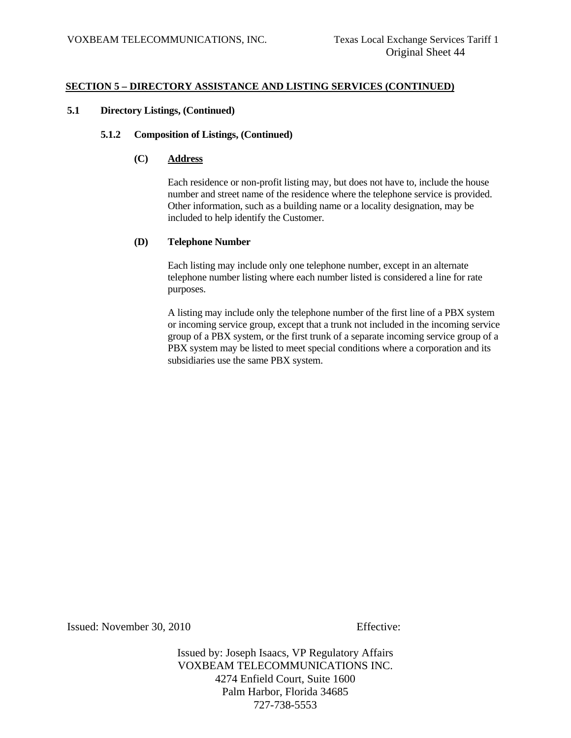**SECTION 5 – DIRECTORY ASSISTANCE AND LISTING SERVICES (CONTINUED)**

**5.1 Directory Listings, (Continued)**

**5.1.2 Composition of Listings, (Continued)**

**(C) Address**

Each residence or non-profit listing may, but does not have to, include the house number and street name of the residence where the telephone service is provided. Other information, such as a building name or a locality designation, may be included to help identify the Customer.

**(D) Telephone Number**

Each listing may include only one telephone number, except in an alternate telephone number listing where each number listed is considered a line for rate purposes.

A listing may include only the telephone number of the first line of a PBX system or incoming service group, except that a trunk not included in the incoming service group of a PBX system, or the first trunk of a separate incoming service group of a PBX system may be listed to meet special conditions where a corporation and its subsidiaries use the same PBX system.

Issued: November 30, 2010 Effective:

Issued by: Joseph Isaacs, VP Regulatory Affairs
VOXBEAM TELECOMMUNICATIONS INC.
4274 Enfield Court, Suite 1600
Palm Harbor, Florida 34685
727-738-5553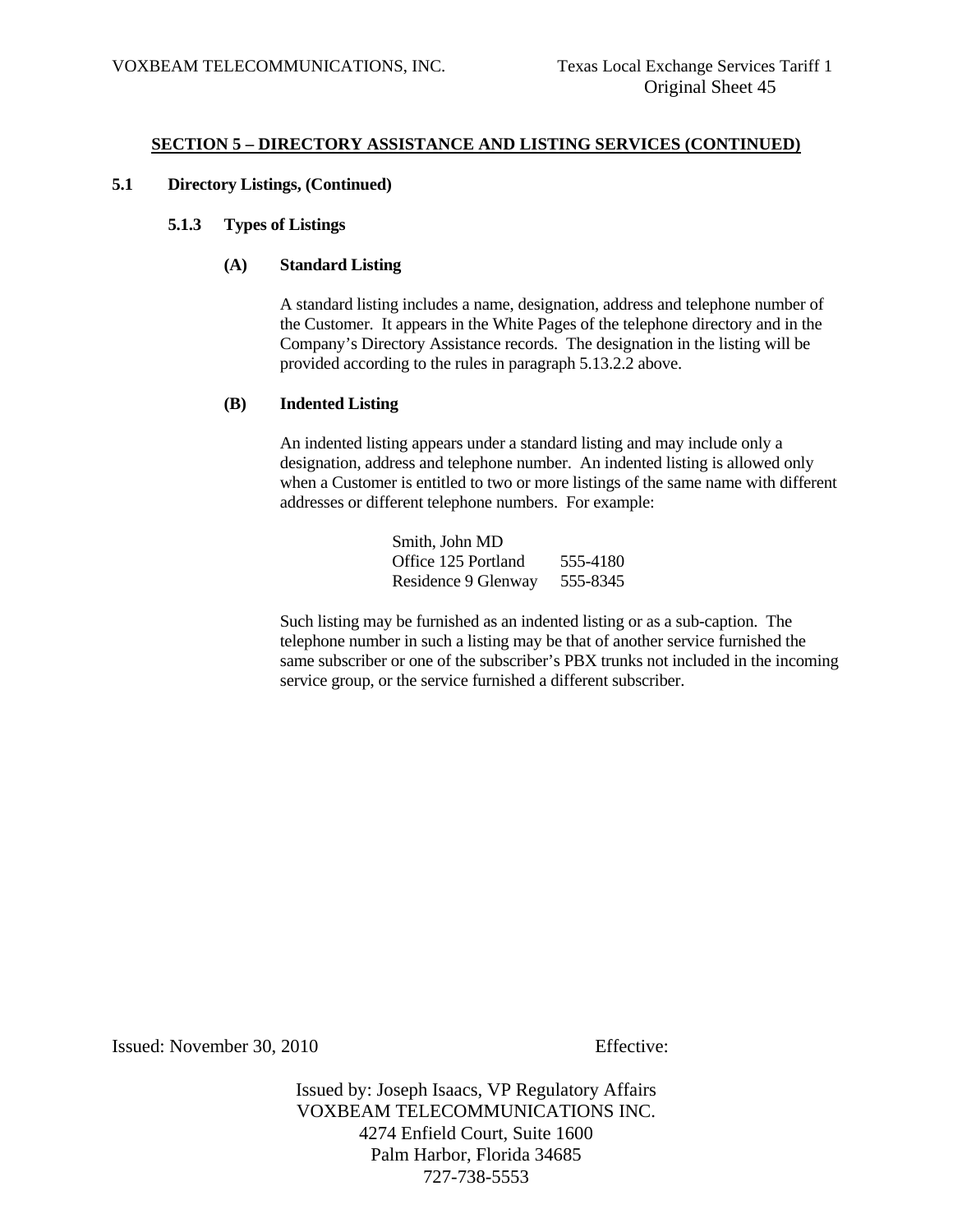## SECTION 5 – DIRECTORY ASSISTANCE AND LISTING SERVICES (CONTINUED)

**5.1 Directory Listings, (Continued)**

**5.1.3 Types of Listings**

**(A) Standard Listing**

A standard listing includes a name, designation, address and telephone number of the Customer. It appears in the White Pages of the telephone directory and in the Company's Directory Assistance records. The designation in the listing will be provided according to the rules in paragraph 5.13.2.2 above.

**(B) Indented Listing**

An indented listing appears under a standard listing and may include only a designation, address and telephone number. An indented listing is allowed only when a Customer is entitled to two or more listings of the same name with different addresses or different telephone numbers. For example:

| Smith, John MD | |
|---|---|
| Office 125 Portland | 555-4180 |
| Residence 9 Glenway | 555-8345 |

Such listing may be furnished as an indented listing or as a sub-caption. The telephone number in such a listing may be that of another service furnished the same subscriber or one of the subscriber's PBX trunks not included in the incoming service group, or the service furnished a different subscriber.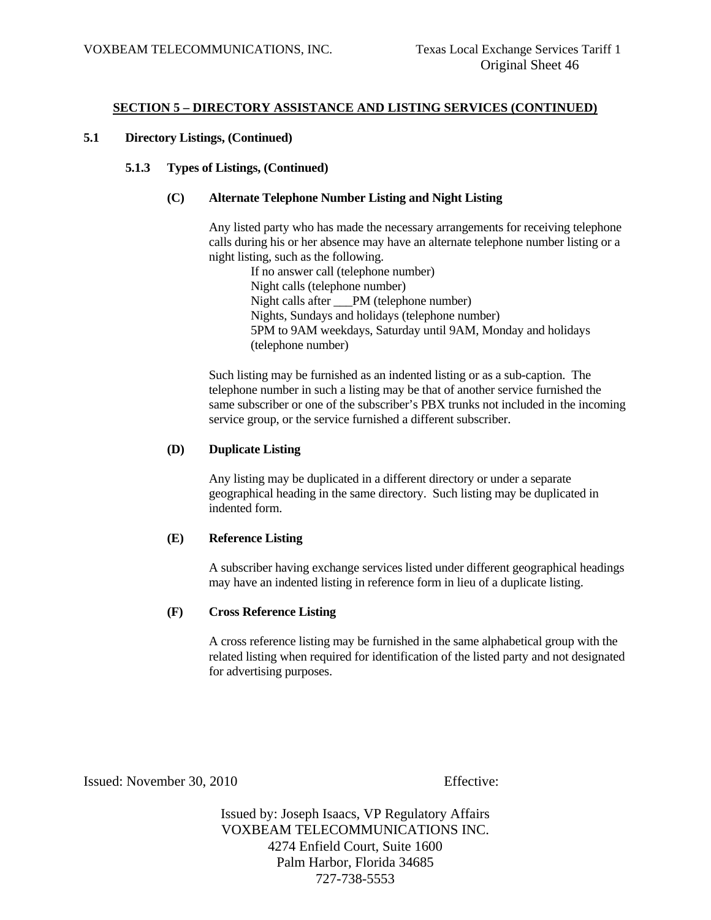## SECTION 5 – DIRECTORY ASSISTANCE AND LISTING SERVICES (CONTINUED)

**5.1 Directory Listings, (Continued)**

**5.1.3 Types of Listings, (Continued)**

**(C) Alternate Telephone Number Listing and Night Listing**

Any listed party who has made the necessary arrangements for receiving telephone calls during his or her absence may have an alternate telephone number listing or a night listing, such as the following.

If no answer call (telephone number)
Night calls (telephone number)
Night calls after ___PM (telephone number)
Nights, Sundays and holidays (telephone number)
5PM to 9AM weekdays, Saturday until 9AM, Monday and holidays (telephone number)

Such listing may be furnished as an indented listing or as a sub-caption. The telephone number in such a listing may be that of another service furnished the same subscriber or one of the subscriber's PBX trunks not included in the incoming service group, or the service furnished a different subscriber.

**(D) Duplicate Listing**

Any listing may be duplicated in a different directory or under a separate geographical heading in the same directory. Such listing may be duplicated in indented form.

**(E) Reference Listing**

A subscriber having exchange services listed under different geographical headings may have an indented listing in reference form in lieu of a duplicate listing.

**(F) Cross Reference Listing**

A cross reference listing may be furnished in the same alphabetical group with the related listing when required for identification of the listed party and not designated for advertising purposes.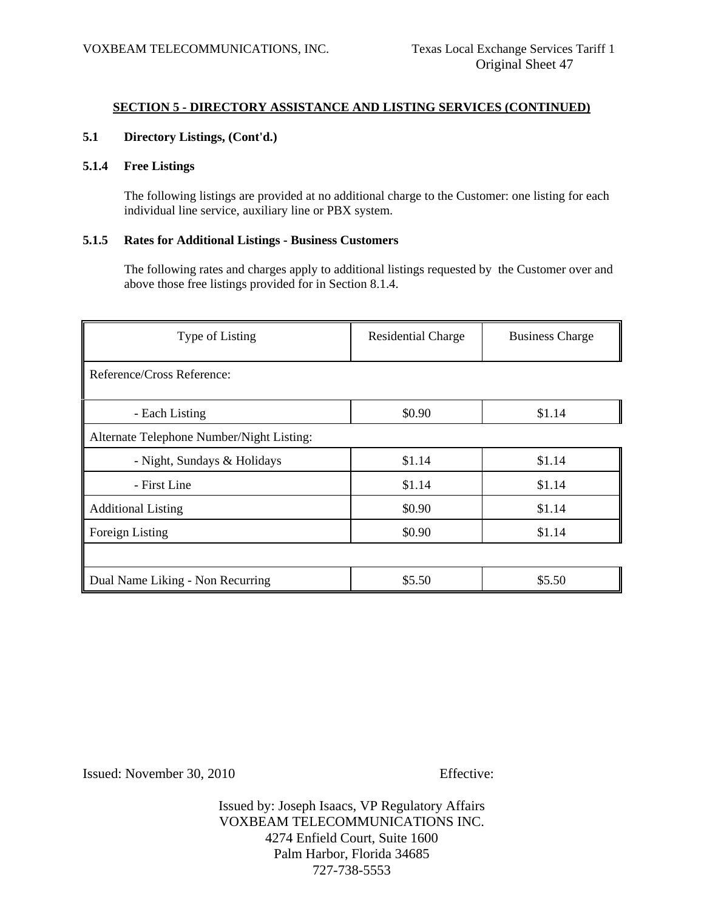## SECTION 5 - DIRECTORY ASSISTANCE AND LISTING SERVICES (CONTINUED)

### 5.1 Directory Listings, (Cont'd.)

### 5.1.4 Free Listings

The following listings are provided at no additional charge to the Customer: one listing for each individual line service, auxiliary line or PBX system.

### 5.1.5 Rates for Additional Listings - Business Customers

The following rates and charges apply to additional listings requested by the Customer over and above those free listings provided for in Section 8.1.4.

| Type of Listing | Residential Charge | Business Charge |
|---|---|---|
| Reference/Cross Reference: | | |
| - Each Listing | $0.90 | $1.14 |
| Alternate Telephone Number/Night Listing: | | |
| - Night, Sundays & Holidays | $1.14 | $1.14 |
| - First Line | $1.14 | $1.14 |
| Additional Listing | $0.90 | $1.14 |
| Foreign Listing | $0.90 | $1.14 |
| | | |
| Dual Name Liking - Non Recurring | $5.50 | $5.50 |

Issued: November 30, 2010 Effective:

Issued by: Joseph Isaacs, VP Regulatory Affairs
VOXBEAM TELECOMMUNICATIONS INC.
4274 Enfield Court, Suite 1600
Palm Harbor, Florida 34685
727-738-5553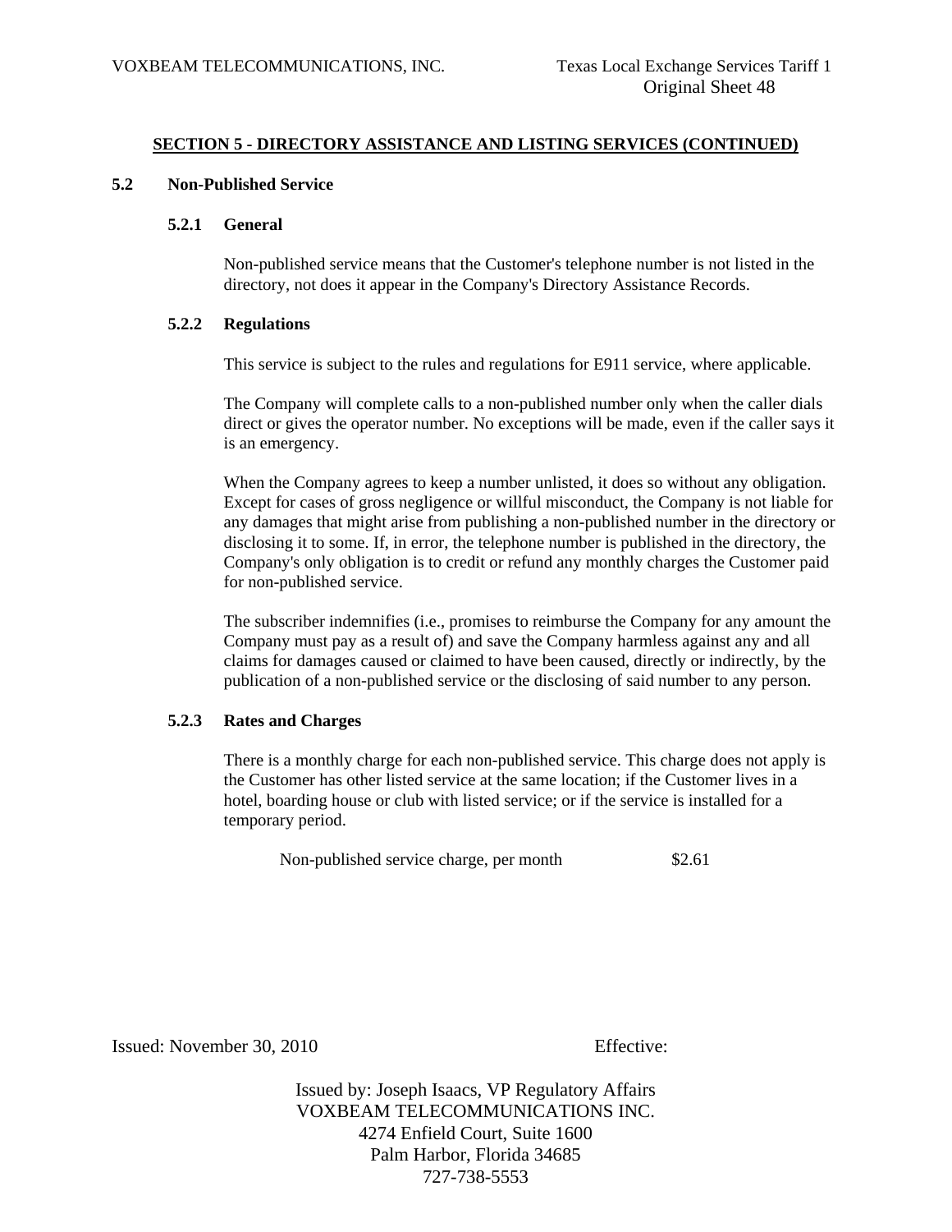## SECTION 5 - DIRECTORY ASSISTANCE AND LISTING SERVICES (CONTINUED)

### 5.2 Non-Published Service

#### 5.2.1 General

Non-published service means that the Customer's telephone number is not listed in the directory, not does it appear in the Company's Directory Assistance Records.

#### 5.2.2 Regulations

This service is subject to the rules and regulations for E911 service, where applicable.

The Company will complete calls to a non-published number only when the caller dials direct or gives the operator number. No exceptions will be made, even if the caller says it is an emergency.

When the Company agrees to keep a number unlisted, it does so without any obligation. Except for cases of gross negligence or willful misconduct, the Company is not liable for any damages that might arise from publishing a non-published number in the directory or disclosing it to some. If, in error, the telephone number is published in the directory, the Company's only obligation is to credit or refund any monthly charges the Customer paid for non-published service.

The subscriber indemnifies (i.e., promises to reimburse the Company for any amount the Company must pay as a result of) and save the Company harmless against any and all claims for damages caused or claimed to have been caused, directly or indirectly, by the publication of a non-published service or the disclosing of said number to any person.

#### 5.2.3 Rates and Charges

There is a monthly charge for each non-published service. This charge does not apply is the Customer has other listed service at the same location; if the Customer lives in a hotel, boarding house or club with listed service; or if the service is installed for a temporary period.

| | |
|---|---|
| Non-published service charge, per month | $2.61 |

Issued: November 30, 2010 Effective:

Issued by: Joseph Isaacs, VP Regulatory Affairs
VOXBEAM TELECOMMUNICATIONS INC.
4274 Enfield Court, Suite 1600
Palm Harbor, Florida 34685
727-738-5553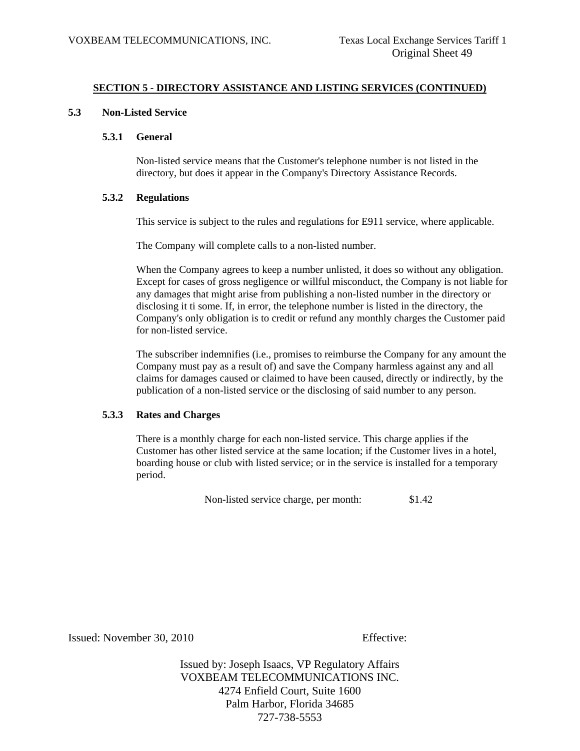**SECTION 5 - DIRECTORY ASSISTANCE AND LISTING SERVICES (CONTINUED)**

**5.3 Non-Listed Service**

**5.3.1 General**

Non-listed service means that the Customer's telephone number is not listed in the directory, but does it appear in the Company's Directory Assistance Records.

**5.3.2 Regulations**

This service is subject to the rules and regulations for E911 service, where applicable.

The Company will complete calls to a non-listed number.

When the Company agrees to keep a number unlisted, it does so without any obligation. Except for cases of gross negligence or willful misconduct, the Company is not liable for any damages that might arise from publishing a non-listed number in the directory or disclosing it ti some. If, in error, the telephone number is listed in the directory, the Company's only obligation is to credit or refund any monthly charges the Customer paid for non-listed service.

The subscriber indemnifies (i.e., promises to reimburse the Company for any amount the Company must pay as a result of) and save the Company harmless against any and all claims for damages caused or claimed to have been caused, directly or indirectly, by the publication of a non-listed service or the disclosing of said number to any person.

**5.3.3 Rates and Charges**

There is a monthly charge for each non-listed service. This charge applies if the Customer has other listed service at the same location; if the Customer lives in a hotel, boarding house or club with listed service; or in the service is installed for a temporary period.

| | |
|---|---|
| Non-listed service charge, per month: | $1.42 |

Issued: November 30, 2010 Effective:

Issued by: Joseph Isaacs, VP Regulatory Affairs
VOXBEAM TELECOMMUNICATIONS INC.
4274 Enfield Court, Suite 1600
Palm Harbor, Florida 34685
727-738-5553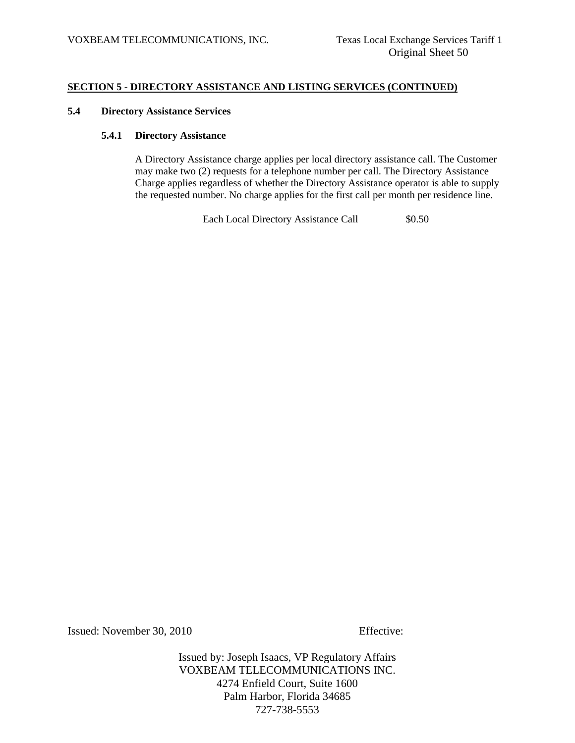## SECTION 5 - DIRECTORY ASSISTANCE AND LISTING SERVICES (CONTINUED)

### 5.4 Directory Assistance Services

#### 5.4.1 Directory Assistance

A Directory Assistance charge applies per local directory assistance call. The Customer may make two (2) requests for a telephone number per call. The Directory Assistance Charge applies regardless of whether the Directory Assistance operator is able to supply the requested number. No charge applies for the first call per month per residence line.

| | |
|---|---|
| Each Local Directory Assistance Call | $0.50 |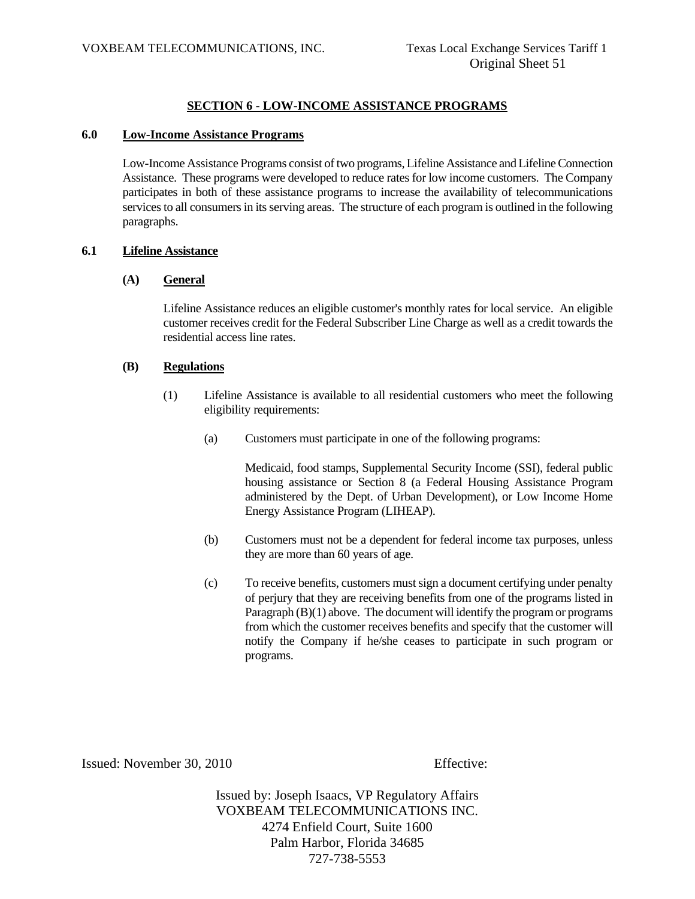## SECTION 6 - LOW-INCOME ASSISTANCE PROGRAMS

### 6.0 Low-Income Assistance Programs

Low-Income Assistance Programs consist of two programs, Lifeline Assistance and Lifeline Connection Assistance. These programs were developed to reduce rates for low income customers. The Company participates in both of these assistance programs to increase the availability of telecommunications services to all consumers in its serving areas. The structure of each program is outlined in the following paragraphs.

### 6.1 Lifeline Assistance

**(A) General**

Lifeline Assistance reduces an eligible customer's monthly rates for local service. An eligible customer receives credit for the Federal Subscriber Line Charge as well as a credit towards the residential access line rates.

**(B) Regulations**

(1) Lifeline Assistance is available to all residential customers who meet the following eligibility requirements:

(a) Customers must participate in one of the following programs:

Medicaid, food stamps, Supplemental Security Income (SSI), federal public housing assistance or Section 8 (a Federal Housing Assistance Program administered by the Dept. of Urban Development), or Low Income Home Energy Assistance Program (LIHEAP).

(b) Customers must not be a dependent for federal income tax purposes, unless they are more than 60 years of age.

(c) To receive benefits, customers must sign a document certifying under penalty of perjury that they are receiving benefits from one of the programs listed in Paragraph (B)(1) above. The document will identify the program or programs from which the customer receives benefits and specify that the customer will notify the Company if he/she ceases to participate in such program or programs.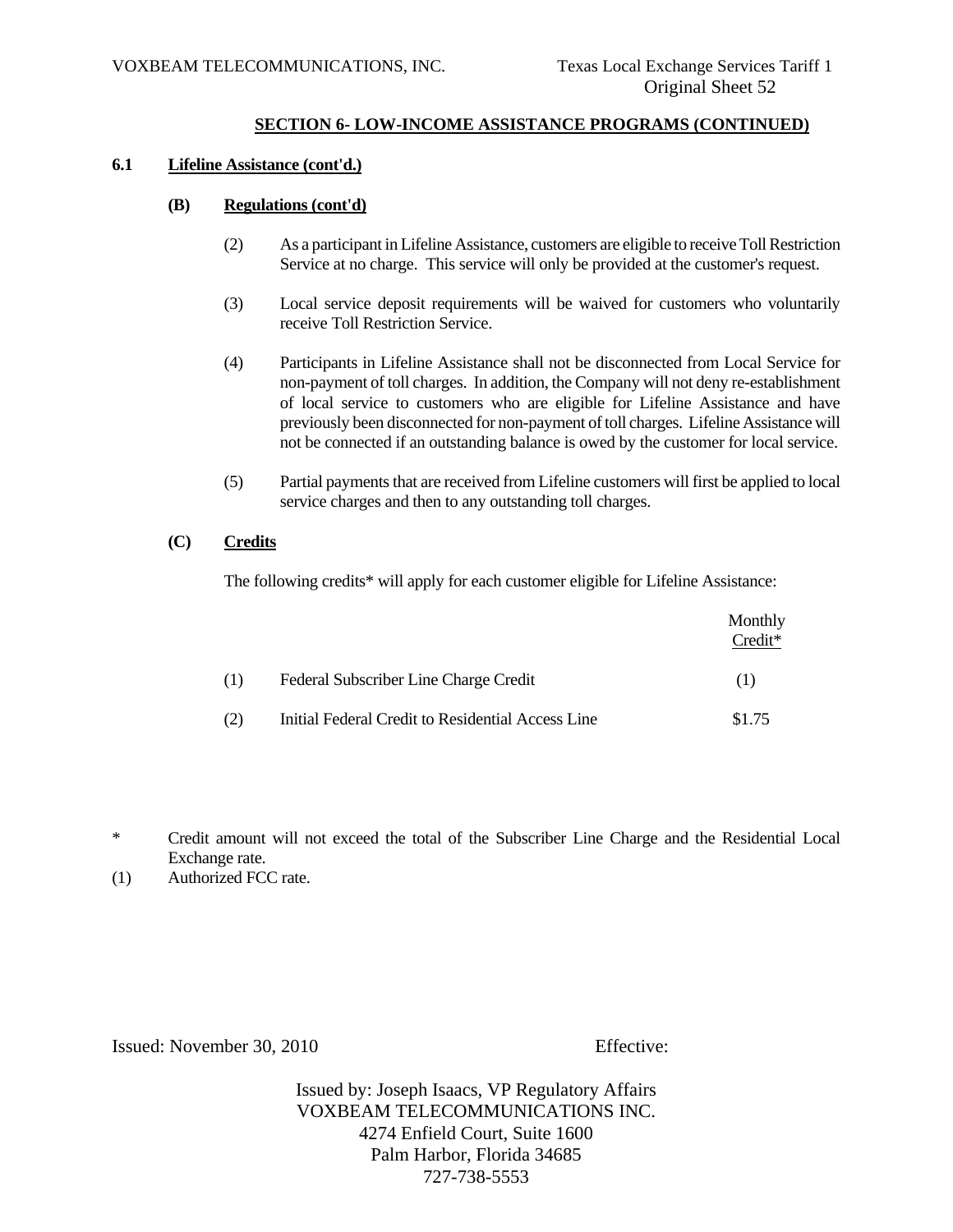## SECTION 6- LOW-INCOME ASSISTANCE PROGRAMS (CONTINUED)

**6.1 Lifeline Assistance (cont'd.)**

**(B) Regulations (cont'd)**

(2) As a participant in Lifeline Assistance, customers are eligible to receive Toll Restriction Service at no charge. This service will only be provided at the customer's request.

(3) Local service deposit requirements will be waived for customers who voluntarily receive Toll Restriction Service.

(4) Participants in Lifeline Assistance shall not be disconnected from Local Service for non-payment of toll charges. In addition, the Company will not deny re-establishment of local service to customers who are eligible for Lifeline Assistance and have previously been disconnected for non-payment of toll charges. Lifeline Assistance will not be connected if an outstanding balance is owed by the customer for local service.

(5) Partial payments that are received from Lifeline customers will first be applied to local service charges and then to any outstanding toll charges.

**(C) Credits**

The following credits* will apply for each customer eligible for Lifeline Assistance:

| | | Monthly Credit* |
|---|---|---|
| (1) | Federal Subscriber Line Charge Credit | (1) |
| (2) | Initial Federal Credit to Residential Access Line | $1.75 |

\* Credit amount will not exceed the total of the Subscriber Line Charge and the Residential Local Exchange rate.

(1) Authorized FCC rate.

Issued: November 30, 2010 Effective:

Issued by: Joseph Isaacs, VP Regulatory Affairs
VOXBEAM TELECOMMUNICATIONS INC.
4274 Enfield Court, Suite 1600
Palm Harbor, Florida 34685
727-738-5553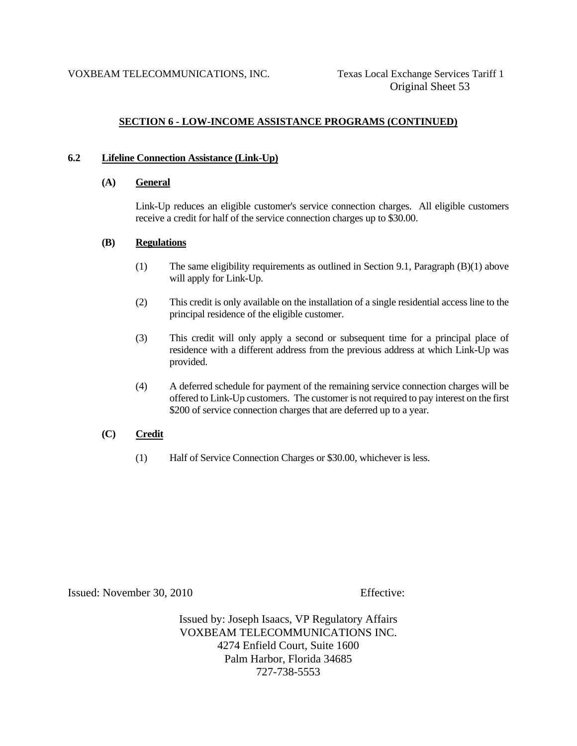## SECTION 6 - LOW-INCOME ASSISTANCE PROGRAMS (CONTINUED)

### 6.2 Lifeline Connection Assistance (Link-Up)

**(A) General**

Link-Up reduces an eligible customer's service connection charges. All eligible customers receive a credit for half of the service connection charges up to $30.00.

**(B) Regulations**

(1) The same eligibility requirements as outlined in Section 9.1, Paragraph (B)(1) above will apply for Link-Up.

(2) This credit is only available on the installation of a single residential access line to the principal residence of the eligible customer.

(3) This credit will only apply a second or subsequent time for a principal place of residence with a different address from the previous address at which Link-Up was provided.

(4) A deferred schedule for payment of the remaining service connection charges will be offered to Link-Up customers. The customer is not required to pay interest on the first $200 of service connection charges that are deferred up to a year.

**(C) Credit**

(1) Half of Service Connection Charges or $30.00, whichever is less.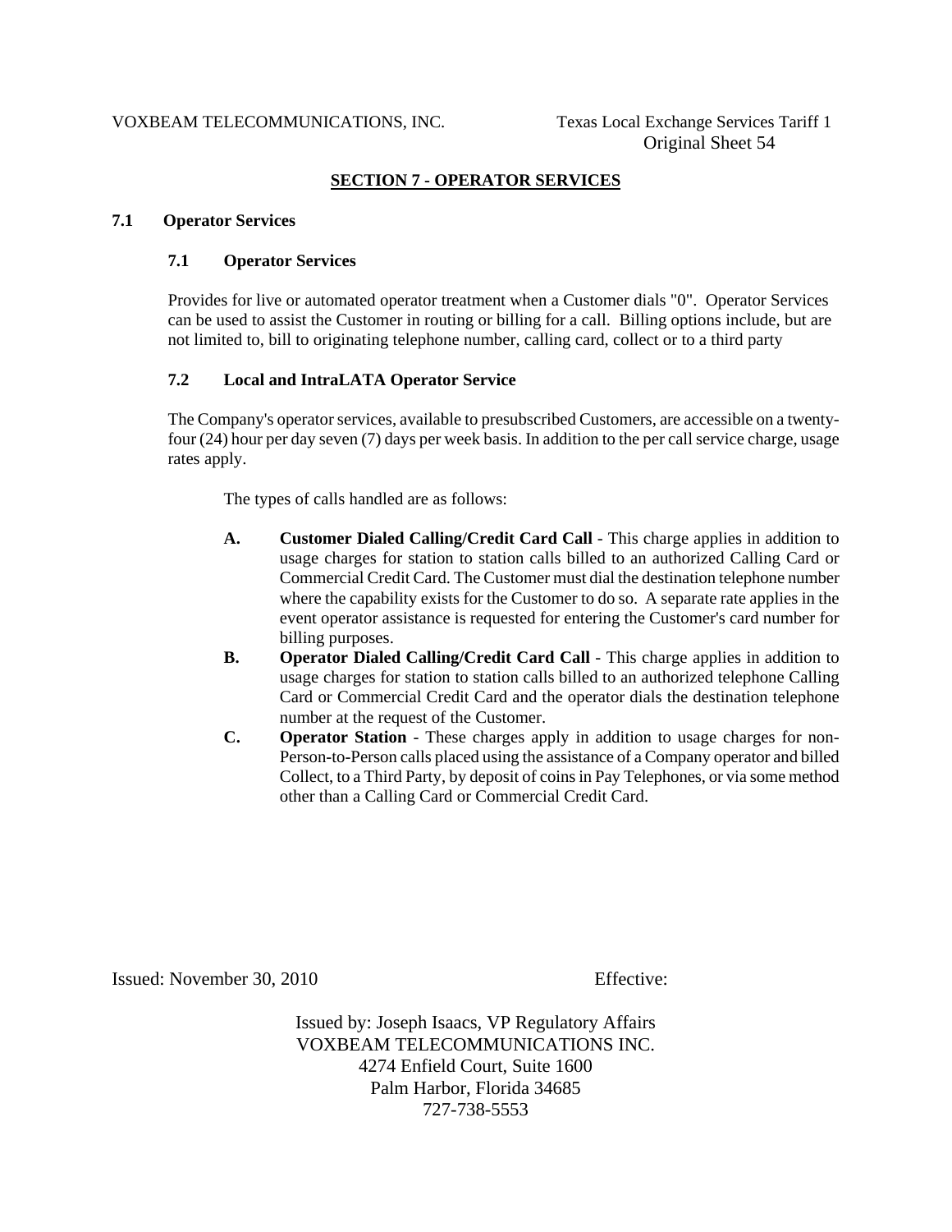## SECTION 7 - OPERATOR SERVICES

### 7.1 Operator Services

#### 7.1 Operator Services

Provides for live or automated operator treatment when a Customer dials "0". Operator Services can be used to assist the Customer in routing or billing for a call. Billing options include, but are not limited to, bill to originating telephone number, calling card, collect or to a third party

#### 7.2 Local and IntraLATA Operator Service

The Company's operator services, available to presubscribed Customers, are accessible on a twenty-four (24) hour per day seven (7) days per week basis. In addition to the per call service charge, usage rates apply.

The types of calls handled are as follows:

- **A. Customer Dialed Calling/Credit Card Call** - This charge applies in addition to usage charges for station to station calls billed to an authorized Calling Card or Commercial Credit Card. The Customer must dial the destination telephone number where the capability exists for the Customer to do so. A separate rate applies in the event operator assistance is requested for entering the Customer's card number for billing purposes.
- **B. Operator Dialed Calling/Credit Card Call** - This charge applies in addition to usage charges for station to station calls billed to an authorized telephone Calling Card or Commercial Credit Card and the operator dials the destination telephone number at the request of the Customer.
- **C. Operator Station** - These charges apply in addition to usage charges for non-Person-to-Person calls placed using the assistance of a Company operator and billed Collect, to a Third Party, by deposit of coins in Pay Telephones, or via some method other than a Calling Card or Commercial Credit Card.

Issued: November 30, 2010 Effective:

Issued by: Joseph Isaacs, VP Regulatory Affairs
VOXBEAM TELECOMMUNICATIONS INC.
4274 Enfield Court, Suite 1600
Palm Harbor, Florida 34685
727-738-5553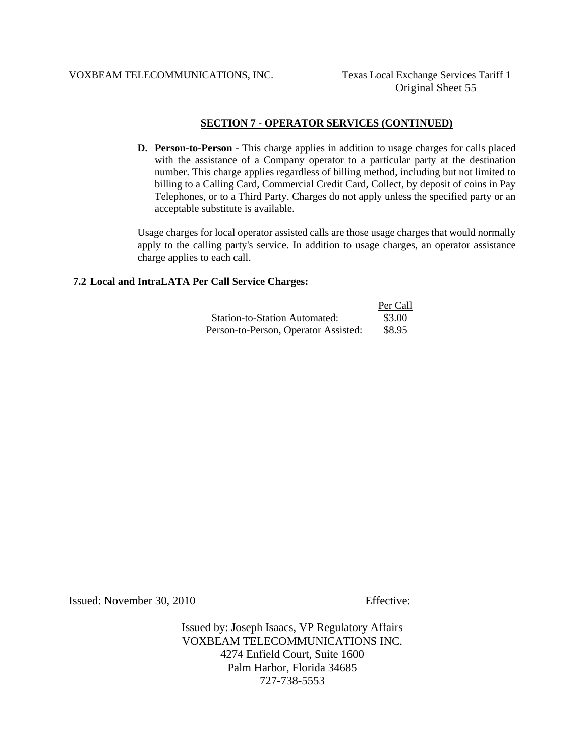## SECTION 7 - OPERATOR SERVICES (CONTINUED)

**D. Person-to-Person** - This charge applies in addition to usage charges for calls placed with the assistance of a Company operator to a particular party at the destination number. This charge applies regardless of billing method, including but not limited to billing to a Calling Card, Commercial Credit Card, Collect, by deposit of coins in Pay Telephones, or to a Third Party. Charges do not apply unless the specified party or an acceptable substitute is available.

Usage charges for local operator assisted calls are those usage charges that would normally apply to the calling party's service. In addition to usage charges, an operator assistance charge applies to each call.

### 7.2 Local and IntraLATA Per Call Service Charges:

| | Per Call |
|---|---|
| Station-to-Station Automated: | $3.00 |
| Person-to-Person, Operator Assisted: | $8.95 |

Issued: November 30, 2010 Effective:

Issued by: Joseph Isaacs, VP Regulatory Affairs
VOXBEAM TELECOMMUNICATIONS INC.
4274 Enfield Court, Suite 1600
Palm Harbor, Florida 34685
727-738-5553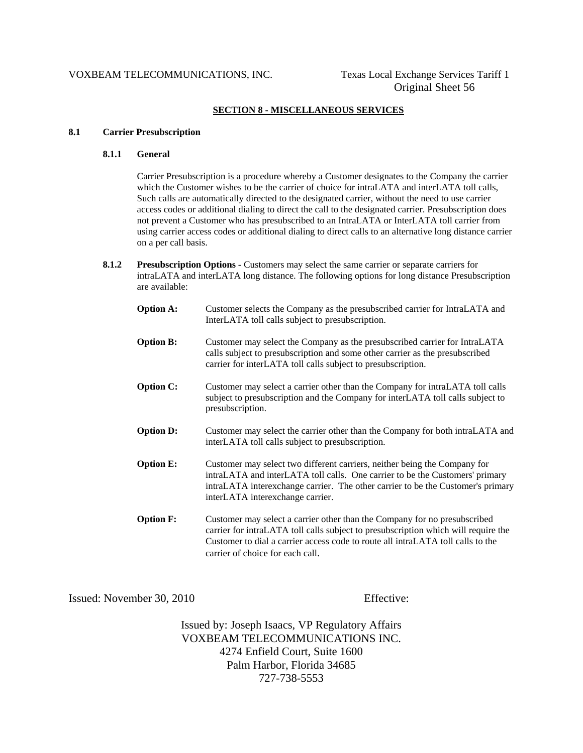## SECTION 8 - MISCELLANEOUS SERVICES

### 8.1 Carrier Presubscription

#### 8.1.1 General

Carrier Presubscription is a procedure whereby a Customer designates to the Company the carrier which the Customer wishes to be the carrier of choice for intraLATA and interLATA toll calls, Such calls are automatically directed to the designated carrier, without the need to use carrier access codes or additional dialing to direct the call to the designated carrier. Presubscription does not prevent a Customer who has presubscribed to an IntraLATA or InterLATA toll carrier from using carrier access codes or additional dialing to direct calls to an alternative long distance carrier on a per call basis.

**8.1.2 Presubscription Options** - Customers may select the same carrier or separate carriers for intraLATA and interLATA long distance. The following options for long distance Presubscription are available:

**Option A:** Customer selects the Company as the presubscribed carrier for IntraLATA and InterLATA toll calls subject to presubscription.

**Option B:** Customer may select the Company as the presubscribed carrier for IntraLATA calls subject to presubscription and some other carrier as the presubscribed carrier for interLATA toll calls subject to presubscription.

**Option C:** Customer may select a carrier other than the Company for intraLATA toll calls subject to presubscription and the Company for interLATA toll calls subject to presubscription.

**Option D:** Customer may select the carrier other than the Company for both intraLATA and interLATA toll calls subject to presubscription.

**Option E:** Customer may select two different carriers, neither being the Company for intraLATA and interLATA toll calls. One carrier to be the Customers' primary intraLATA interexchange carrier. The other carrier to be the Customer's primary interLATA interexchange carrier.

**Option F:** Customer may select a carrier other than the Company for no presubscribed carrier for intraLATA toll calls subject to presubscription which will require the Customer to dial a carrier access code to route all intraLATA toll calls to the carrier of choice for each call.

Issued: November 30, 2010 Effective:

Issued by: Joseph Isaacs, VP Regulatory Affairs
VOXBEAM TELECOMMUNICATIONS INC.
4274 Enfield Court, Suite 1600
Palm Harbor, Florida 34685
727-738-5553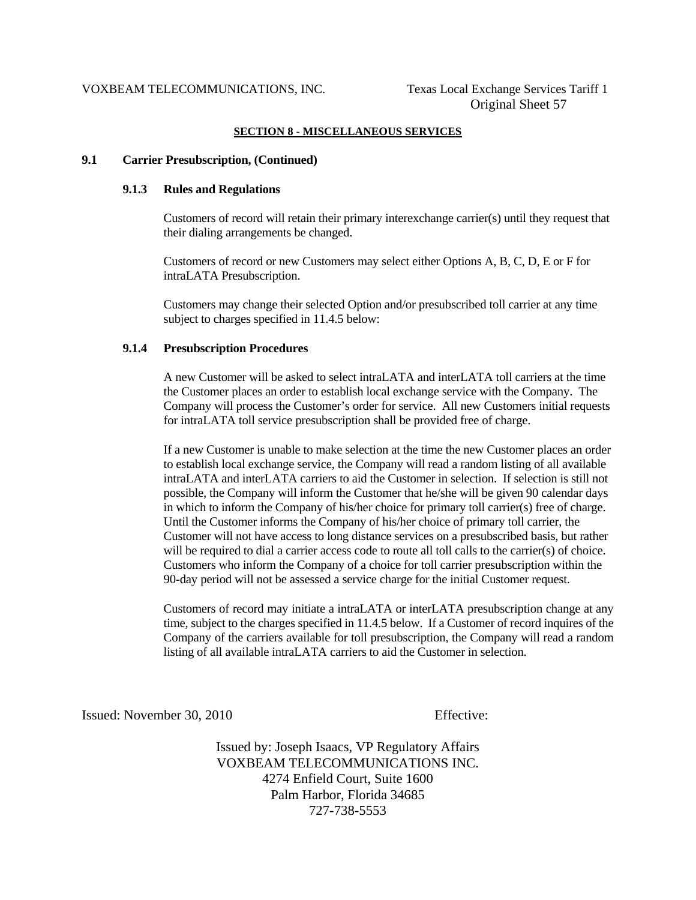## SECTION 8 - MISCELLANEOUS SERVICES

### 9.1 Carrier Presubscription, (Continued)

#### 9.1.3 Rules and Regulations

Customers of record will retain their primary interexchange carrier(s) until they request that their dialing arrangements be changed.

Customers of record or new Customers may select either Options A, B, C, D, E or F for intraLATA Presubscription.

Customers may change their selected Option and/or presubscribed toll carrier at any time subject to charges specified in 11.4.5 below:

#### 9.1.4 Presubscription Procedures

A new Customer will be asked to select intraLATA and interLATA toll carriers at the time the Customer places an order to establish local exchange service with the Company. The Company will process the Customer's order for service. All new Customers initial requests for intraLATA toll service presubscription shall be provided free of charge.

If a new Customer is unable to make selection at the time the new Customer places an order to establish local exchange service, the Company will read a random listing of all available intraLATA and interLATA carriers to aid the Customer in selection. If selection is still not possible, the Company will inform the Customer that he/she will be given 90 calendar days in which to inform the Company of his/her choice for primary toll carrier(s) free of charge. Until the Customer informs the Company of his/her choice of primary toll carrier, the Customer will not have access to long distance services on a presubscribed basis, but rather will be required to dial a carrier access code to route all toll calls to the carrier(s) of choice. Customers who inform the Company of a choice for toll carrier presubscription within the 90-day period will not be assessed a service charge for the initial Customer request.

Customers of record may initiate a intraLATA or interLATA presubscription change at any time, subject to the charges specified in 11.4.5 below. If a Customer of record inquires of the Company of the carriers available for toll presubscription, the Company will read a random listing of all available intraLATA carriers to aid the Customer in selection.

Issued: November 30, 2010 Effective:

Issued by: Joseph Isaacs, VP Regulatory Affairs
VOXBEAM TELECOMMUNICATIONS INC.
4274 Enfield Court, Suite 1600
Palm Harbor, Florida 34685
727-738-5553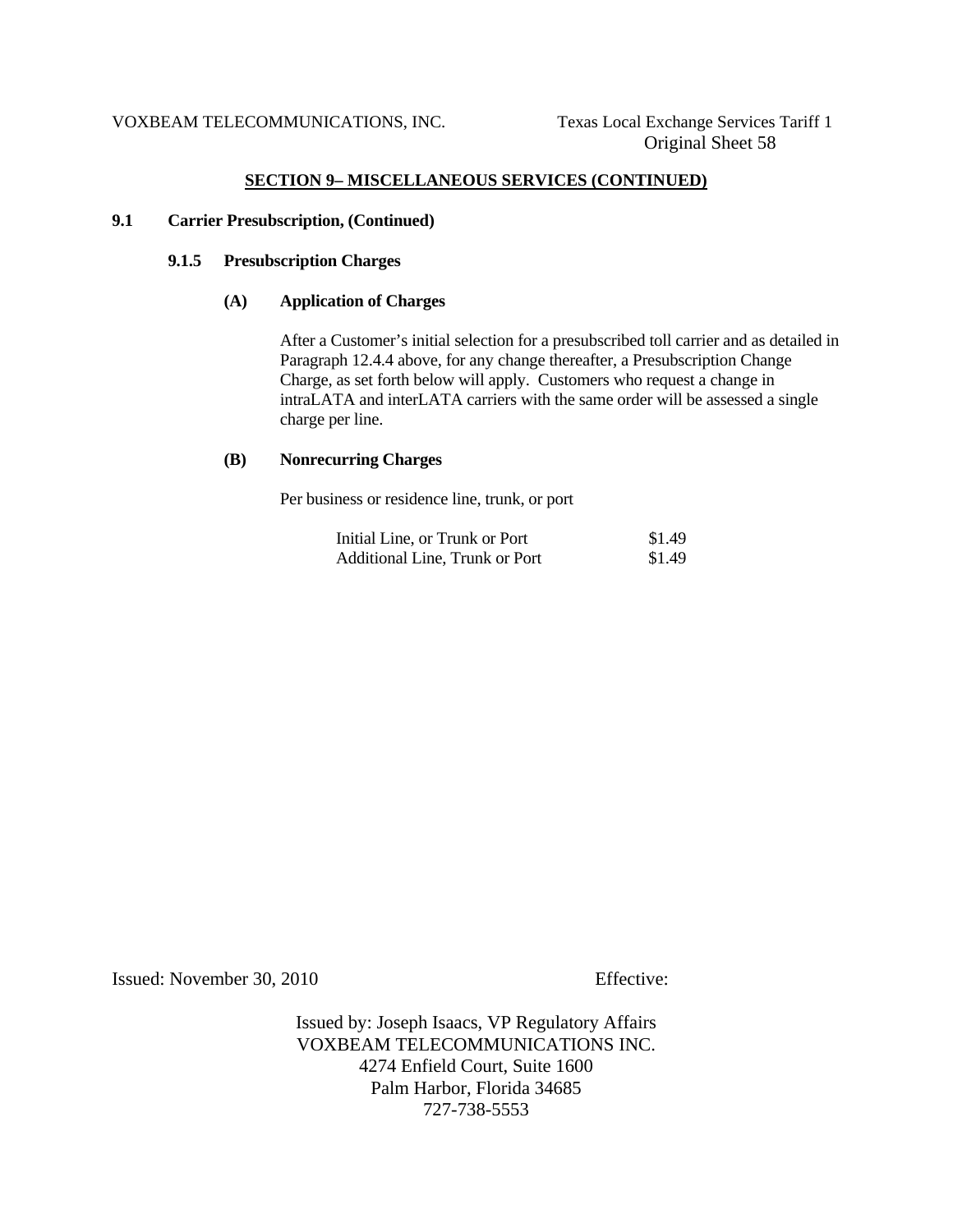## SECTION 9– MISCELLANEOUS SERVICES (CONTINUED)

**9.1 Carrier Presubscription, (Continued)**

**9.1.5 Presubscription Charges**

**(A) Application of Charges**

After a Customer's initial selection for a presubscribed toll carrier and as detailed in Paragraph 12.4.4 above, for any change thereafter, a Presubscription Change Charge, as set forth below will apply. Customers who request a change in intraLATA and interLATA carriers with the same order will be assessed a single charge per line.

**(B) Nonrecurring Charges**

Per business or residence line, trunk, or port

| | |
|---|---|
| Initial Line, or Trunk or Port | \$1.49 |
| Additional Line, Trunk or Port | \$1.49 |

Issued: November 30, 2010 Effective:

Issued by: Joseph Isaacs, VP Regulatory Affairs
VOXBEAM TELECOMMUNICATIONS INC.
4274 Enfield Court, Suite 1600
Palm Harbor, Florida 34685
727-738-5553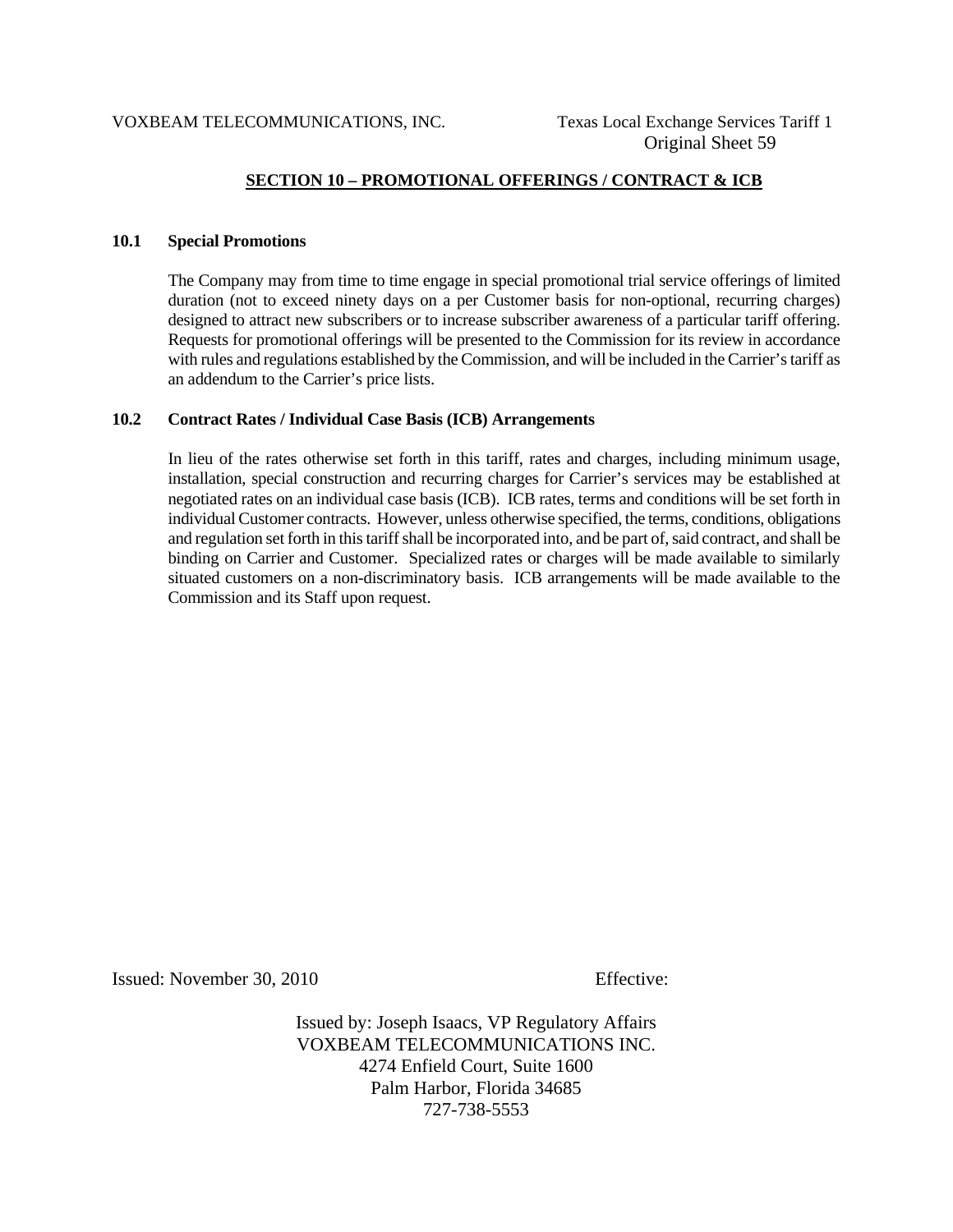## SECTION 10 – PROMOTIONAL OFFERINGS / CONTRACT & ICB

### 10.1 Special Promotions

The Company may from time to time engage in special promotional trial service offerings of limited duration (not to exceed ninety days on a per Customer basis for non-optional, recurring charges) designed to attract new subscribers or to increase subscriber awareness of a particular tariff offering. Requests for promotional offerings will be presented to the Commission for its review in accordance with rules and regulations established by the Commission, and will be included in the Carrier's tariff as an addendum to the Carrier's price lists.

### 10.2 Contract Rates / Individual Case Basis (ICB) Arrangements

In lieu of the rates otherwise set forth in this tariff, rates and charges, including minimum usage, installation, special construction and recurring charges for Carrier's services may be established at negotiated rates on an individual case basis (ICB). ICB rates, terms and conditions will be set forth in individual Customer contracts. However, unless otherwise specified, the terms, conditions, obligations and regulation set forth in this tariff shall be incorporated into, and be part of, said contract, and shall be binding on Carrier and Customer. Specialized rates or charges will be made available to similarly situated customers on a non-discriminatory basis. ICB arrangements will be made available to the Commission and its Staff upon request.